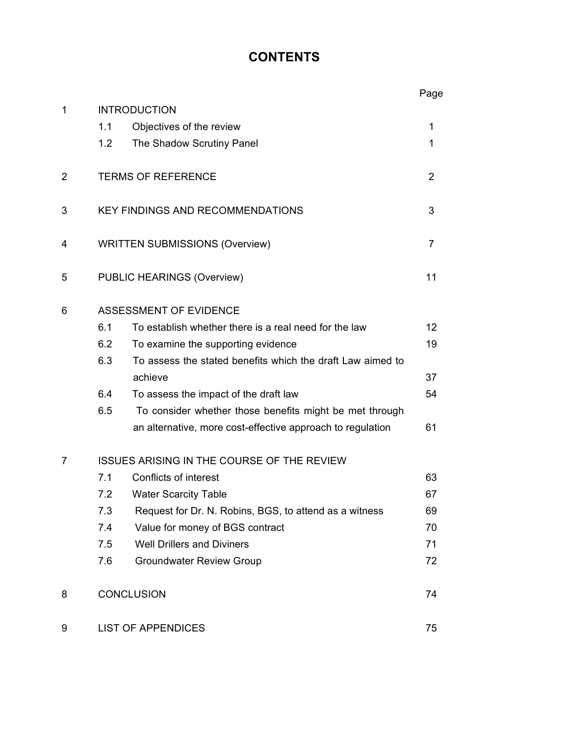# CONTENTS

| | | | Page |
|---|---|---|---|
| 1 | INTRODUCTION | | |
| | 1.1 | Objectives of the review | 1 |
| | 1.2 | The Shadow Scrutiny Panel | 1 |
| 2 | TERMS OF REFERENCE | | 2 |
| 3 | KEY FINDINGS AND RECOMMENDATIONS | | 3 |
| 4 | WRITTEN SUBMISSIONS (Overview) | | 7 |
| 5 | PUBLIC HEARINGS (Overview) | | 11 |
| 6 | ASSESSMENT OF EVIDENCE | | |
| | 6.1 | To establish whether there is a real need for the law | 12 |
| | 6.2 | To examine the supporting evidence | 19 |
| | 6.3 | To assess the stated benefits which the draft Law aimed to achieve | 37 |
| | 6.4 | To assess the impact of the draft law | 54 |
| | 6.5 | To consider whether those benefits might be met through an alternative, more cost-effective approach to regulation | 61 |
| 7 | ISSUES ARISING IN THE COURSE OF THE REVIEW | | |
| | 7.1 | Conflicts of interest | 63 |
| | 7.2 | Water Scarcity Table | 67 |
| | 7.3 | Request for Dr. N. Robins, BGS, to attend as a witness | 69 |
| | 7.4 | Value for money of BGS contract | 70 |
| | 7.5 | Well Drillers and Diviners | 71 |
| | 7.6 | Groundwater Review Group | 72 |
| 8 | CONCLUSION | | 74 |
| 9 | LIST OF APPENDICES | | 75 |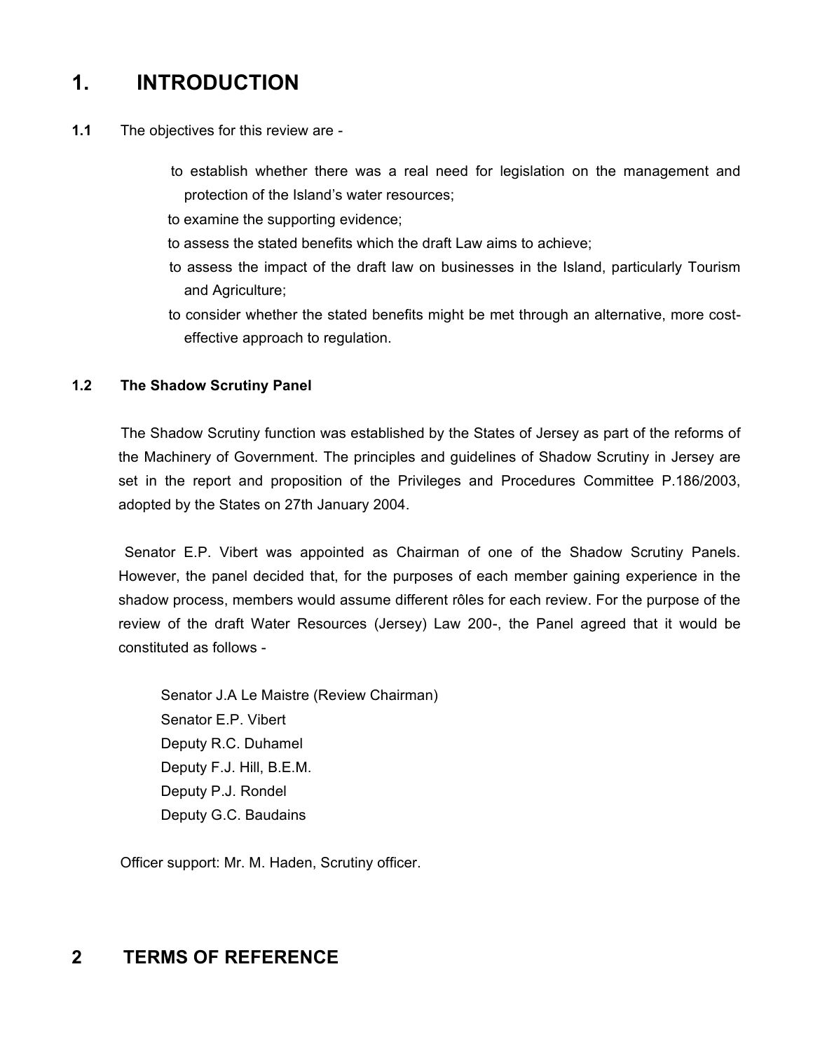# 1. INTRODUCTION

**1.1** The objectives for this review are -

- to establish whether there was a real need for legislation on the management and protection of the Island's water resources;
- to examine the supporting evidence;
- to assess the stated benefits which the draft Law aims to achieve;
- to assess the impact of the draft law on businesses in the Island, particularly Tourism and Agriculture;
- to consider whether the stated benefits might be met through an alternative, more cost-effective approach to regulation.

### 1.2 The Shadow Scrutiny Panel

The Shadow Scrutiny function was established by the States of Jersey as part of the reforms of the Machinery of Government. The principles and guidelines of Shadow Scrutiny in Jersey are set in the report and proposition of the Privileges and Procedures Committee P.186/2003, adopted by the States on 27th January 2004.

Senator E.P. Vibert was appointed as Chairman of one of the Shadow Scrutiny Panels. However, the panel decided that, for the purposes of each member gaining experience in the shadow process, members would assume different rôles for each review. For the purpose of the review of the draft Water Resources (Jersey) Law 200-, the Panel agreed that it would be constituted as follows -

Senator J.A Le Maistre (Review Chairman)
Senator E.P. Vibert
Deputy R.C. Duhamel
Deputy F.J. Hill, B.E.M.
Deputy P.J. Rondel
Deputy G.C. Baudains

Officer support: Mr. M. Haden, Scrutiny officer.

# 2 TERMS OF REFERENCE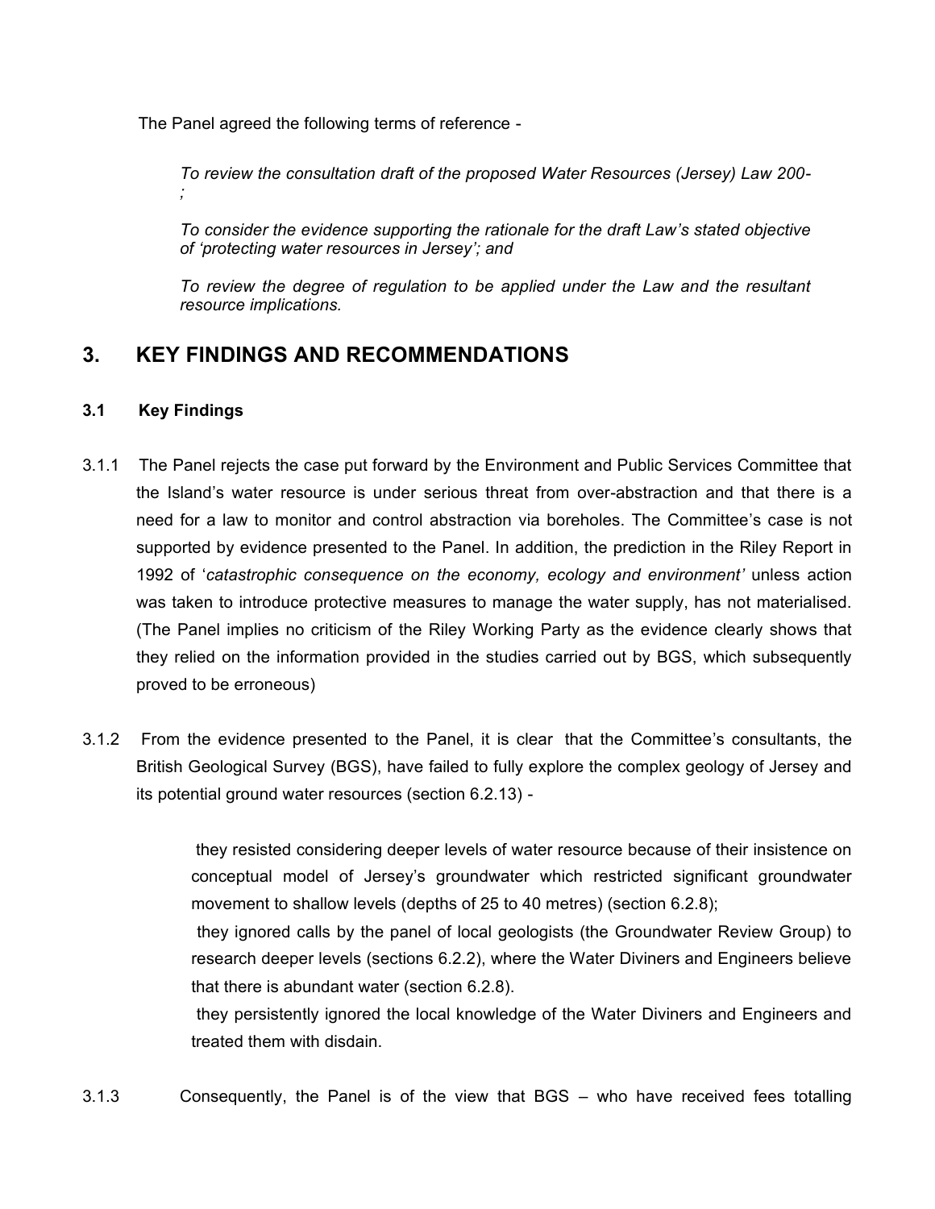The Panel agreed the following terms of reference -

> *To review the consultation draft of the proposed Water Resources (Jersey) Law 200-;*
>
> *To consider the evidence supporting the rationale for the draft Law's stated objective of 'protecting water resources in Jersey'; and*
>
> *To review the degree of regulation to be applied under the Law and the resultant resource implications.*

## 3. KEY FINDINGS AND RECOMMENDATIONS

### 3.1 Key Findings

3.1.1 The Panel rejects the case put forward by the Environment and Public Services Committee that the Island's water resource is under serious threat from over-abstraction and that there is a need for a law to monitor and control abstraction via boreholes. The Committee's case is not supported by evidence presented to the Panel. In addition, the prediction in the Riley Report in 1992 of '*catastrophic consequence on the economy, ecology and environment'* unless action was taken to introduce protective measures to manage the water supply, has not materialised. (The Panel implies no criticism of the Riley Working Party as the evidence clearly shows that they relied on the information provided in the studies carried out by BGS, which subsequently proved to be erroneous)

3.1.2 From the evidence presented to the Panel, it is clear that the Committee's consultants, the British Geological Survey (BGS), have failed to fully explore the complex geology of Jersey and its potential ground water resources (section 6.2.13) -

- they resisted considering deeper levels of water resource because of their insistence on conceptual model of Jersey's groundwater which restricted significant groundwater movement to shallow levels (depths of 25 to 40 metres) (section 6.2.8);
- they ignored calls by the panel of local geologists (the Groundwater Review Group) to research deeper levels (sections 6.2.2), where the Water Diviners and Engineers believe that there is abundant water (section 6.2.8).
- they persistently ignored the local knowledge of the Water Diviners and Engineers and treated them with disdain.

3.1.3 Consequently, the Panel is of the view that BGS – who have received fees totalling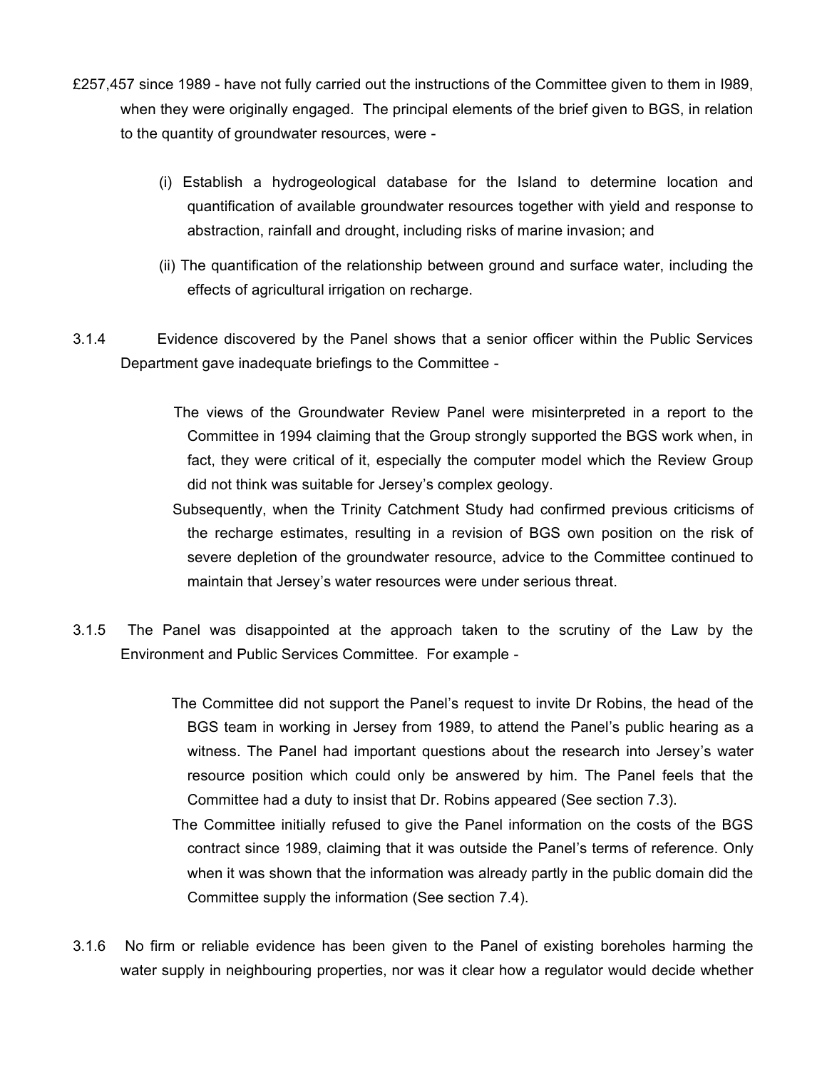£257,457 since 1989 - have not fully carried out the instructions of the Committee given to them in I989, when they were originally engaged. The principal elements of the brief given to BGS, in relation to the quantity of groundwater resources, were -

(i) Establish a hydrogeological database for the Island to determine location and quantification of available groundwater resources together with yield and response to abstraction, rainfall and drought, including risks of marine invasion; and

(ii) The quantification of the relationship between ground and surface water, including the effects of agricultural irrigation on recharge.

3.1.4 Evidence discovered by the Panel shows that a senior officer within the Public Services Department gave inadequate briefings to the Committee -

The views of the Groundwater Review Panel were misinterpreted in a report to the Committee in 1994 claiming that the Group strongly supported the BGS work when, in fact, they were critical of it, especially the computer model which the Review Group did not think was suitable for Jersey's complex geology.

Subsequently, when the Trinity Catchment Study had confirmed previous criticisms of the recharge estimates, resulting in a revision of BGS own position on the risk of severe depletion of the groundwater resource, advice to the Committee continued to maintain that Jersey's water resources were under serious threat.

3.1.5 The Panel was disappointed at the approach taken to the scrutiny of the Law by the Environment and Public Services Committee. For example -

The Committee did not support the Panel's request to invite Dr Robins, the head of the BGS team in working in Jersey from 1989, to attend the Panel's public hearing as a witness. The Panel had important questions about the research into Jersey's water resource position which could only be answered by him. The Panel feels that the Committee had a duty to insist that Dr. Robins appeared (See section 7.3).

The Committee initially refused to give the Panel information on the costs of the BGS contract since 1989, claiming that it was outside the Panel's terms of reference. Only when it was shown that the information was already partly in the public domain did the Committee supply the information (See section 7.4).

3.1.6 No firm or reliable evidence has been given to the Panel of existing boreholes harming the water supply in neighbouring properties, nor was it clear how a regulator would decide whether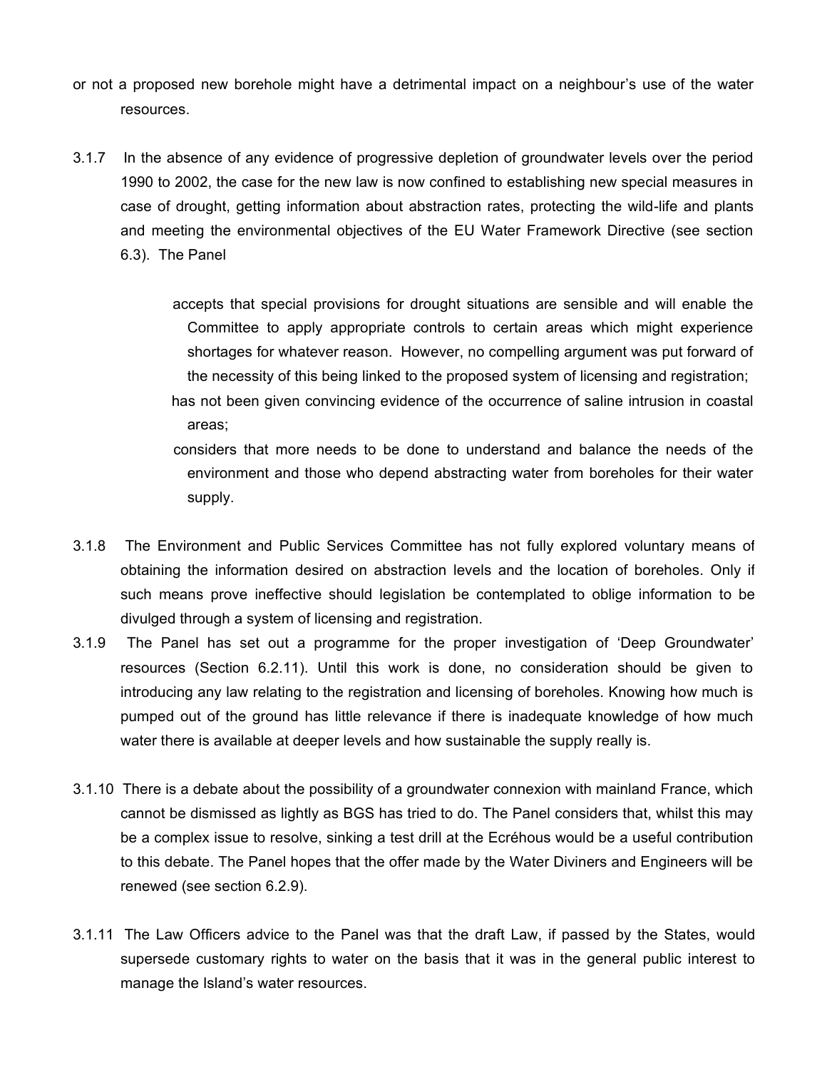or not a proposed new borehole might have a detrimental impact on a neighbour's use of the water resources.

3.1.7 In the absence of any evidence of progressive depletion of groundwater levels over the period 1990 to 2002, the case for the new law is now confined to establishing new special measures in case of drought, getting information about abstraction rates, protecting the wild-life and plants and meeting the environmental objectives of the EU Water Framework Directive (see section 6.3). The Panel

- accepts that special provisions for drought situations are sensible and will enable the Committee to apply appropriate controls to certain areas which might experience shortages for whatever reason. However, no compelling argument was put forward of the necessity of this being linked to the proposed system of licensing and registration;
- has not been given convincing evidence of the occurrence of saline intrusion in coastal areas;
- considers that more needs to be done to understand and balance the needs of the environment and those who depend abstracting water from boreholes for their water supply.

3.1.8 The Environment and Public Services Committee has not fully explored voluntary means of obtaining the information desired on abstraction levels and the location of boreholes. Only if such means prove ineffective should legislation be contemplated to oblige information to be divulged through a system of licensing and registration.

3.1.9 The Panel has set out a programme for the proper investigation of 'Deep Groundwater' resources (Section 6.2.11). Until this work is done, no consideration should be given to introducing any law relating to the registration and licensing of boreholes. Knowing how much is pumped out of the ground has little relevance if there is inadequate knowledge of how much water there is available at deeper levels and how sustainable the supply really is.

3.1.10 There is a debate about the possibility of a groundwater connexion with mainland France, which cannot be dismissed as lightly as BGS has tried to do. The Panel considers that, whilst this may be a complex issue to resolve, sinking a test drill at the Ecréhous would be a useful contribution to this debate. The Panel hopes that the offer made by the Water Diviners and Engineers will be renewed (see section 6.2.9).

3.1.11 The Law Officers advice to the Panel was that the draft Law, if passed by the States, would supersede customary rights to water on the basis that it was in the general public interest to manage the Island's water resources.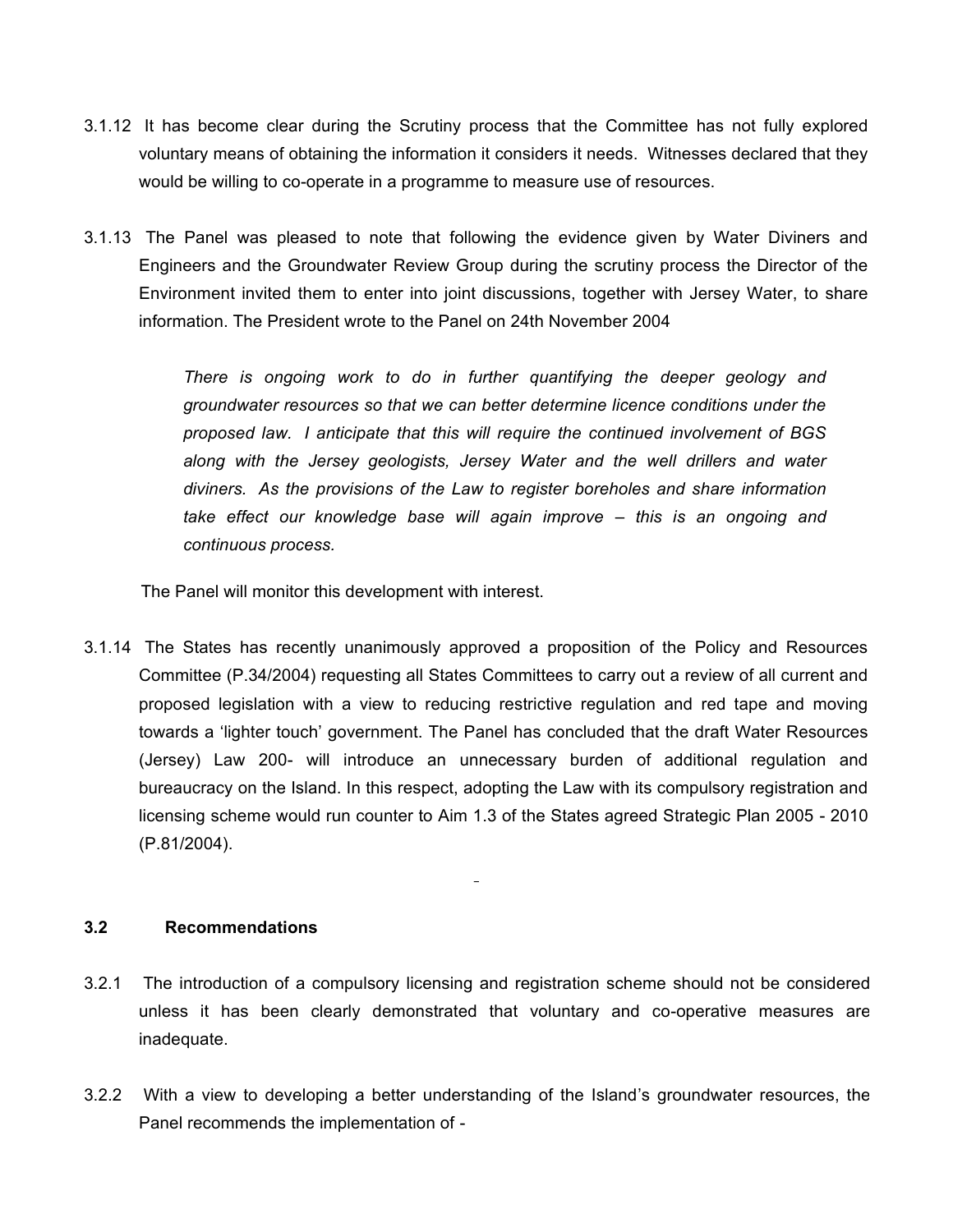3.1.12 It has become clear during the Scrutiny process that the Committee has not fully explored voluntary means of obtaining the information it considers it needs. Witnesses declared that they would be willing to co-operate in a programme to measure use of resources.

3.1.13 The Panel was pleased to note that following the evidence given by Water Diviners and Engineers and the Groundwater Review Group during the scrutiny process the Director of the Environment invited them to enter into joint discussions, together with Jersey Water, to share information. The President wrote to the Panel on 24th November 2004

> *There is ongoing work to do in further quantifying the deeper geology and groundwater resources so that we can better determine licence conditions under the proposed law. I anticipate that this will require the continued involvement of BGS along with the Jersey geologists, Jersey Water and the well drillers and water diviners. As the provisions of the Law to register boreholes and share information take effect our knowledge base will again improve – this is an ongoing and continuous process.*

The Panel will monitor this development with interest.

3.1.14 The States has recently unanimously approved a proposition of the Policy and Resources Committee (P.34/2004) requesting all States Committees to carry out a review of all current and proposed legislation with a view to reducing restrictive regulation and red tape and moving towards a 'lighter touch' government. The Panel has concluded that the draft Water Resources (Jersey) Law 200- will introduce an unnecessary burden of additional regulation and bureaucracy on the Island. In this respect, adopting the Law with its compulsory registration and licensing scheme would run counter to Aim 1.3 of the States agreed Strategic Plan 2005 - 2010 (P.81/2004).

### 3.2 Recommendations

3.2.1 The introduction of a compulsory licensing and registration scheme should not be considered unless it has been clearly demonstrated that voluntary and co-operative measures are inadequate.

3.2.2 With a view to developing a better understanding of the Island's groundwater resources, the Panel recommends the implementation of -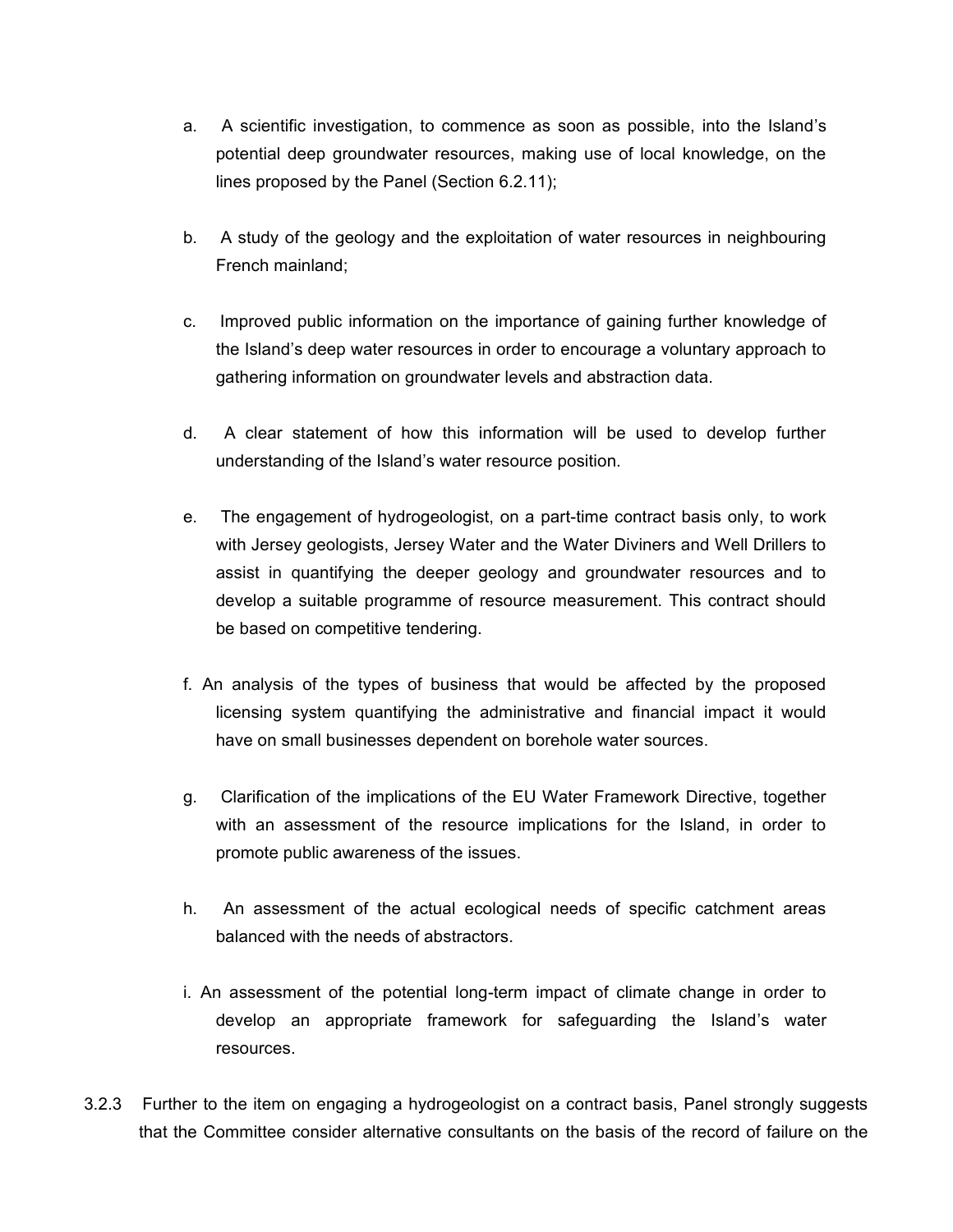a. A scientific investigation, to commence as soon as possible, into the Island's potential deep groundwater resources, making use of local knowledge, on the lines proposed by the Panel (Section 6.2.11);

b. A study of the geology and the exploitation of water resources in neighbouring French mainland;

c. Improved public information on the importance of gaining further knowledge of the Island's deep water resources in order to encourage a voluntary approach to gathering information on groundwater levels and abstraction data.

d. A clear statement of how this information will be used to develop further understanding of the Island's water resource position.

e. The engagement of hydrogeologist, on a part-time contract basis only, to work with Jersey geologists, Jersey Water and the Water Diviners and Well Drillers to assist in quantifying the deeper geology and groundwater resources and to develop a suitable programme of resource measurement. This contract should be based on competitive tendering.

f. An analysis of the types of business that would be affected by the proposed licensing system quantifying the administrative and financial impact it would have on small businesses dependent on borehole water sources.

g. Clarification of the implications of the EU Water Framework Directive, together with an assessment of the resource implications for the Island, in order to promote public awareness of the issues.

h. An assessment of the actual ecological needs of specific catchment areas balanced with the needs of abstractors.

i. An assessment of the potential long-term impact of climate change in order to develop an appropriate framework for safeguarding the Island's water resources.

3.2.3 Further to the item on engaging a hydrogeologist on a contract basis, Panel strongly suggests that the Committee consider alternative consultants on the basis of the record of failure on the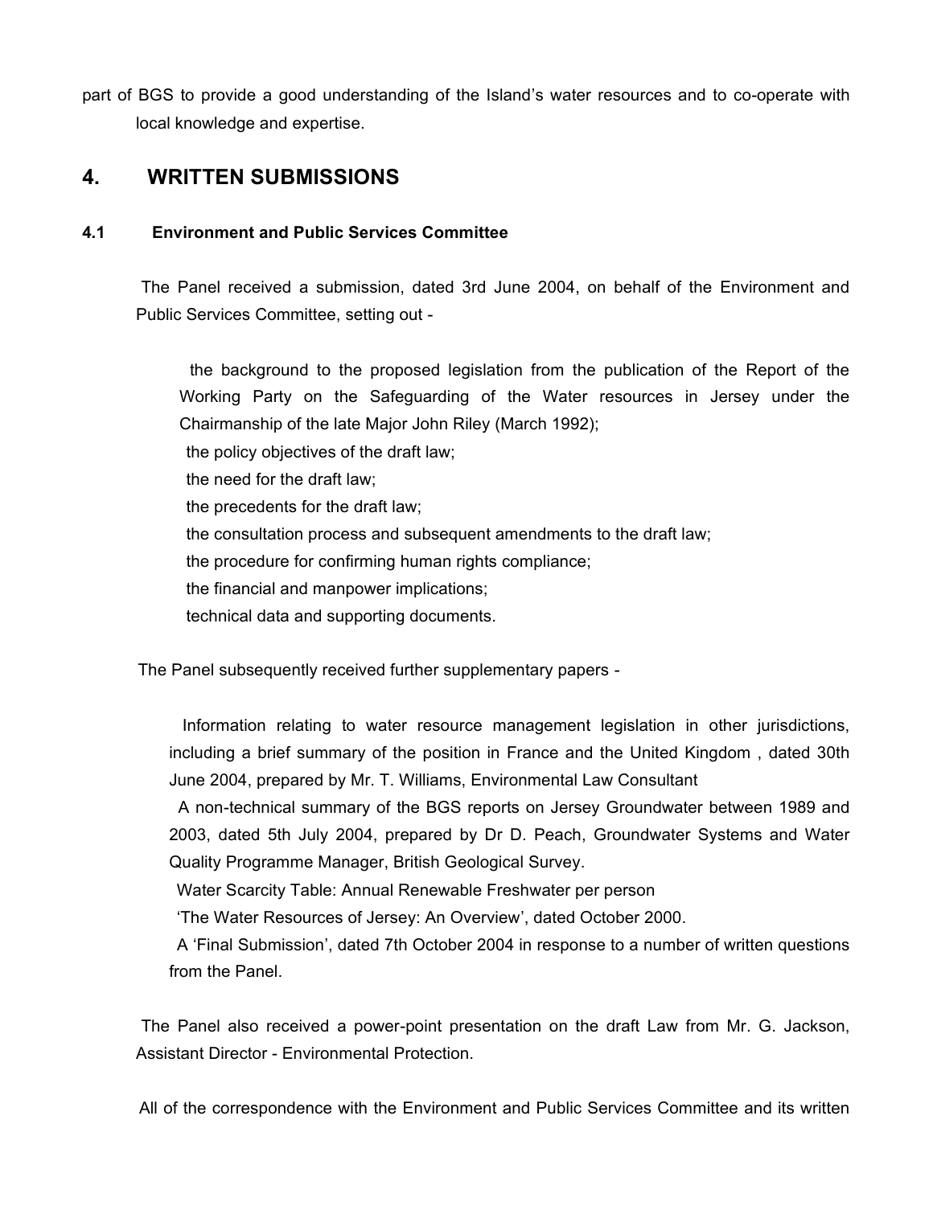part of BGS to provide a good understanding of the Island's water resources and to co-operate with local knowledge and expertise.

## 4. WRITTEN SUBMISSIONS

### 4.1 Environment and Public Services Committee

The Panel received a submission, dated 3rd June 2004, on behalf of the Environment and Public Services Committee, setting out -

- the background to the proposed legislation from the publication of the Report of the Working Party on the Safeguarding of the Water resources in Jersey under the Chairmanship of the late Major John Riley (March 1992);
- the policy objectives of the draft law;
- the need for the draft law;
- the precedents for the draft law;
- the consultation process and subsequent amendments to the draft law;
- the procedure for confirming human rights compliance;
- the financial and manpower implications;
- technical data and supporting documents.

The Panel subsequently received further supplementary papers -

- Information relating to water resource management legislation in other jurisdictions, including a brief summary of the position in France and the United Kingdom , dated 30th June 2004, prepared by Mr. T. Williams, Environmental Law Consultant
- A non-technical summary of the BGS reports on Jersey Groundwater between 1989 and 2003, dated 5th July 2004, prepared by Dr D. Peach, Groundwater Systems and Water Quality Programme Manager, British Geological Survey.
- Water Scarcity Table: Annual Renewable Freshwater per person
- 'The Water Resources of Jersey: An Overview', dated October 2000.
- A 'Final Submission', dated 7th October 2004 in response to a number of written questions from the Panel.

The Panel also received a power-point presentation on the draft Law from Mr. G. Jackson, Assistant Director - Environmental Protection.

All of the correspondence with the Environment and Public Services Committee and its written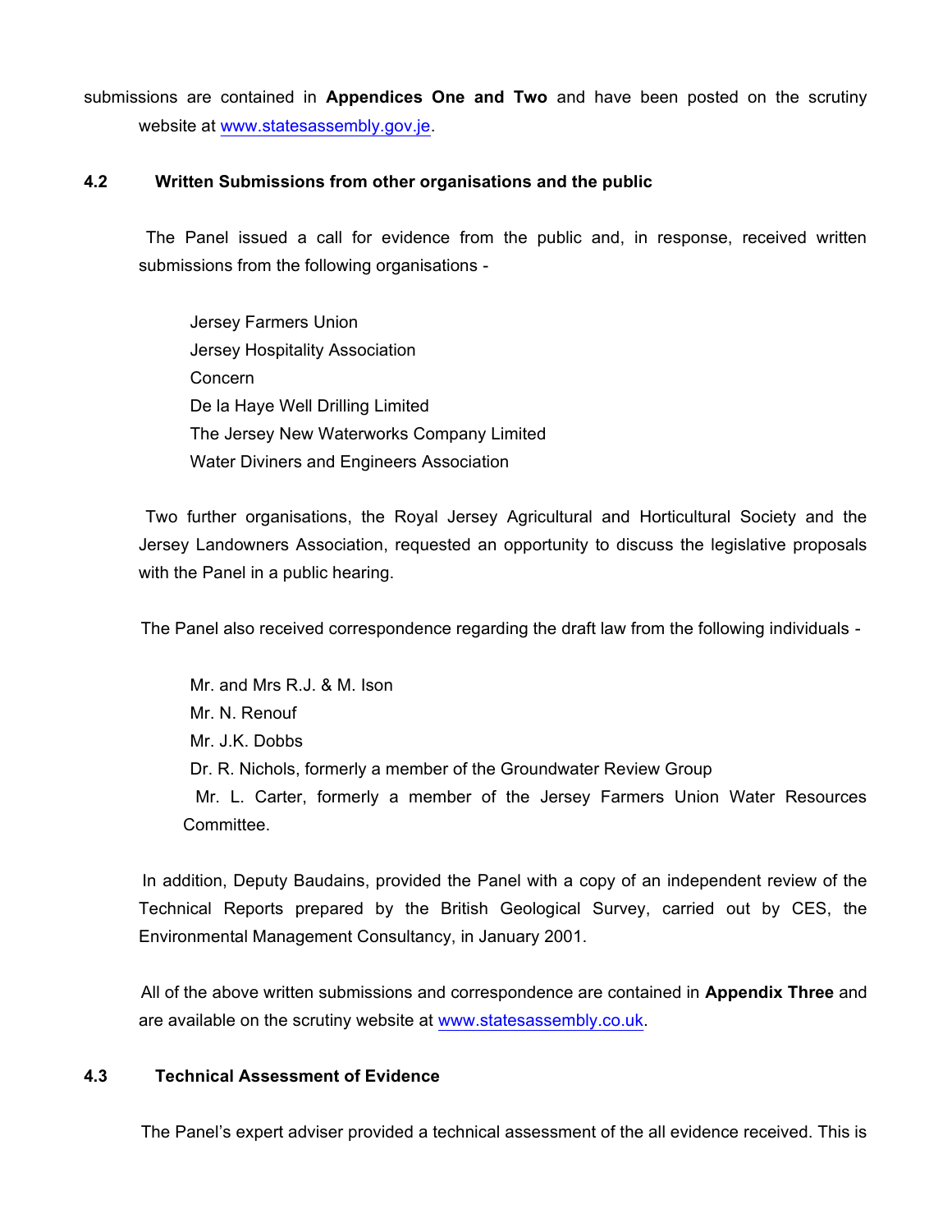submissions are contained in **Appendices One and Two** and have been posted on the scrutiny website at [www.statesassembly.gov.je](www.statesassembly.gov.je).

### 4.2 Written Submissions from other organisations and the public

The Panel issued a call for evidence from the public and, in response, received written submissions from the following organisations -

Jersey Farmers Union
Jersey Hospitality Association
Concern
De la Haye Well Drilling Limited
The Jersey New Waterworks Company Limited
Water Diviners and Engineers Association

Two further organisations, the Royal Jersey Agricultural and Horticultural Society and the Jersey Landowners Association, requested an opportunity to discuss the legislative proposals with the Panel in a public hearing.

The Panel also received correspondence regarding the draft law from the following individuals -

Mr. and Mrs R.J. & M. Ison
Mr. N. Renouf
Mr. J.K. Dobbs
Dr. R. Nichols, formerly a member of the Groundwater Review Group
Mr. L. Carter, formerly a member of the Jersey Farmers Union Water Resources Committee.

In addition, Deputy Baudains, provided the Panel with a copy of an independent review of the Technical Reports prepared by the British Geological Survey, carried out by CES, the Environmental Management Consultancy, in January 2001.

All of the above written submissions and correspondence are contained in **Appendix Three** and are available on the scrutiny website at [www.statesassembly.co.uk](www.statesassembly.co.uk).

### 4.3 Technical Assessment of Evidence

The Panel's expert adviser provided a technical assessment of the all evidence received. This is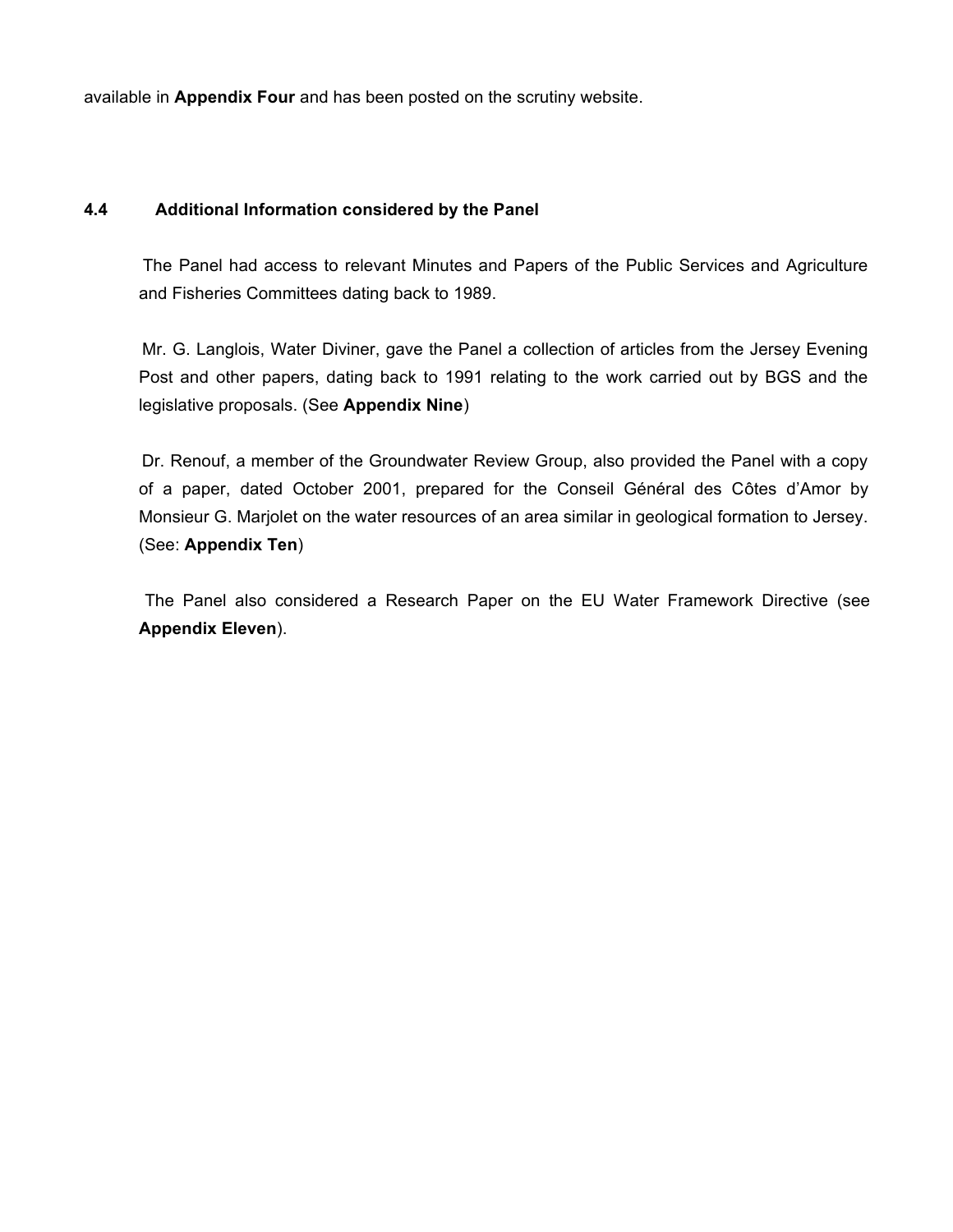available in **Appendix Four** and has been posted on the scrutiny website.

### 4.4 Additional Information considered by the Panel

The Panel had access to relevant Minutes and Papers of the Public Services and Agriculture and Fisheries Committees dating back to 1989.

Mr. G. Langlois, Water Diviner, gave the Panel a collection of articles from the Jersey Evening Post and other papers, dating back to 1991 relating to the work carried out by BGS and the legislative proposals. (See **Appendix Nine**)

Dr. Renouf, a member of the Groundwater Review Group, also provided the Panel with a copy of a paper, dated October 2001, prepared for the Conseil Général des Côtes d'Amor by Monsieur G. Marjolet on the water resources of an area similar in geological formation to Jersey. (See: **Appendix Ten**)

The Panel also considered a Research Paper on the EU Water Framework Directive (see **Appendix Eleven**).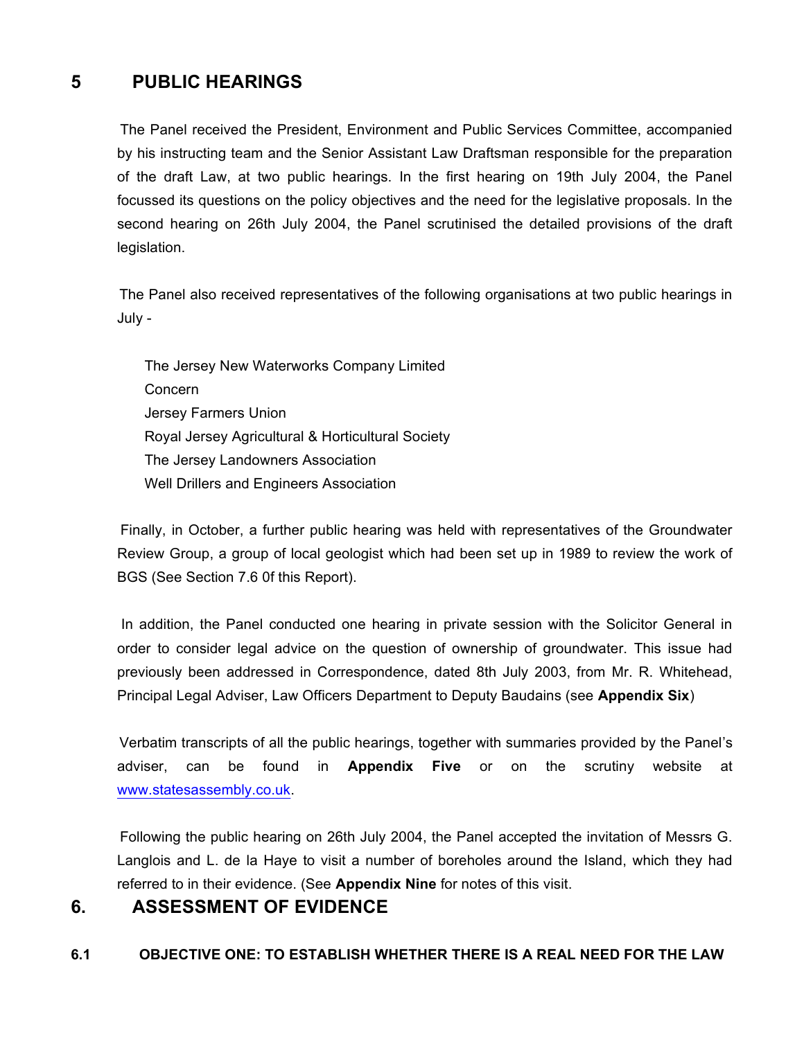## 5 PUBLIC HEARINGS

The Panel received the President, Environment and Public Services Committee, accompanied by his instructing team and the Senior Assistant Law Draftsman responsible for the preparation of the draft Law, at two public hearings. In the first hearing on 19th July 2004, the Panel focussed its questions on the policy objectives and the need for the legislative proposals. In the second hearing on 26th July 2004, the Panel scrutinised the detailed provisions of the draft legislation.

The Panel also received representatives of the following organisations at two public hearings in July -

The Jersey New Waterworks Company Limited
Concern
Jersey Farmers Union
Royal Jersey Agricultural & Horticultural Society
The Jersey Landowners Association
Well Drillers and Engineers Association

Finally, in October, a further public hearing was held with representatives of the Groundwater Review Group, a group of local geologist which had been set up in 1989 to review the work of BGS (See Section 7.6 0f this Report).

In addition, the Panel conducted one hearing in private session with the Solicitor General in order to consider legal advice on the question of ownership of groundwater. This issue had previously been addressed in Correspondence, dated 8th July 2003, from Mr. R. Whitehead, Principal Legal Adviser, Law Officers Department to Deputy Baudains (see **Appendix Six**)

Verbatim transcripts of all the public hearings, together with summaries provided by the Panel's adviser, can be found in **Appendix Five** or on the scrutiny website at www.statesassembly.co.uk.

Following the public hearing on 26th July 2004, the Panel accepted the invitation of Messrs G. Langlois and L. de la Haye to visit a number of boreholes around the Island, which they had referred to in their evidence. (See **Appendix Nine** for notes of this visit.

## 6. ASSESSMENT OF EVIDENCE

### 6.1 OBJECTIVE ONE: TO ESTABLISH WHETHER THERE IS A REAL NEED FOR THE LAW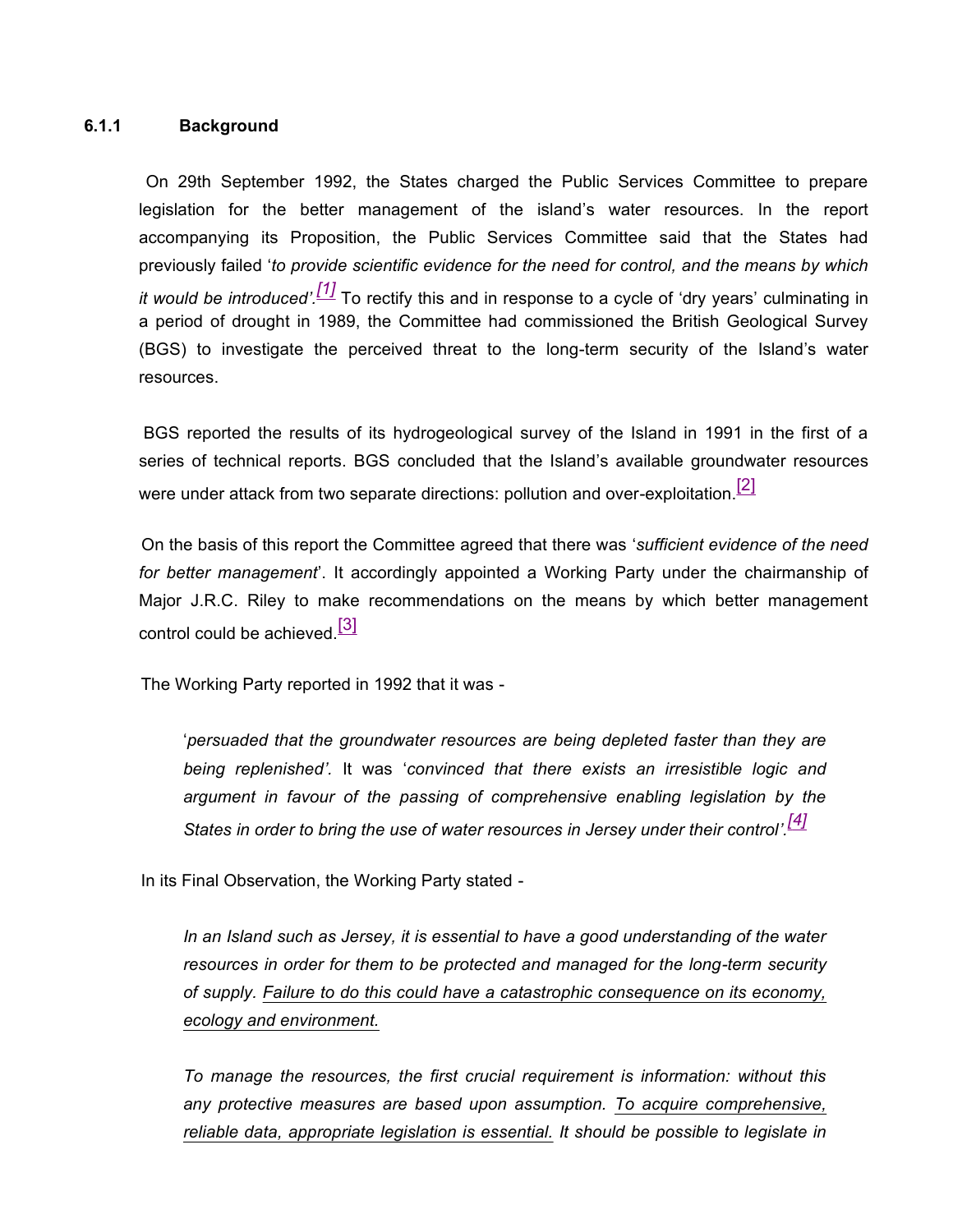### 6.1.1 Background

On 29th September 1992, the States charged the Public Services Committee to prepare legislation for the better management of the island's water resources. In the report accompanying its Proposition, the Public Services Committee said that the States had previously failed '*to provide scientific evidence for the need for control, and the means by which it would be introduced'.*[1] To rectify this and in response to a cycle of 'dry years' culminating in a period of drought in 1989, the Committee had commissioned the British Geological Survey (BGS) to investigate the perceived threat to the long-term security of the Island's water resources.

BGS reported the results of its hydrogeological survey of the Island in 1991 in the first of a series of technical reports. BGS concluded that the Island's available groundwater resources were under attack from two separate directions: pollution and over-exploitation.[2]

On the basis of this report the Committee agreed that there was '*sufficient evidence of the need for better management*'. It accordingly appointed a Working Party under the chairmanship of Major J.R.C. Riley to make recommendations on the means by which better management control could be achieved.[3]

The Working Party reported in 1992 that it was -

> '*persuaded that the groundwater resources are being depleted faster than they are being replenished'.* It was '*convinced that there exists an irresistible logic and argument in favour of the passing of comprehensive enabling legislation by the States in order to bring the use of water resources in Jersey under their control'.*[4]

In its Final Observation, the Working Party stated -

> *In an Island such as Jersey, it is essential to have a good understanding of the water resources in order for them to be protected and managed for the long-term security of supply. <u>Failure to do this could have a catastrophic consequence on its economy, ecology and environment.</u>*
>
> *To manage the resources, the first crucial requirement is information: without this any protective measures are based upon assumption. <u>To acquire comprehensive, reliable data, appropriate legislation is essential.</u> It should be possible to legislate in*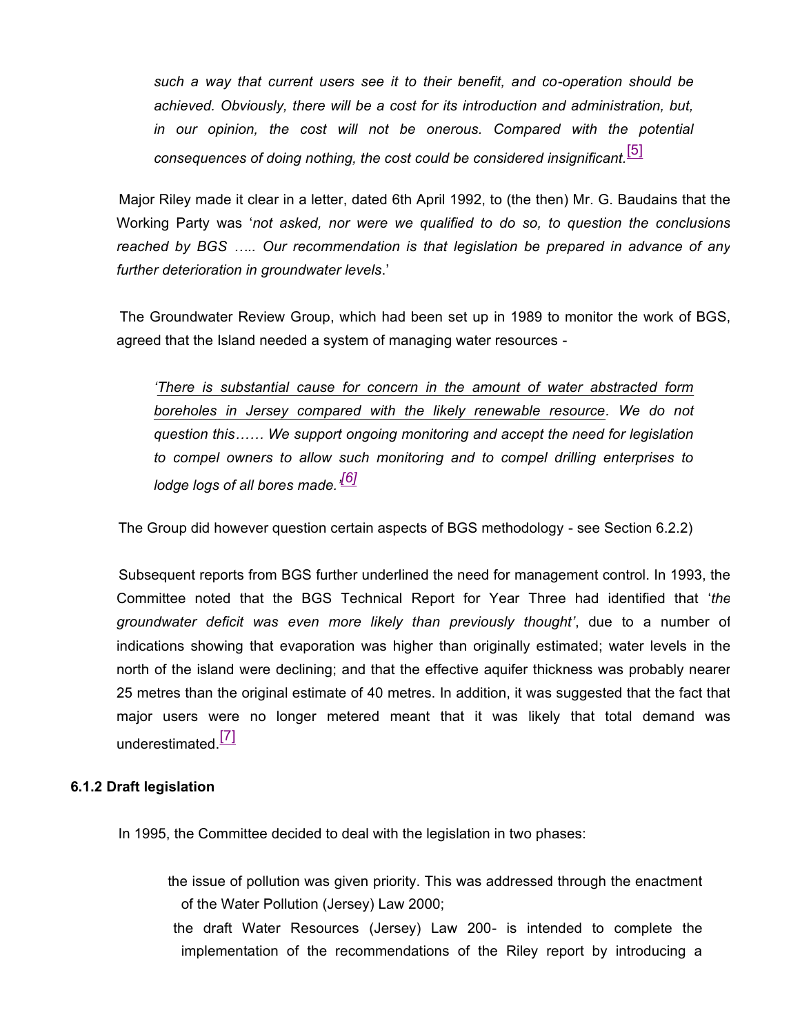> *such a way that current users see it to their benefit, and co-operation should be achieved. Obviously, there will be a cost for its introduction and administration, but, in our opinion, the cost will not be onerous. Compared with the potential consequences of doing nothing, the cost could be considered insignificant.*[5]

Major Riley made it clear in a letter, dated 6th April 1992, to (the then) Mr. G. Baudains that the Working Party was '*not asked, nor were we qualified to do so, to question the conclusions reached by BGS ….. Our recommendation is that legislation be prepared in advance of any further deterioration in groundwater levels*.'

The Groundwater Review Group, which had been set up in 1989 to monitor the work of BGS, agreed that the Island needed a system of managing water resources -

> *'<u>There is substantial cause for concern in the amount of water abstracted form boreholes in Jersey compared with the likely renewable resource</u>. We do not question this…… We support ongoing monitoring and accept the need for legislation to compel owners to allow such monitoring and to compel drilling enterprises to lodge logs of all bores made.'*[6]

The Group did however question certain aspects of BGS methodology - see Section 6.2.2)

Subsequent reports from BGS further underlined the need for management control. In 1993, the Committee noted that the BGS Technical Report for Year Three had identified that '*the groundwater deficit was even more likely than previously thought'*, due to a number of indications showing that evaporation was higher than originally estimated; water levels in the north of the island were declining; and that the effective aquifer thickness was probably nearer 25 metres than the original estimate of 40 metres. In addition, it was suggested that the fact that major users were no longer metered meant that it was likely that total demand was underestimated.[7]

### 6.1.2 Draft legislation

In 1995, the Committee decided to deal with the legislation in two phases:

- the issue of pollution was given priority. This was addressed through the enactment of the Water Pollution (Jersey) Law 2000;
- the draft Water Resources (Jersey) Law 200- is intended to complete the implementation of the recommendations of the Riley report by introducing a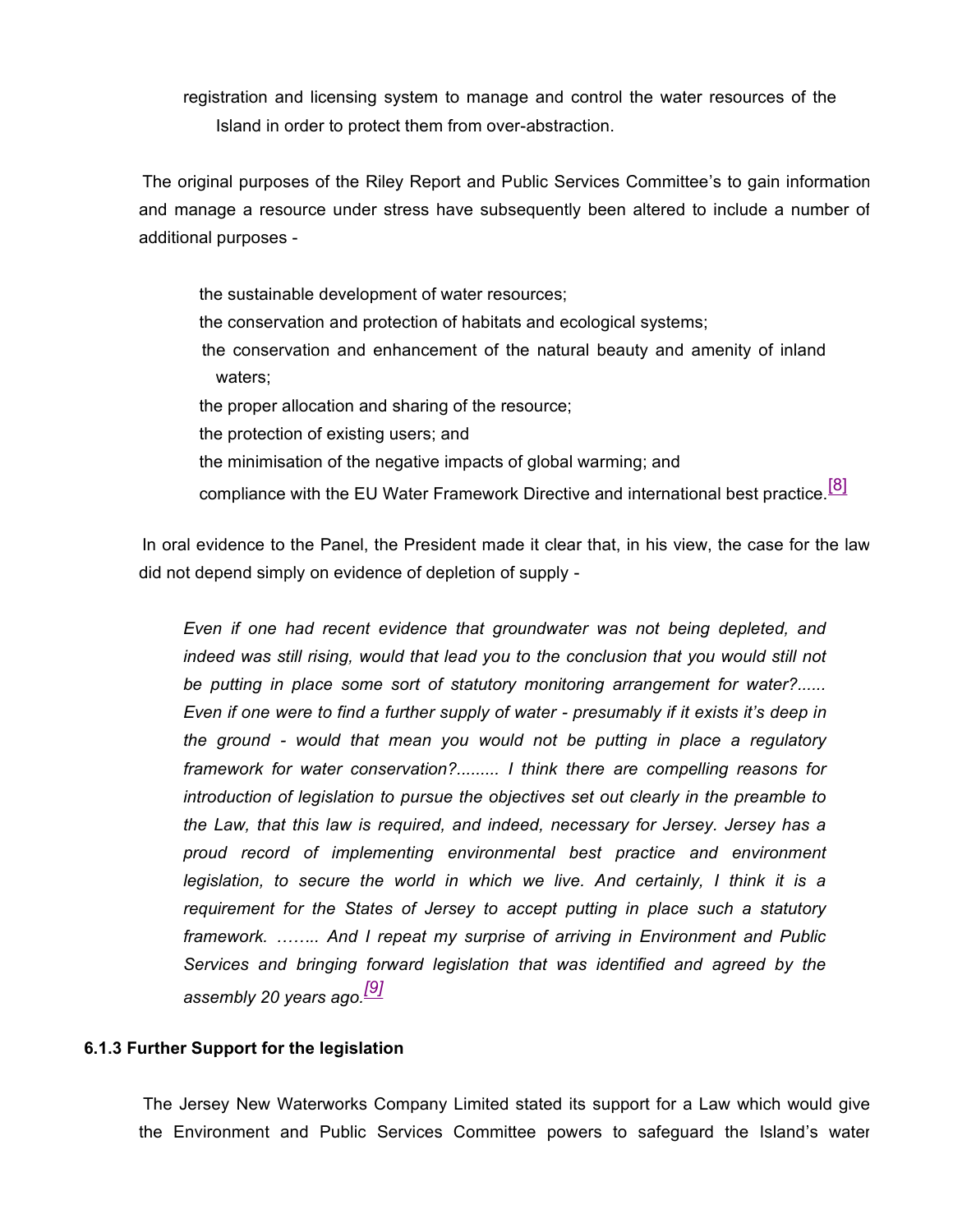registration and licensing system to manage and control the water resources of the Island in order to protect them from over-abstraction.

The original purposes of the Riley Report and Public Services Committee's to gain information and manage a resource under stress have subsequently been altered to include a number of additional purposes -

- the sustainable development of water resources;
- the conservation and protection of habitats and ecological systems;
- the conservation and enhancement of the natural beauty and amenity of inland waters;
- the proper allocation and sharing of the resource;
- the protection of existing users; and
- the minimisation of the negative impacts of global warming; and
- compliance with the EU Water Framework Directive and international best practice.[8]

In oral evidence to the Panel, the President made it clear that, in his view, the case for the law did not depend simply on evidence of depletion of supply -

> *Even if one had recent evidence that groundwater was not being depleted, and indeed was still rising, would that lead you to the conclusion that you would still not be putting in place some sort of statutory monitoring arrangement for water?...... Even if one were to find a further supply of water - presumably if it exists it's deep in the ground - would that mean you would not be putting in place a regulatory framework for water conservation?......... I think there are compelling reasons for introduction of legislation to pursue the objectives set out clearly in the preamble to the Law, that this law is required, and indeed, necessary for Jersey. Jersey has a proud record of implementing environmental best practice and environment legislation, to secure the world in which we live. And certainly, I think it is a requirement for the States of Jersey to accept putting in place such a statutory framework. …….. And I repeat my surprise of arriving in Environment and Public Services and bringing forward legislation that was identified and agreed by the assembly 20 years ago.*[9]

### 6.1.3 Further Support for the legislation

The Jersey New Waterworks Company Limited stated its support for a Law which would give the Environment and Public Services Committee powers to safeguard the Island's water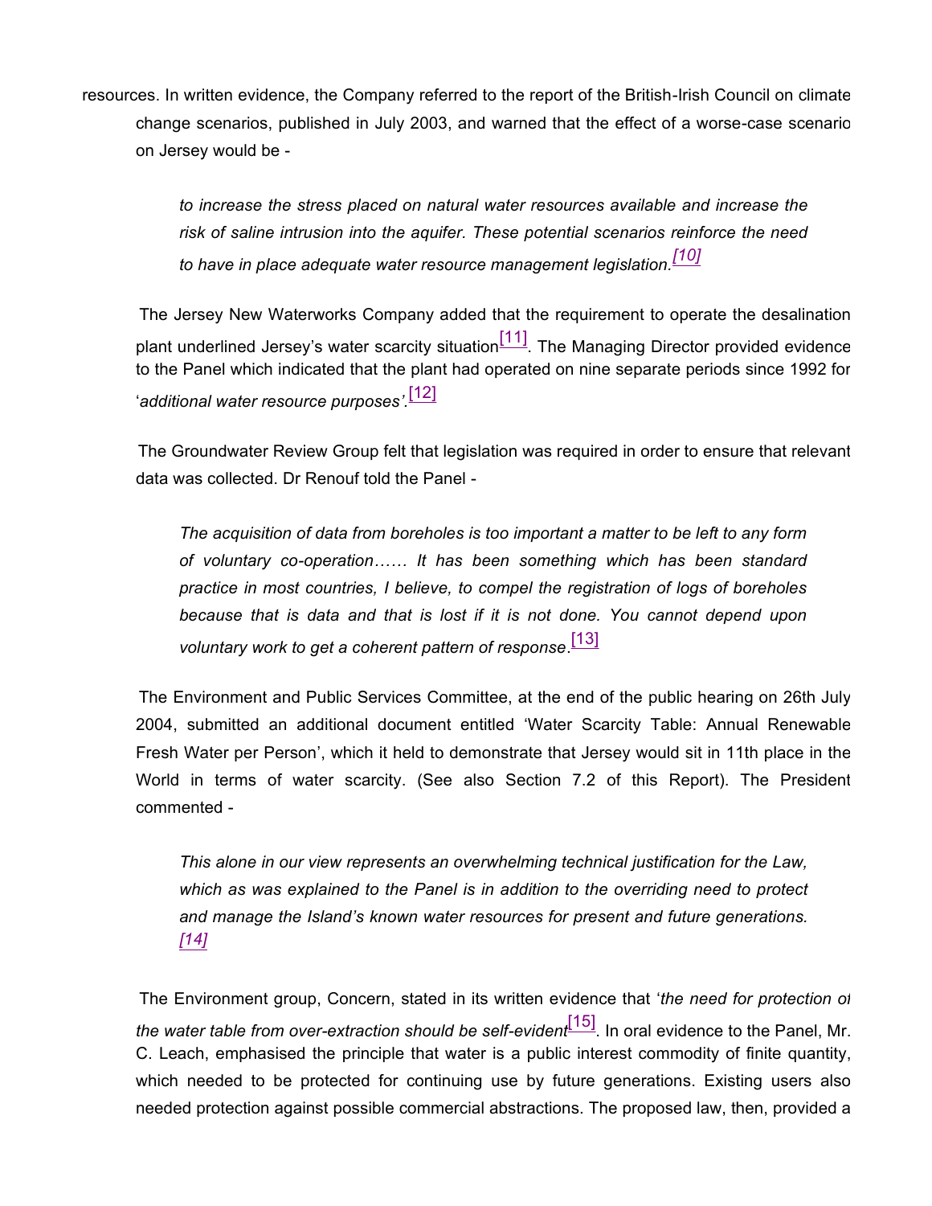resources. In written evidence, the Company referred to the report of the British-Irish Council on climate change scenarios, published in July 2003, and warned that the effect of a worse-case scenario on Jersey would be -

> *to increase the stress placed on natural water resources available and increase the risk of saline intrusion into the aquifer. These potential scenarios reinforce the need to have in place adequate water resource management legislation.*[10]

The Jersey New Waterworks Company added that the requirement to operate the desalination plant underlined Jersey's water scarcity situation[11]. The Managing Director provided evidence to the Panel which indicated that the plant had operated on nine separate periods since 1992 for '*additional water resource purposes'*.[12]

The Groundwater Review Group felt that legislation was required in order to ensure that relevant data was collected. Dr Renouf told the Panel -

> *The acquisition of data from boreholes is too important a matter to be left to any form of voluntary co-operation…… It has been something which has been standard practice in most countries, I believe, to compel the registration of logs of boreholes because that is data and that is lost if it is not done. You cannot depend upon voluntary work to get a coherent pattern of response*.[13]

The Environment and Public Services Committee, at the end of the public hearing on 26th July 2004, submitted an additional document entitled 'Water Scarcity Table: Annual Renewable Fresh Water per Person', which it held to demonstrate that Jersey would sit in 11th place in the World in terms of water scarcity. (See also Section 7.2 of this Report). The President commented -

> *This alone in our view represents an overwhelming technical justification for the Law, which as was explained to the Panel is in addition to the overriding need to protect and manage the Island's known water resources for present and future generations.* [14]

The Environment group, Concern, stated in its written evidence that '*the need for protection of the water table from over-extraction should be self-evident*'[15]. In oral evidence to the Panel, Mr. C. Leach, emphasised the principle that water is a public interest commodity of finite quantity, which needed to be protected for continuing use by future generations. Existing users also needed protection against possible commercial abstractions. The proposed law, then, provided a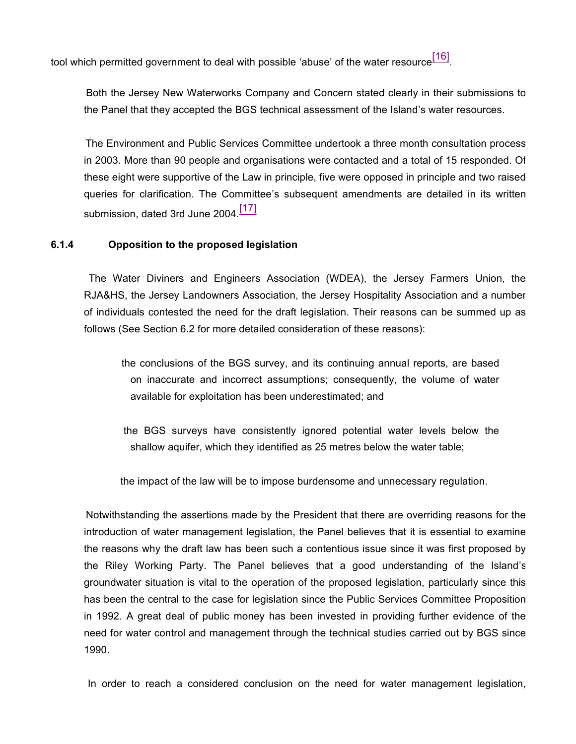tool which permitted government to deal with possible 'abuse' of the water resource[16].

Both the Jersey New Waterworks Company and Concern stated clearly in their submissions to the Panel that they accepted the BGS technical assessment of the Island's water resources.

The Environment and Public Services Committee undertook a three month consultation process in 2003. More than 90 people and organisations were contacted and a total of 15 responded. Of these eight were supportive of the Law in principle, five were opposed in principle and two raised queries for clarification. The Committee's subsequent amendments are detailed in its written submission, dated 3rd June 2004.[17]

### 6.1.4 Opposition to the proposed legislation

The Water Diviners and Engineers Association (WDEA), the Jersey Farmers Union, the RJA&HS, the Jersey Landowners Association, the Jersey Hospitality Association and a number of individuals contested the need for the draft legislation. Their reasons can be summed up as follows (See Section 6.2 for more detailed consideration of these reasons):

- the conclusions of the BGS survey, and its continuing annual reports, are based on inaccurate and incorrect assumptions; consequently, the volume of water available for exploitation has been underestimated; and
- the BGS surveys have consistently ignored potential water levels below the shallow aquifer, which they identified as 25 metres below the water table;
- the impact of the law will be to impose burdensome and unnecessary regulation.

Notwithstanding the assertions made by the President that there are overriding reasons for the introduction of water management legislation, the Panel believes that it is essential to examine the reasons why the draft law has been such a contentious issue since it was first proposed by the Riley Working Party. The Panel believes that a good understanding of the Island's groundwater situation is vital to the operation of the proposed legislation, particularly since this has been the central to the case for legislation since the Public Services Committee Proposition in 1992. A great deal of public money has been invested in providing further evidence of the need for water control and management through the technical studies carried out by BGS since 1990.

In order to reach a considered conclusion on the need for water management legislation,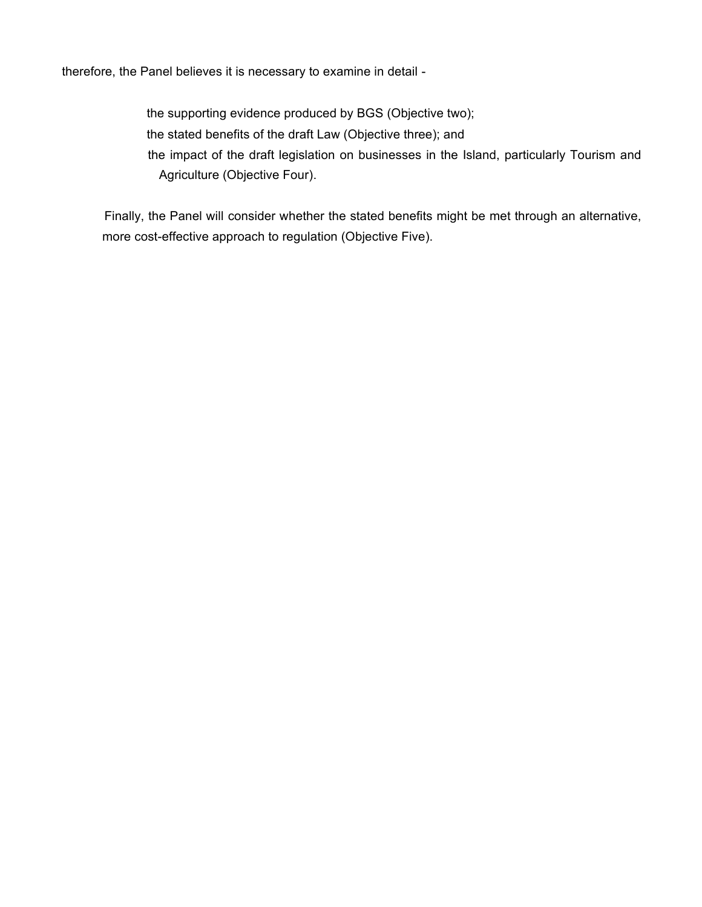therefore, the Panel believes it is necessary to examine in detail -

- the supporting evidence produced by BGS (Objective two);
- the stated benefits of the draft Law (Objective three); and
- the impact of the draft legislation on businesses in the Island, particularly Tourism and Agriculture (Objective Four).

Finally, the Panel will consider whether the stated benefits might be met through an alternative, more cost-effective approach to regulation (Objective Five).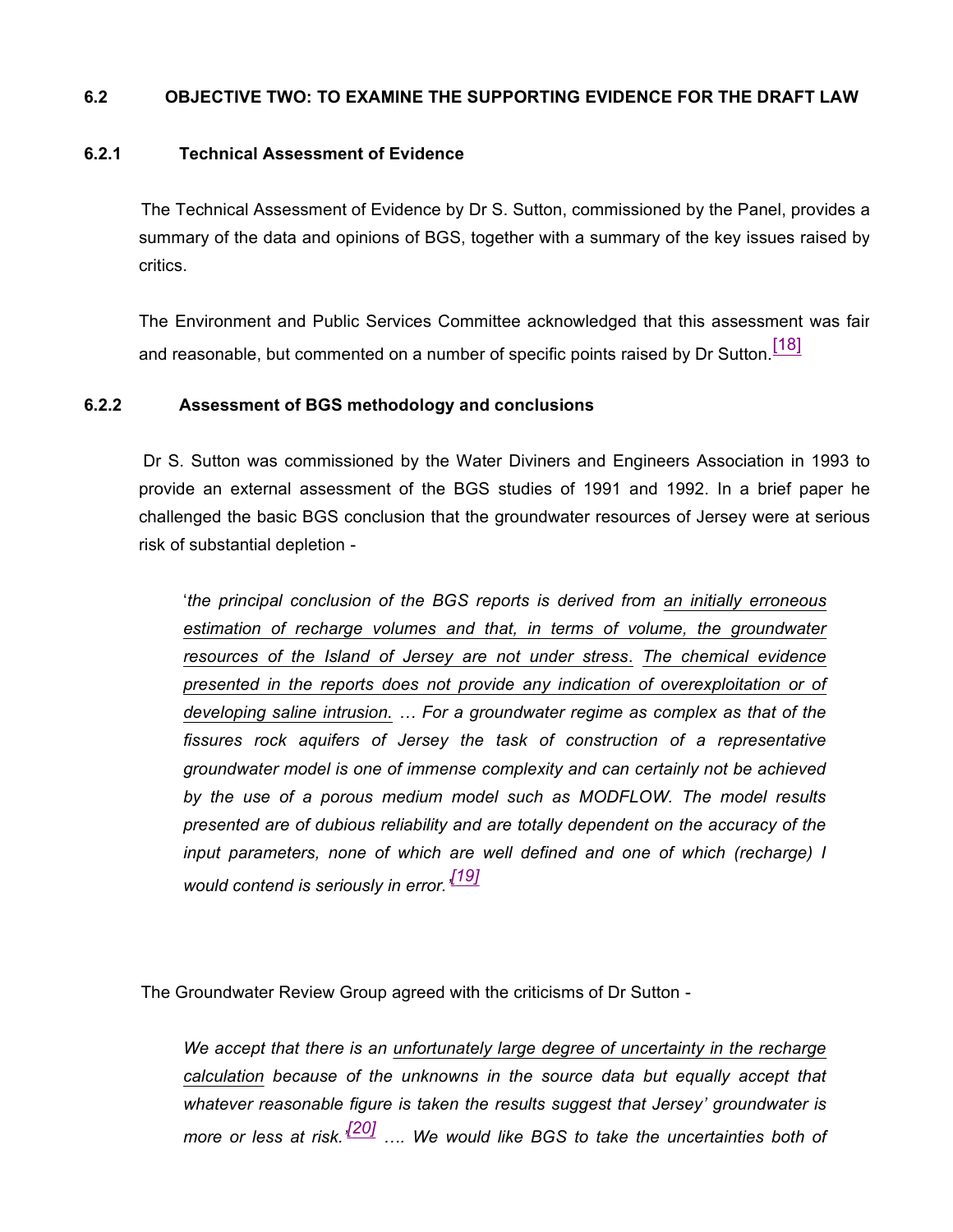## 6.2 OBJECTIVE TWO: TO EXAMINE THE SUPPORTING EVIDENCE FOR THE DRAFT LAW

### 6.2.1 Technical Assessment of Evidence

The Technical Assessment of Evidence by Dr S. Sutton, commissioned by the Panel, provides a summary of the data and opinions of BGS, together with a summary of the key issues raised by critics.

The Environment and Public Services Committee acknowledged that this assessment was fair and reasonable, but commented on a number of specific points raised by Dr Sutton.[18]

### 6.2.2 Assessment of BGS methodology and conclusions

Dr S. Sutton was commissioned by the Water Diviners and Engineers Association in 1993 to provide an external assessment of the BGS studies of 1991 and 1992. In a brief paper he challenged the basic BGS conclusion that the groundwater resources of Jersey were at serious risk of substantial depletion -

> '*the principal conclusion of the BGS reports is derived from an initially erroneous estimation of recharge volumes and that, in terms of volume, the groundwater resources of the Island of Jersey are not under stress. The chemical evidence presented in the reports does not provide any indication of overexploitation or of developing saline intrusion. … For a groundwater regime as complex as that of the fissures rock aquifers of Jersey the task of construction of a representative groundwater model is one of immense complexity and can certainly not be achieved by the use of a porous medium model such as MODFLOW. The model results presented are of dubious reliability and are totally dependent on the accuracy of the input parameters, none of which are well defined and one of which (recharge) I would contend is seriously in error.*'[19]

The Groundwater Review Group agreed with the criticisms of Dr Sutton -

> *We accept that there is an unfortunately large degree of uncertainty in the recharge calculation because of the unknowns in the source data but equally accept that whatever reasonable figure is taken the results suggest that Jersey' groundwater is more or less at risk.*'[20] *…. We would like BGS to take the uncertainties both of*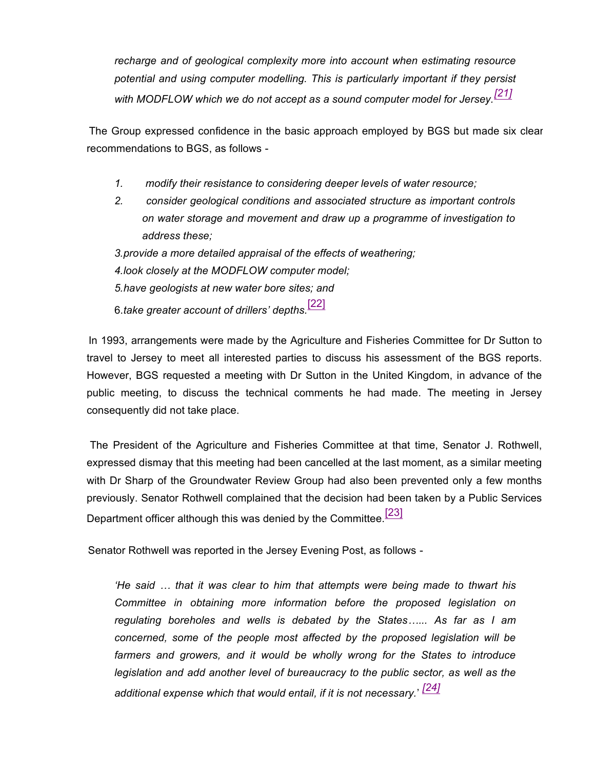*recharge and of geological complexity more into account when estimating resource potential and using computer modelling. This is particularly important if they persist with MODFLOW which we do not accept as a sound computer model for Jersey.*[21]

The Group expressed confidence in the basic approach employed by BGS but made six clear recommendations to BGS, as follows -

1. *modify their resistance to considering deeper levels of water resource;*
2. *consider geological conditions and associated structure as important controls on water storage and movement and draw up a programme of investigation to address these;*
3. *provide a more detailed appraisal of the effects of weathering;*
4. *look closely at the MODFLOW computer model;*
5. *have geologists at new water bore sites; and*
6. *take greater account of drillers' depths.*[22]

In 1993, arrangements were made by the Agriculture and Fisheries Committee for Dr Sutton to travel to Jersey to meet all interested parties to discuss his assessment of the BGS reports. However, BGS requested a meeting with Dr Sutton in the United Kingdom, in advance of the public meeting, to discuss the technical comments he had made. The meeting in Jersey consequently did not take place.

The President of the Agriculture and Fisheries Committee at that time, Senator J. Rothwell, expressed dismay that this meeting had been cancelled at the last moment, as a similar meeting with Dr Sharp of the Groundwater Review Group had also been prevented only a few months previously. Senator Rothwell complained that the decision had been taken by a Public Services Department officer although this was denied by the Committee.[23]

Senator Rothwell was reported in the Jersey Evening Post, as follows -

> *'He said … that it was clear to him that attempts were being made to thwart his Committee in obtaining more information before the proposed legislation on regulating boreholes and wells is debated by the States…... As far as I am concerned, some of the people most affected by the proposed legislation will be farmers and growers, and it would be wholly wrong for the States to introduce legislation and add another level of bureaucracy to the public sector, as well as the additional expense which that would entail, if it is not necessary.'* [24]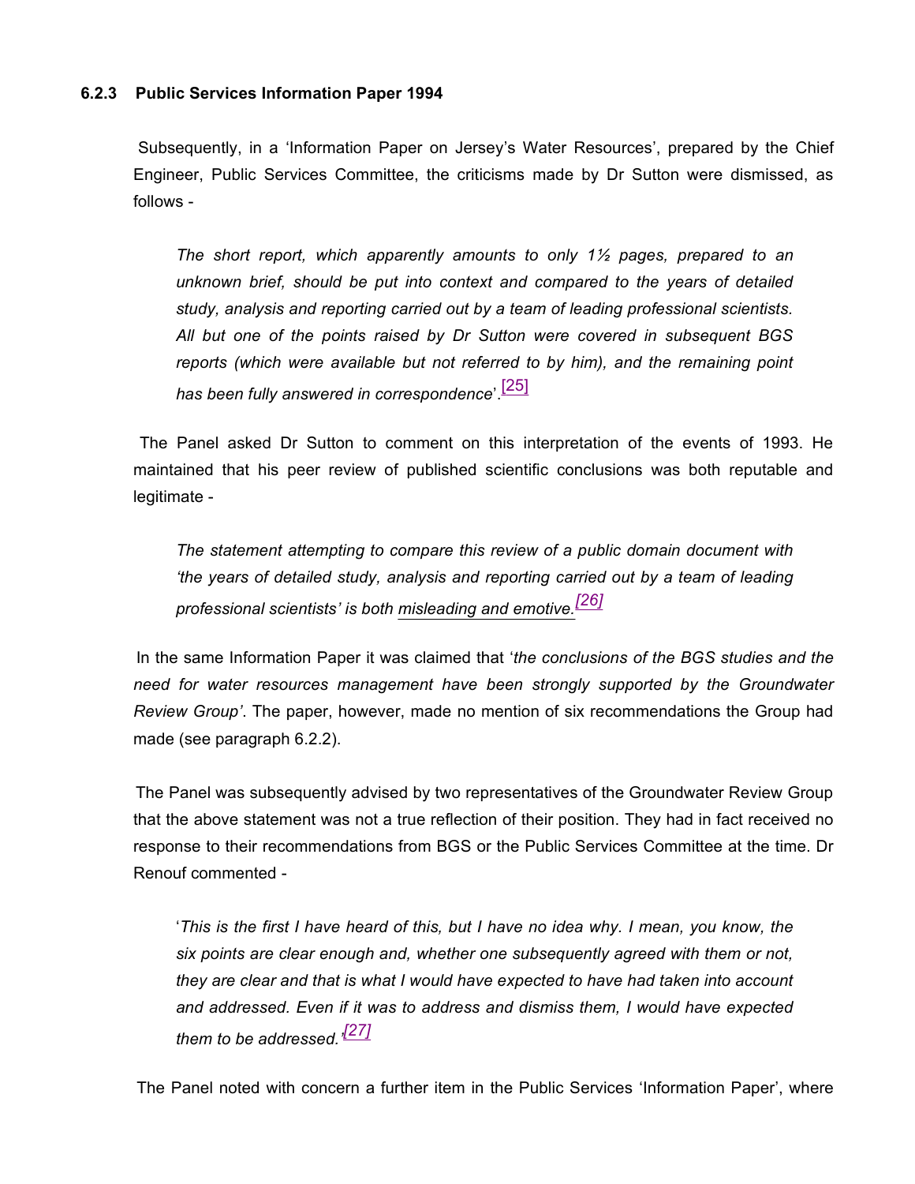### 6.2.3 Public Services Information Paper 1994

Subsequently, in a 'Information Paper on Jersey's Water Resources', prepared by the Chief Engineer, Public Services Committee, the criticisms made by Dr Sutton were dismissed, as follows -

> *The short report, which apparently amounts to only 1½ pages, prepared to an unknown brief, should be put into context and compared to the years of detailed study, analysis and reporting carried out by a team of leading professional scientists. All but one of the points raised by Dr Sutton were covered in subsequent BGS reports (which were available but not referred to by him), and the remaining point has been fully answered in correspondence*'.[25]

The Panel asked Dr Sutton to comment on this interpretation of the events of 1993. He maintained that his peer review of published scientific conclusions was both reputable and legitimate -

> *The statement attempting to compare this review of a public domain document with 'the years of detailed study, analysis and reporting carried out by a team of leading professional scientists' is both misleading and emotive.*[26]

In the same Information Paper it was claimed that '*the conclusions of the BGS studies and the need for water resources management have been strongly supported by the Groundwater Review Group'*. The paper, however, made no mention of six recommendations the Group had made (see paragraph 6.2.2).

The Panel was subsequently advised by two representatives of the Groundwater Review Group that the above statement was not a true reflection of their position. They had in fact received no response to their recommendations from BGS or the Public Services Committee at the time. Dr Renouf commented -

> '*This is the first I have heard of this, but I have no idea why. I mean, you know, the six points are clear enough and, whether one subsequently agreed with them or not, they are clear and that is what I would have expected to have had taken into account and addressed. Even if it was to address and dismiss them, I would have expected them to be addressed.'*[27]

The Panel noted with concern a further item in the Public Services 'Information Paper', where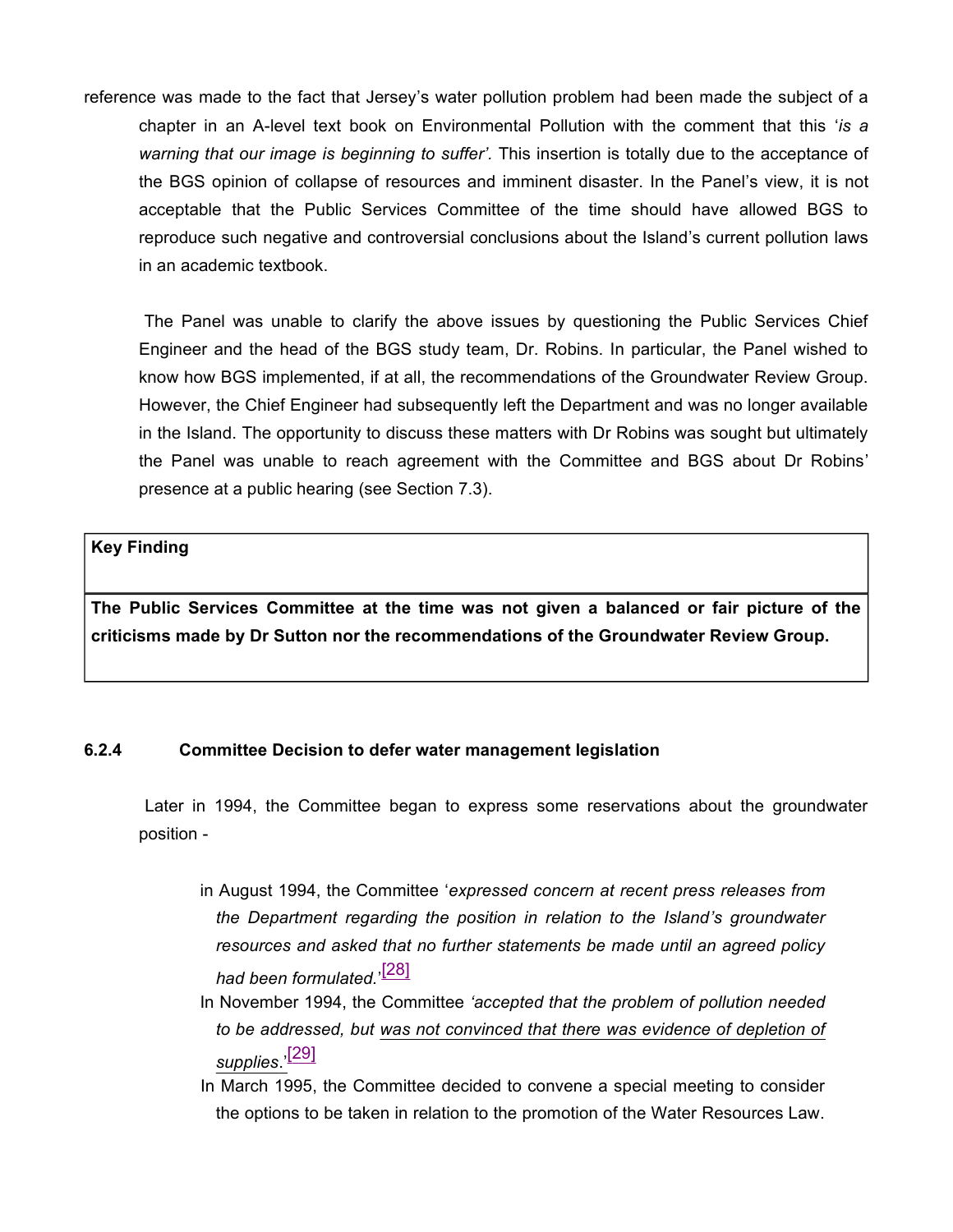reference was made to the fact that Jersey's water pollution problem had been made the subject of a chapter in an A-level text book on Environmental Pollution with the comment that this '*is a warning that our image is beginning to suffer'*. This insertion is totally due to the acceptance of the BGS opinion of collapse of resources and imminent disaster. In the Panel's view, it is not acceptable that the Public Services Committee of the time should have allowed BGS to reproduce such negative and controversial conclusions about the Island's current pollution laws in an academic textbook.

The Panel was unable to clarify the above issues by questioning the Public Services Chief Engineer and the head of the BGS study team, Dr. Robins. In particular, the Panel wished to know how BGS implemented, if at all, the recommendations of the Groundwater Review Group. However, the Chief Engineer had subsequently left the Department and was no longer available in the Island. The opportunity to discuss these matters with Dr Robins was sought but ultimately the Panel was unable to reach agreement with the Committee and BGS about Dr Robins' presence at a public hearing (see Section 7.3).

| **Key Finding** |
| --- |
| **The Public Services Committee at the time was not given a balanced or fair picture of the criticisms made by Dr Sutton nor the recommendations of the Groundwater Review Group.** |

### 6.2.4 Committee Decision to defer water management legislation

Later in 1994, the Committee began to express some reservations about the groundwater position -

- in August 1994, the Committee '*expressed concern at recent press releases from the Department regarding the position in relation to the Island's groundwater resources and asked that no further statements be made until an agreed policy had been formulated.*'[28]
- In November 1994, the Committee *'accepted that the problem of pollution needed to be addressed, but was not convinced that there was evidence of depletion of supplies*.'[29]
- In March 1995, the Committee decided to convene a special meeting to consider the options to be taken in relation to the promotion of the Water Resources Law.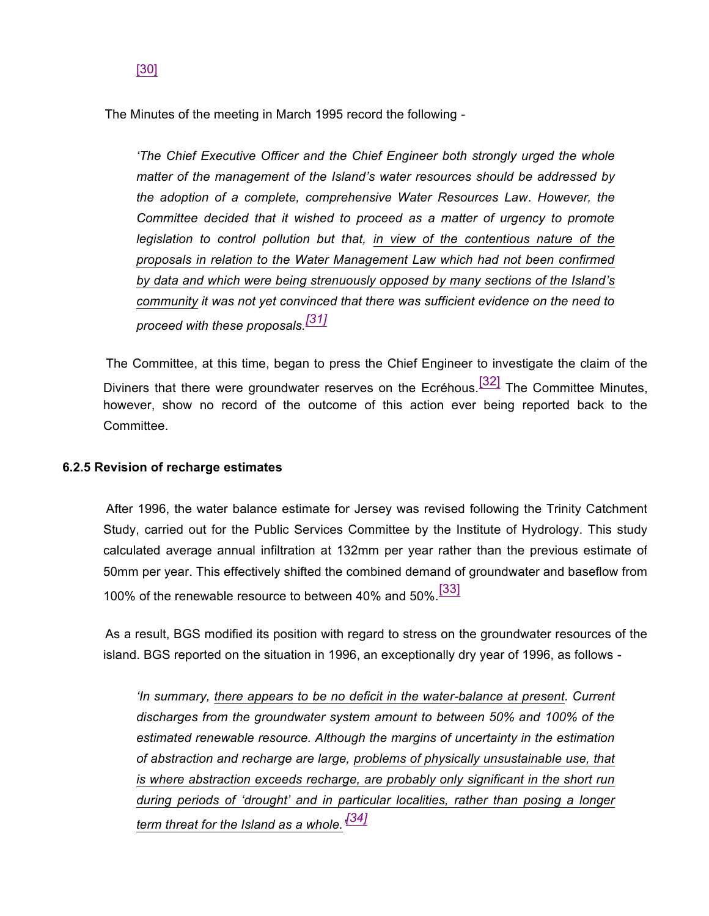[30]

The Minutes of the meeting in March 1995 record the following -

> *'The Chief Executive Officer and the Chief Engineer both strongly urged the whole matter of the management of the Island's water resources should be addressed by the adoption of a complete, comprehensive Water Resources Law. However, the Committee decided that it wished to proceed as a matter of urgency to promote legislation to control pollution but that, in view of the contentious nature of the proposals in relation to the Water Management Law which had not been confirmed by data and which were being strenuously opposed by many sections of the Island's community it was not yet convinced that there was sufficient evidence on the need to proceed with these proposals.[31]*

The Committee, at this time, began to press the Chief Engineer to investigate the claim of the Diviners that there were groundwater reserves on the Ecréhous.[32] The Committee Minutes, however, show no record of the outcome of this action ever being reported back to the Committee.

### 6.2.5 Revision of recharge estimates

After 1996, the water balance estimate for Jersey was revised following the Trinity Catchment Study, carried out for the Public Services Committee by the Institute of Hydrology. This study calculated average annual infiltration at 132mm per year rather than the previous estimate of 50mm per year. This effectively shifted the combined demand of groundwater and baseflow from 100% of the renewable resource to between 40% and 50%.[33]

As a result, BGS modified its position with regard to stress on the groundwater resources of the island. BGS reported on the situation in 1996, an exceptionally dry year of 1996, as follows -

> *'In summary, there appears to be no deficit in the water-balance at present. Current discharges from the groundwater system amount to between 50% and 100% of the estimated renewable resource. Although the margins of uncertainty in the estimation of abstraction and recharge are large, problems of physically unsustainable use, that is where abstraction exceeds recharge, are probably only significant in the short run during periods of 'drought' and in particular localities, rather than posing a longer term threat for the Island as a whole.'[34]*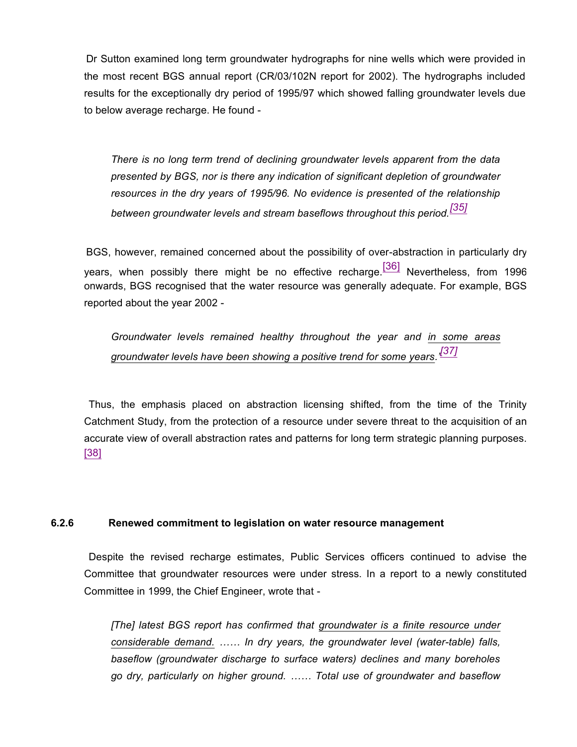Dr Sutton examined long term groundwater hydrographs for nine wells which were provided in the most recent BGS annual report (CR/03/102N report for 2002). The hydrographs included results for the exceptionally dry period of 1995/97 which showed falling groundwater levels due to below average recharge. He found -

> *There is no long term trend of declining groundwater levels apparent from the data presented by BGS, nor is there any indication of significant depletion of groundwater resources in the dry years of 1995/96. No evidence is presented of the relationship between groundwater levels and stream baseflows throughout this period.* [35]

BGS, however, remained concerned about the possibility of over-abstraction in particularly dry years, when possibly there might be no effective recharge. [36] Nevertheless, from 1996 onwards, BGS recognised that the water resource was generally adequate. For example, BGS reported about the year 2002 -

> *Groundwater levels remained healthy throughout the year and in some areas groundwater levels have been showing a positive trend for some years.'* [37]

Thus, the emphasis placed on abstraction licensing shifted, from the time of the Trinity Catchment Study, from the protection of a resource under severe threat to the acquisition of an accurate view of overall abstraction rates and patterns for long term strategic planning purposes. [38]

### 6.2.6 Renewed commitment to legislation on water resource management

Despite the revised recharge estimates, Public Services officers continued to advise the Committee that groundwater resources were under stress. In a report to a newly constituted Committee in 1999, the Chief Engineer, wrote that -

> *[The] latest BGS report has confirmed that groundwater is a finite resource under considerable demand. …… In dry years, the groundwater level (water-table) falls, baseflow (groundwater discharge to surface waters) declines and many boreholes go dry, particularly on higher ground. …… Total use of groundwater and baseflow*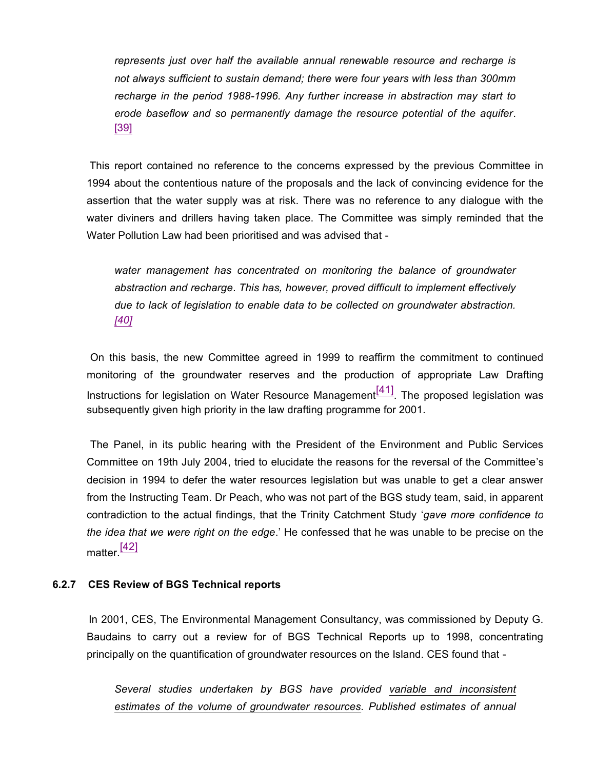> *represents just over half the available annual renewable resource and recharge is not always sufficient to sustain demand; there were four years with less than 300mm recharge in the period 1988-1996. Any further increase in abstraction may start to erode baseflow and so permanently damage the resource potential of the aquifer*. [39]

This report contained no reference to the concerns expressed by the previous Committee in 1994 about the contentious nature of the proposals and the lack of convincing evidence for the assertion that the water supply was at risk. There was no reference to any dialogue with the water diviners and drillers having taken place. The Committee was simply reminded that the Water Pollution Law had been prioritised and was advised that -

> *water management has concentrated on monitoring the balance of groundwater abstraction and recharge. This has, however, proved difficult to implement effectively due to lack of legislation to enable data to be collected on groundwater abstraction. [40]*

On this basis, the new Committee agreed in 1999 to reaffirm the commitment to continued monitoring of the groundwater reserves and the production of appropriate Law Drafting Instructions for legislation on Water Resource Management[41]. The proposed legislation was subsequently given high priority in the law drafting programme for 2001.

The Panel, in its public hearing with the President of the Environment and Public Services Committee on 19th July 2004, tried to elucidate the reasons for the reversal of the Committee's decision in 1994 to defer the water resources legislation but was unable to get a clear answer from the Instructing Team. Dr Peach, who was not part of the BGS study team, said, in apparent contradiction to the actual findings, that the Trinity Catchment Study '*gave more confidence to the idea that we were right on the edge*.' He confessed that he was unable to be precise on the matter.[42]

### 6.2.7 CES Review of BGS Technical reports

In 2001, CES, The Environmental Management Consultancy, was commissioned by Deputy G. Baudains to carry out a review for of BGS Technical Reports up to 1998, concentrating principally on the quantification of groundwater resources on the Island. CES found that -

> *Several studies undertaken by BGS have provided variable and inconsistent estimates of the volume of groundwater resources. Published estimates of annual*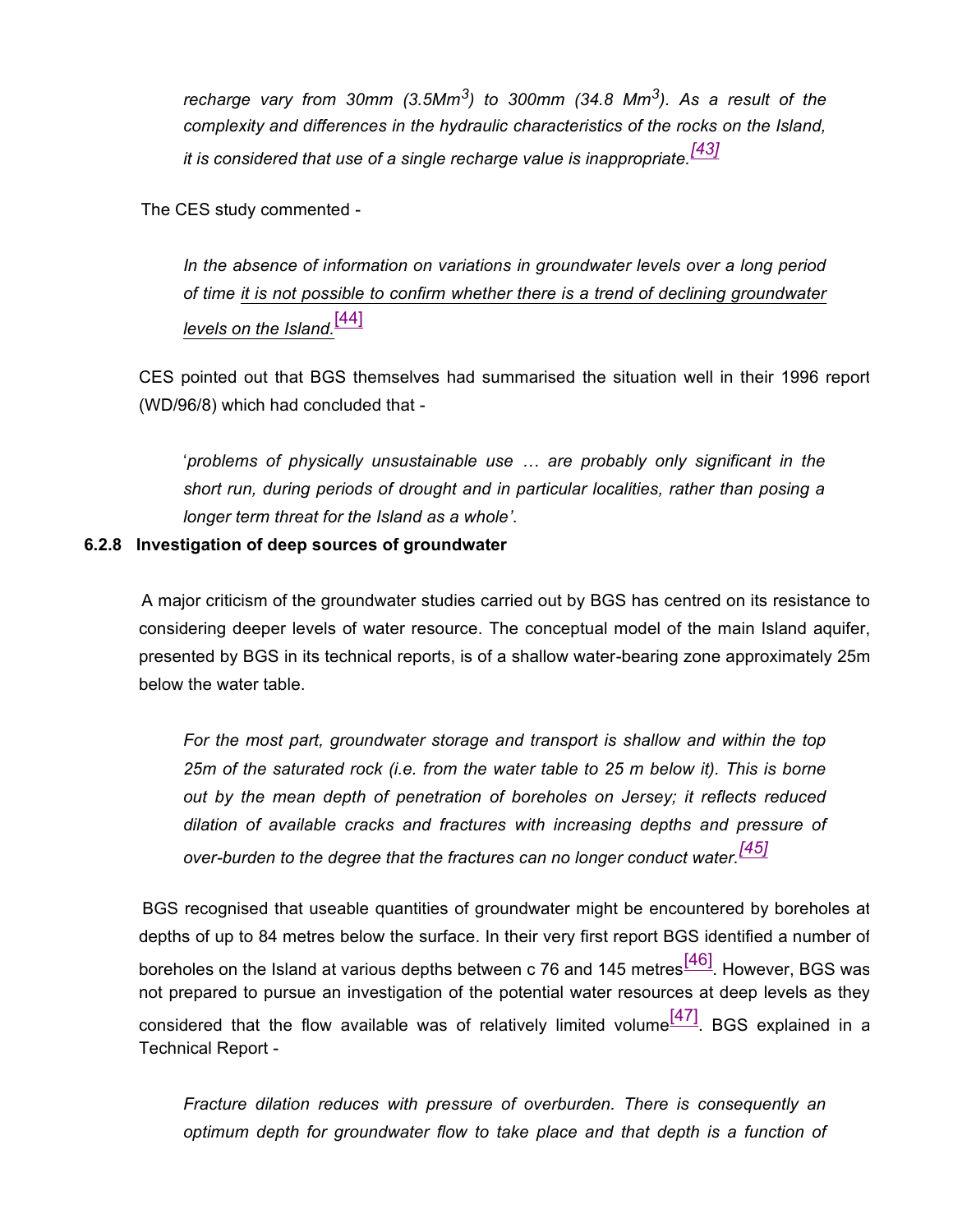*recharge vary from 30mm (3.5Mm$^3$) to 300mm (34.8 Mm$^3$). As a result of the complexity and differences in the hydraulic characteristics of the rocks on the Island, it is considered that use of a single recharge value is inappropriate.*[43]

The CES study commented -

> *In the absence of information on variations in groundwater levels over a long period of time it is not possible to confirm whether there is a trend of declining groundwater levels on the Island.*[44]

CES pointed out that BGS themselves had summarised the situation well in their 1996 report (WD/96/8) which had concluded that -

> '*problems of physically unsustainable use … are probably only significant in the short run, during periods of drought and in particular localities, rather than posing a longer term threat for the Island as a whole'.*

### 6.2.8 Investigation of deep sources of groundwater

A major criticism of the groundwater studies carried out by BGS has centred on its resistance to considering deeper levels of water resource. The conceptual model of the main Island aquifer, presented by BGS in its technical reports, is of a shallow water-bearing zone approximately 25m below the water table.

> *For the most part, groundwater storage and transport is shallow and within the top 25m of the saturated rock (i.e. from the water table to 25 m below it). This is borne out by the mean depth of penetration of boreholes on Jersey; it reflects reduced dilation of available cracks and fractures with increasing depths and pressure of over-burden to the degree that the fractures can no longer conduct water.*[45]

BGS recognised that useable quantities of groundwater might be encountered by boreholes at depths of up to 84 metres below the surface. In their very first report BGS identified a number of boreholes on the Island at various depths between c 76 and 145 metres[46]. However, BGS was not prepared to pursue an investigation of the potential water resources at deep levels as they considered that the flow available was of relatively limited volume[47]. BGS explained in a Technical Report -

> *Fracture dilation reduces with pressure of overburden. There is consequently an optimum depth for groundwater flow to take place and that depth is a function of*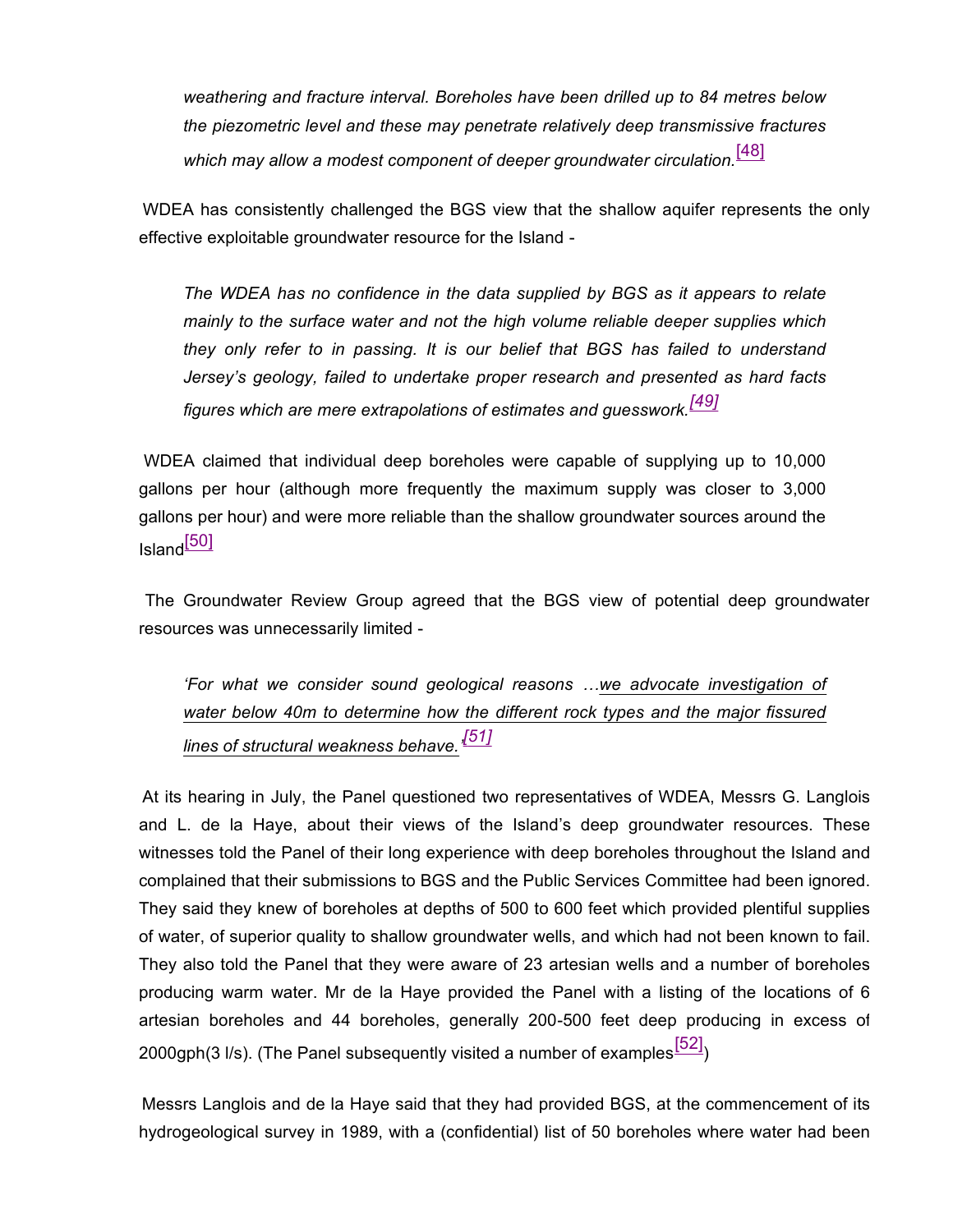*weathering and fracture interval. Boreholes have been drilled up to 84 metres below the piezometric level and these may penetrate relatively deep transmissive fractures which may allow a modest component of deeper groundwater circulation.*[48]

WDEA has consistently challenged the BGS view that the shallow aquifer represents the only effective exploitable groundwater resource for the Island -

*The WDEA has no confidence in the data supplied by BGS as it appears to relate mainly to the surface water and not the high volume reliable deeper supplies which they only refer to in passing. It is our belief that BGS has failed to understand Jersey's geology, failed to undertake proper research and presented as hard facts figures which are mere extrapolations of estimates and guesswork.*[49]

WDEA claimed that individual deep boreholes were capable of supplying up to 10,000 gallons per hour (although more frequently the maximum supply was closer to 3,000 gallons per hour) and were more reliable than the shallow groundwater sources around the Island[50]

The Groundwater Review Group agreed that the BGS view of potential deep groundwater resources was unnecessarily limited -

*'For what we consider sound geological reasons …we advocate investigation of water below 40m to determine how the different rock types and the major fissured lines of structural weakness behave.'*[51]

At its hearing in July, the Panel questioned two representatives of WDEA, Messrs G. Langlois and L. de la Haye, about their views of the Island's deep groundwater resources. These witnesses told the Panel of their long experience with deep boreholes throughout the Island and complained that their submissions to BGS and the Public Services Committee had been ignored. They said they knew of boreholes at depths of 500 to 600 feet which provided plentiful supplies of water, of superior quality to shallow groundwater wells, and which had not been known to fail. They also told the Panel that they were aware of 23 artesian wells and a number of boreholes producing warm water. Mr de la Haye provided the Panel with a listing of the locations of 6 artesian boreholes and 44 boreholes, generally 200-500 feet deep producing in excess of 2000gph(3 l/s). (The Panel subsequently visited a number of examples[52])

Messrs Langlois and de la Haye said that they had provided BGS, at the commencement of its hydrogeological survey in 1989, with a (confidential) list of 50 boreholes where water had been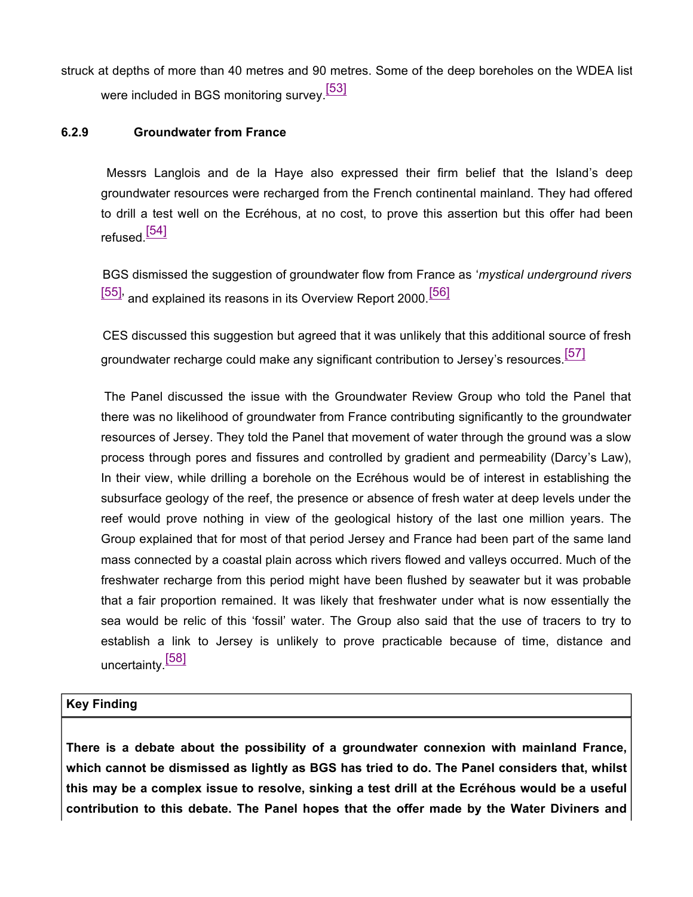struck at depths of more than 40 metres and 90 metres. Some of the deep boreholes on the WDEA list were included in BGS monitoring survey.[53]

#### 6.2.9 Groundwater from France

Messrs Langlois and de la Haye also expressed their firm belief that the Island's deep groundwater resources were recharged from the French continental mainland. They had offered to drill a test well on the Ecréhous, at no cost, to prove this assertion but this offer had been refused.[54]

BGS dismissed the suggestion of groundwater flow from France as '*mystical underground rivers* [55]' and explained its reasons in its Overview Report 2000.[56]

CES discussed this suggestion but agreed that it was unlikely that this additional source of fresh groundwater recharge could make any significant contribution to Jersey's resources.[57]

The Panel discussed the issue with the Groundwater Review Group who told the Panel that there was no likelihood of groundwater from France contributing significantly to the groundwater resources of Jersey. They told the Panel that movement of water through the ground was a slow process through pores and fissures and controlled by gradient and permeability (Darcy's Law), In their view, while drilling a borehole on the Ecréhous would be of interest in establishing the subsurface geology of the reef, the presence or absence of fresh water at deep levels under the reef would prove nothing in view of the geological history of the last one million years. The Group explained that for most of that period Jersey and France had been part of the same land mass connected by a coastal plain across which rivers flowed and valleys occurred. Much of the freshwater recharge from this period might have been flushed by seawater but it was probable that a fair proportion remained. It was likely that freshwater under what is now essentially the sea would be relic of this 'fossil' water. The Group also said that the use of tracers to try to establish a link to Jersey is unlikely to prove practicable because of time, distance and uncertainty.[58]

| Key Finding |
| --- |
| **There is a debate about the possibility of a groundwater connexion with mainland France, which cannot be dismissed as lightly as BGS has tried to do. The Panel considers that, whilst this may be a complex issue to resolve, sinking a test drill at the Ecréhous would be a useful contribution to this debate. The Panel hopes that the offer made by the Water Diviners and** |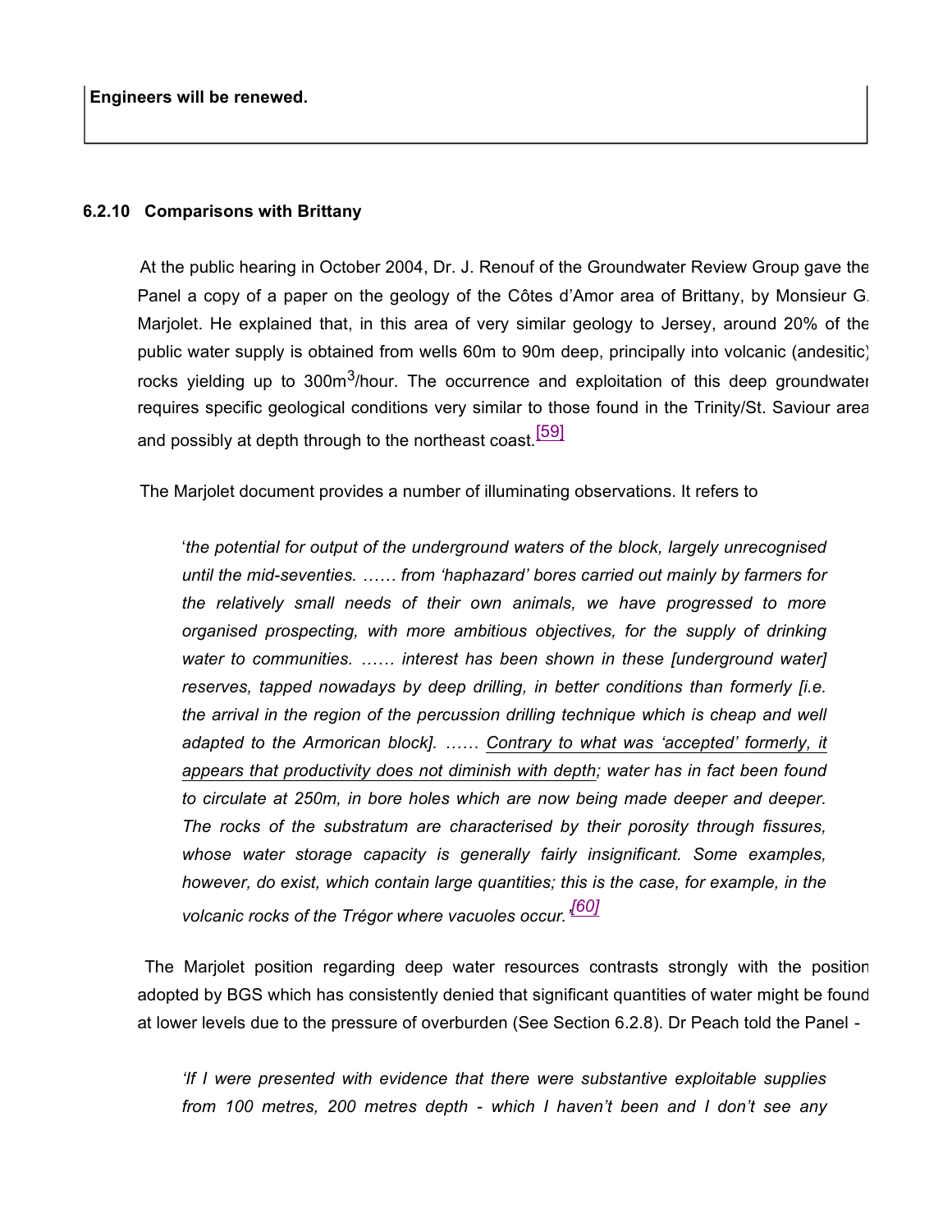**Engineers will be renewed.**

### 6.2.10 Comparisons with Brittany

At the public hearing in October 2004, Dr. J. Renouf of the Groundwater Review Group gave the Panel a copy of a paper on the geology of the Côtes d'Amor area of Brittany, by Monsieur G. Marjolet. He explained that, in this area of very similar geology to Jersey, around 20% of the public water supply is obtained from wells 60m to 90m deep, principally into volcanic (andesitic) rocks yielding up to 300m$^3$/hour. The occurrence and exploitation of this deep groundwater requires specific geological conditions very similar to those found in the Trinity/St. Saviour area and possibly at depth through to the northeast coast.[59]

The Marjolet document provides a number of illuminating observations. It refers to

> '*the potential for output of the underground waters of the block, largely unrecognised until the mid-seventies. …… from 'haphazard' bores carried out mainly by farmers for the relatively small needs of their own animals, we have progressed to more organised prospecting, with more ambitious objectives, for the supply of drinking water to communities. …… interest has been shown in these [underground water] reserves, tapped nowadays by deep drilling, in better conditions than formerly [i.e. the arrival in the region of the percussion drilling technique which is cheap and well adapted to the American block]. …… <u>Contrary to what was 'accepted' formerly, it appears that productivity does not diminish with depth</u>; water has in fact been found to circulate at 250m, in bore holes which are now being made deeper and deeper. The rocks of the substratum are characterised by their porosity through fissures, whose water storage capacity is generally fairly insignificant. Some examples, however, do exist, which contain large quantities; this is the case, for example, in the volcanic rocks of the Trégor where vacuoles occur.'*[60]

The Marjolet position regarding deep water resources contrasts strongly with the position adopted by BGS which has consistently denied that significant quantities of water might be found at lower levels due to the pressure of overburden (See Section 6.2.8). Dr Peach told the Panel -

> *'If I were presented with evidence that there were substantive exploitable supplies from 100 metres, 200 metres depth - which I haven't been and I don't see any*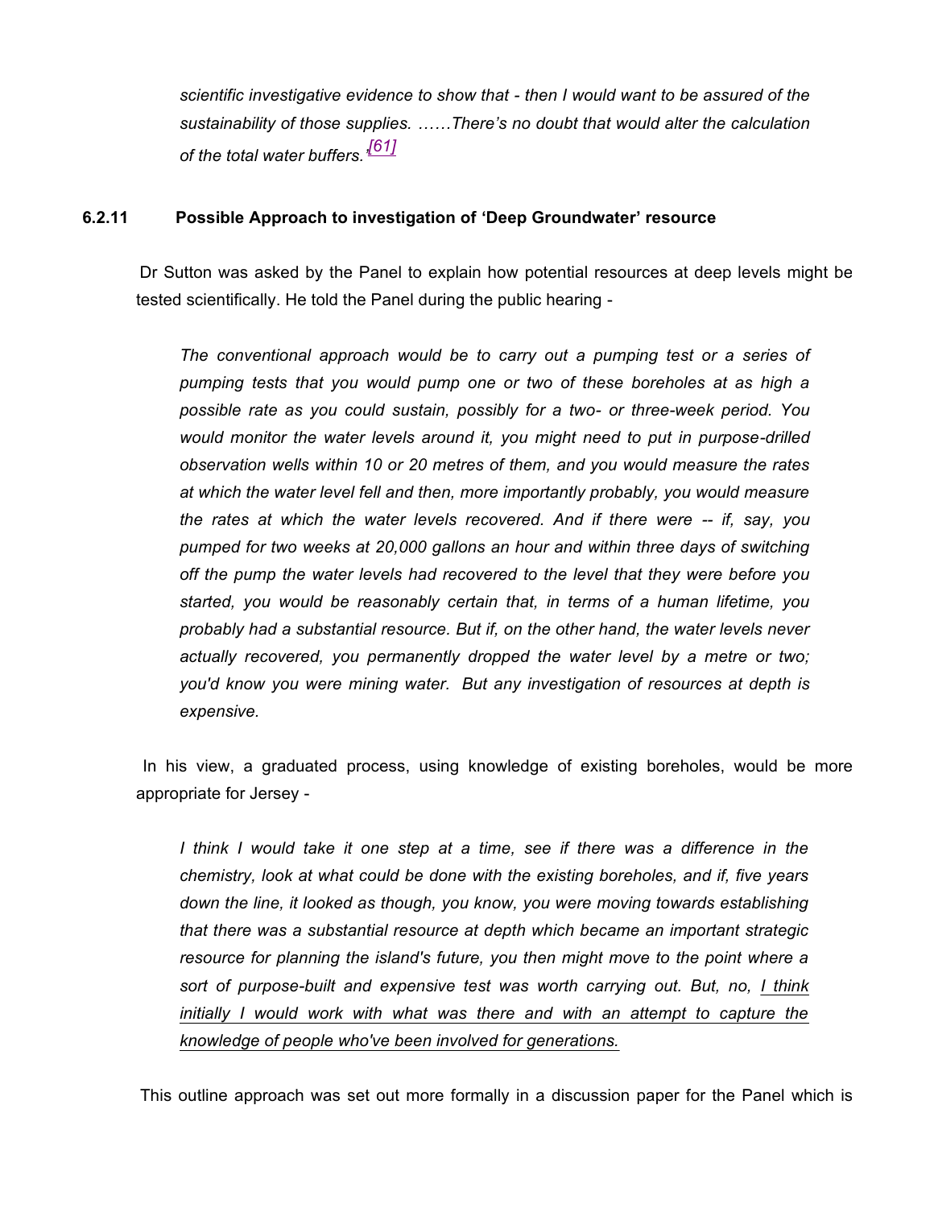*scientific investigative evidence to show that - then I would want to be assured of the sustainability of those supplies. ……There's no doubt that would alter the calculation of the total water buffers.'*[61]

### 6.2.11 Possible Approach to investigation of 'Deep Groundwater' resource

Dr Sutton was asked by the Panel to explain how potential resources at deep levels might be tested scientifically. He told the Panel during the public hearing -

> *The conventional approach would be to carry out a pumping test or a series of pumping tests that you would pump one or two of these boreholes at as high a possible rate as you could sustain, possibly for a two- or three-week period. You would monitor the water levels around it, you might need to put in purpose-drilled observation wells within 10 or 20 metres of them, and you would measure the rates at which the water level fell and then, more importantly probably, you would measure the rates at which the water levels recovered. And if there were -- if, say, you pumped for two weeks at 20,000 gallons an hour and within three days of switching off the pump the water levels had recovered to the level that they were before you started, you would be reasonably certain that, in terms of a human lifetime, you probably had a substantial resource. But if, on the other hand, the water levels never actually recovered, you permanently dropped the water level by a metre or two; you'd know you were mining water. But any investigation of resources at depth is expensive.*

In his view, a graduated process, using knowledge of existing boreholes, would be more appropriate for Jersey -

> *I think I would take it one step at a time, see if there was a difference in the chemistry, look at what could be done with the existing boreholes, and if, five years down the line, it looked as though, you know, you were moving towards establishing that there was a substantial resource at depth which became an important strategic resource for planning the island's future, you then might move to the point where a sort of purpose-built and expensive test was worth carrying out. But, no, <u>I think initially I would work with what was there and with an attempt to capture the knowledge of people who've been involved for generations.</u>*

This outline approach was set out more formally in a discussion paper for the Panel which is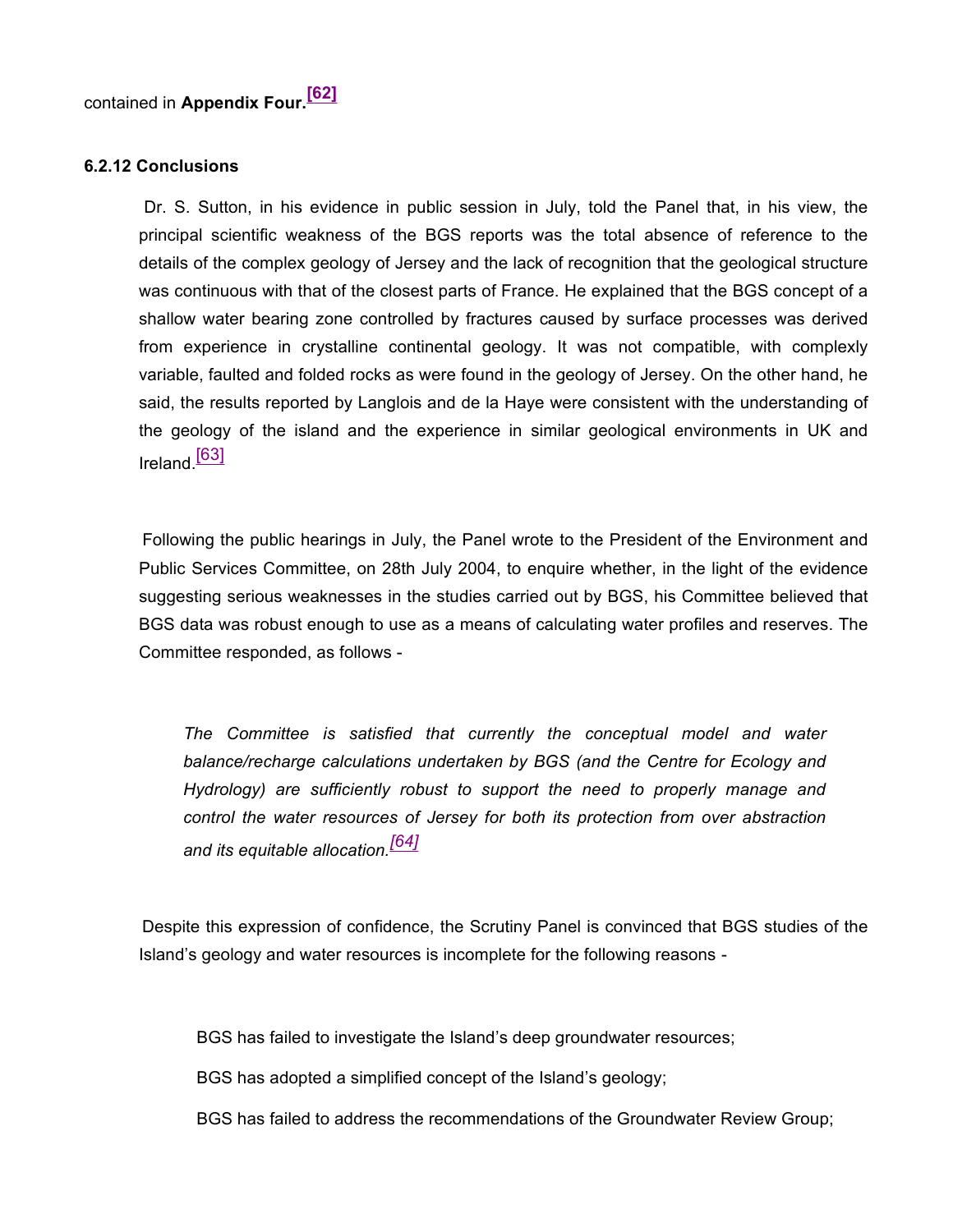contained in **Appendix Four.[62]**

### 6.2.12 Conclusions

Dr. S. Sutton, in his evidence in public session in July, told the Panel that, in his view, the principal scientific weakness of the BGS reports was the total absence of reference to the details of the complex geology of Jersey and the lack of recognition that the geological structure was continuous with that of the closest parts of France. He explained that the BGS concept of a shallow water bearing zone controlled by fractures caused by surface processes was derived from experience in crystalline continental geology. It was not compatible, with complexly variable, faulted and folded rocks as were found in the geology of Jersey. On the other hand, he said, the results reported by Langlois and de la Haye were consistent with the understanding of the geology of the island and the experience in similar geological environments in UK and Ireland.[63]

Following the public hearings in July, the Panel wrote to the President of the Environment and Public Services Committee, on 28th July 2004, to enquire whether, in the light of the evidence suggesting serious weaknesses in the studies carried out by BGS, his Committee believed that BGS data was robust enough to use as a means of calculating water profiles and reserves. The Committee responded, as follows -

> *The Committee is satisfied that currently the conceptual model and water balance/recharge calculations undertaken by BGS (and the Centre for Ecology and Hydrology) are sufficiently robust to support the need to properly manage and control the water resources of Jersey for both its protection from over abstraction and its equitable allocation.[64]*

Despite this expression of confidence, the Scrutiny Panel is convinced that BGS studies of the Island's geology and water resources is incomplete for the following reasons -

- BGS has failed to investigate the Island's deep groundwater resources;
- BGS has adopted a simplified concept of the Island's geology;
- BGS has failed to address the recommendations of the Groundwater Review Group;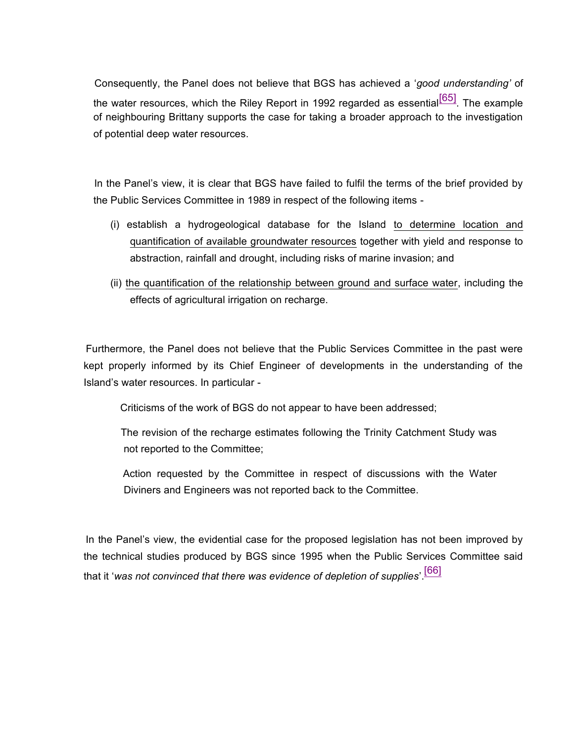Consequently, the Panel does not believe that BGS has achieved a '*good understanding'* of the water resources, which the Riley Report in 1992 regarded as essential[65]. The example of neighbouring Brittany supports the case for taking a broader approach to the investigation of potential deep water resources.

In the Panel's view, it is clear that BGS have failed to fulfil the terms of the brief provided by the Public Services Committee in 1989 in respect of the following items -

(i) establish a hydrogeological database for the Island <u>to determine location and quantification of available groundwater resources</u> together with yield and response to abstraction, rainfall and drought, including risks of marine invasion; and

(ii) <u>the quantification of the relationship between ground and surface water</u>, including the effects of agricultural irrigation on recharge.

Furthermore, the Panel does not believe that the Public Services Committee in the past were kept properly informed by its Chief Engineer of developments in the understanding of the Island's water resources. In particular -

Criticisms of the work of BGS do not appear to have been addressed;

The revision of the recharge estimates following the Trinity Catchment Study was not reported to the Committee;

Action requested by the Committee in respect of discussions with the Water Diviners and Engineers was not reported back to the Committee.

In the Panel's view, the evidential case for the proposed legislation has not been improved by the technical studies produced by BGS since 1995 when the Public Services Committee said that it '*was not convinced that there was evidence of depletion of supplies*'.[66]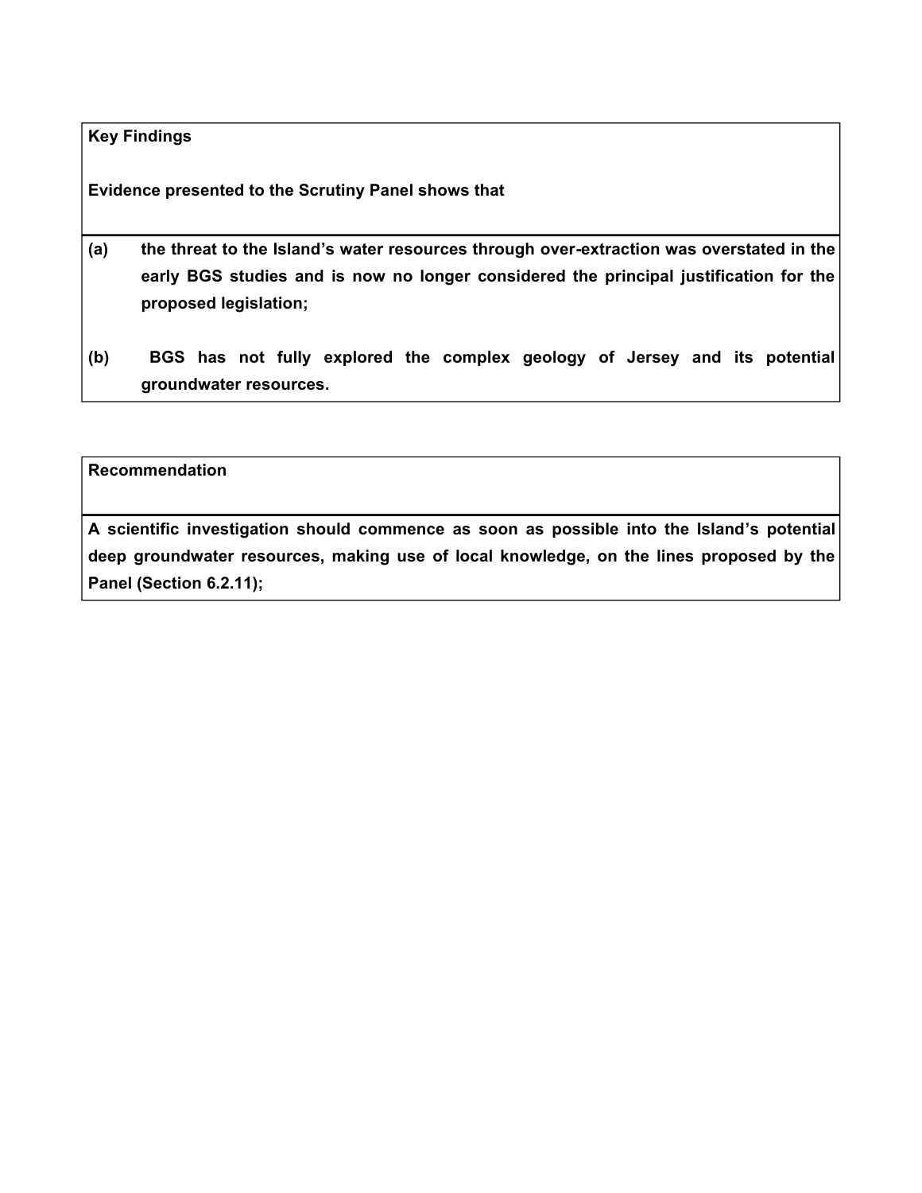| **Key Findings** | |
|---|---|
| **Evidence presented to the Scrutiny Panel shows that** | |
| **(a)** | **the threat to the Island's water resources through over-extraction was overstated in the early BGS studies and is now no longer considered the principal justification for the proposed legislation;** |
| **(b)** | **BGS has not fully explored the complex geology of Jersey and its potential groundwater resources.** |

| **Recommendation** |
|---|
| **A scientific investigation should commence as soon as possible into the Island's potential deep groundwater resources, making use of local knowledge, on the lines proposed by the Panel (Section 6.2.11);** |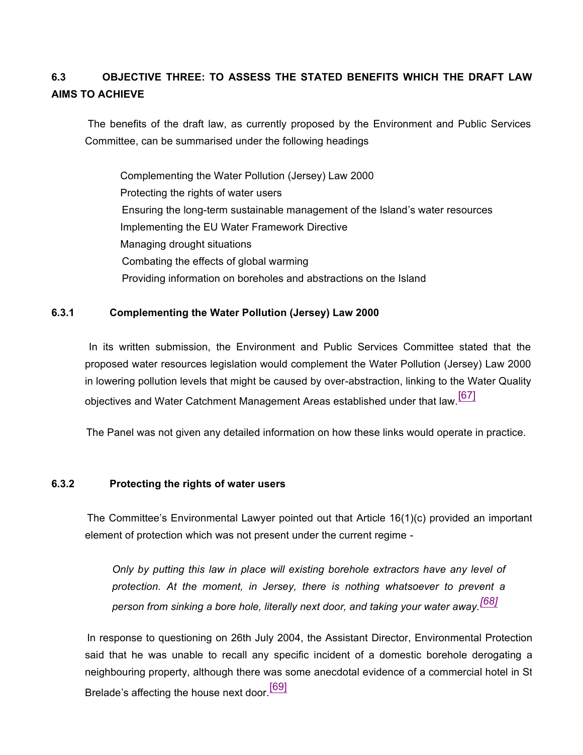## 6.3 OBJECTIVE THREE: TO ASSESS THE STATED BENEFITS WHICH THE DRAFT LAW AIMS TO ACHIEVE

The benefits of the draft law, as currently proposed by the Environment and Public Services Committee, can be summarised under the following headings

- Complementing the Water Pollution (Jersey) Law 2000
- Protecting the rights of water users
- Ensuring the long-term sustainable management of the Island's water resources
- Implementing the EU Water Framework Directive
- Managing drought situations
- Combating the effects of global warming
- Providing information on boreholes and abstractions on the Island

### 6.3.1 Complementing the Water Pollution (Jersey) Law 2000

In its written submission, the Environment and Public Services Committee stated that the proposed water resources legislation would complement the Water Pollution (Jersey) Law 2000 in lowering pollution levels that might be caused by over-abstraction, linking to the Water Quality objectives and Water Catchment Management Areas established under that law.[67]

The Panel was not given any detailed information on how these links would operate in practice.

### 6.3.2 Protecting the rights of water users

The Committee's Environmental Lawyer pointed out that Article 16(1)(c) provided an important element of protection which was not present under the current regime -

> *Only by putting this law in place will existing borehole extractors have any level of protection. At the moment, in Jersey, there is nothing whatsoever to prevent a person from sinking a bore hole, literally next door, and taking your water away.*[68]

In response to questioning on 26th July 2004, the Assistant Director, Environmental Protection said that he was unable to recall any specific incident of a domestic borehole derogating a neighbouring property, although there was some anecdotal evidence of a commercial hotel in St Brelade's affecting the house next door.[69]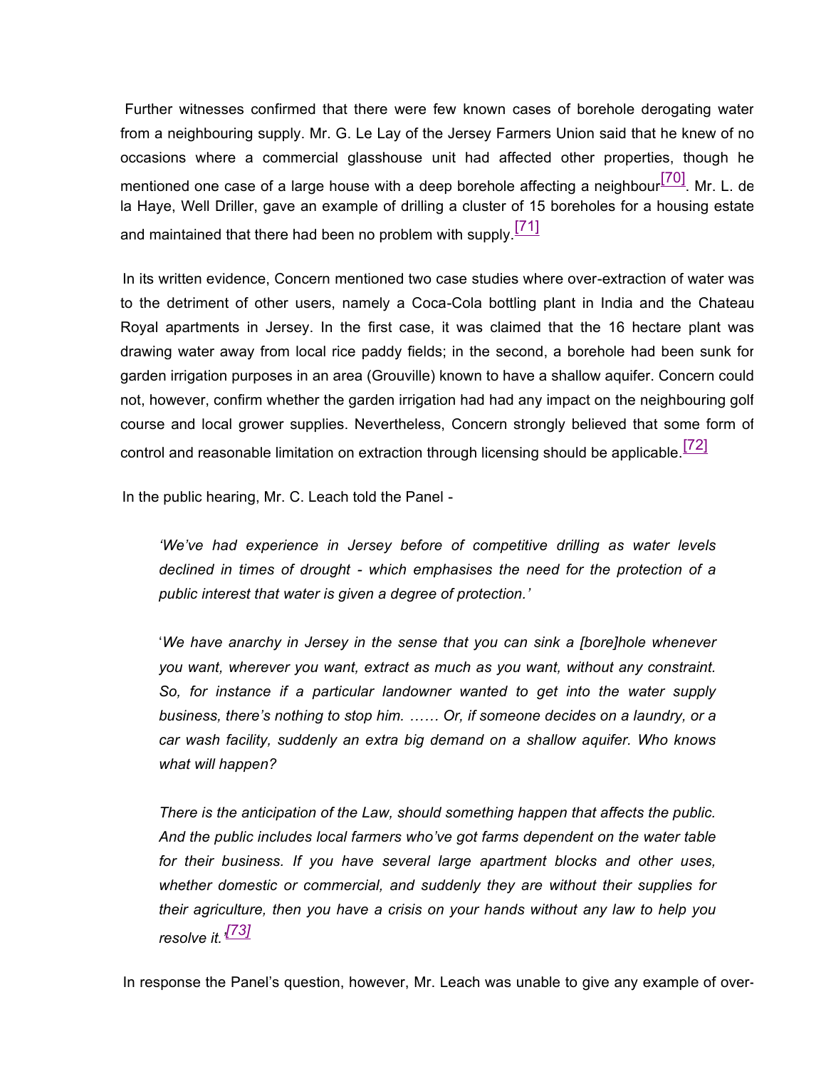Further witnesses confirmed that there were few known cases of borehole derogating water from a neighbouring supply. Mr. G. Le Lay of the Jersey Farmers Union said that he knew of no occasions where a commercial glasshouse unit had affected other properties, though he mentioned one case of a large house with a deep borehole affecting a neighbour[70]. Mr. L. de la Haye, Well Driller, gave an example of drilling a cluster of 15 boreholes for a housing estate and maintained that there had been no problem with supply.[71]

In its written evidence, Concern mentioned two case studies where over-extraction of water was to the detriment of other users, namely a Coca-Cola bottling plant in India and the Chateau Royal apartments in Jersey. In the first case, it was claimed that the 16 hectare plant was drawing water away from local rice paddy fields; in the second, a borehole had been sunk for garden irrigation purposes in an area (Grouville) known to have a shallow aquifer. Concern could not, however, confirm whether the garden irrigation had had any impact on the neighbouring golf course and local grower supplies. Nevertheless, Concern strongly believed that some form of control and reasonable limitation on extraction through licensing should be applicable.[72]

In the public hearing, Mr. C. Leach told the Panel -

> *'We've had experience in Jersey before of competitive drilling as water levels declined in times of drought - which emphasises the need for the protection of a public interest that water is given a degree of protection.'*
>
> '*We have anarchy in Jersey in the sense that you can sink a [bore]hole whenever you want, wherever you want, extract as much as you want, without any constraint. So, for instance if a particular landowner wanted to get into the water supply business, there's nothing to stop him. …… Or, if someone decides on a laundry, or a car wash facility, suddenly an extra big demand on a shallow aquifer. Who knows what will happen?*
>
> *There is the anticipation of the Law, should something happen that affects the public. And the public includes local farmers who've got farms dependent on the water table for their business. If you have several large apartment blocks and other uses, whether domestic or commercial, and suddenly they are without their supplies for their agriculture, then you have a crisis on your hands without any law to help you resolve it.'*[73]

In response the Panel's question, however, Mr. Leach was unable to give any example of over-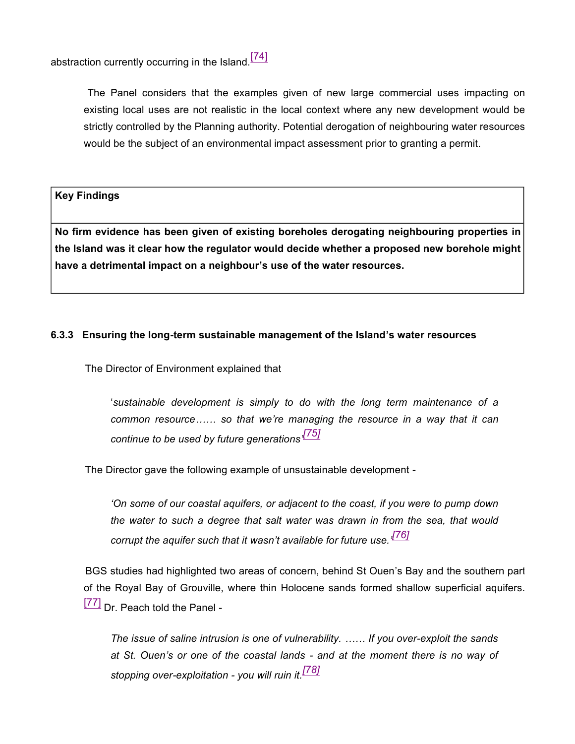abstraction currently occurring in the Island.[74]

The Panel considers that the examples given of new large commercial uses impacting on existing local uses are not realistic in the local context where any new development would be strictly controlled by the Planning authority. Potential derogation of neighbouring water resources would be the subject of an environmental impact assessment prior to granting a permit.

| **Key Findings** |
|---|
| **No firm evidence has been given of existing boreholes derogating neighbouring properties in the Island was it clear how the regulator would decide whether a proposed new borehole might have a detrimental impact on a neighbour's use of the water resources.** |

### 6.3.3 Ensuring the long-term sustainable management of the Island's water resources

The Director of Environment explained that

> '*sustainable development is simply to do with the long term maintenance of a common resource…… so that we're managing the resource in a way that it can continue to be used by future generations'*[75]

The Director gave the following example of unsustainable development -

> *'On some of our coastal aquifers, or adjacent to the coast, if you were to pump down the water to such a degree that salt water was drawn in from the sea, that would corrupt the aquifer such that it wasn't available for future use.'*[76]

BGS studies had highlighted two areas of concern, behind St Ouen's Bay and the southern part of the Royal Bay of Grouville, where thin Holocene sands formed shallow superficial aquifers.[77] Dr. Peach told the Panel -

> *The issue of saline intrusion is one of vulnerability. …… If you over-exploit the sands at St. Ouen's or one of the coastal lands - and at the moment there is no way of stopping over-exploitation - you will ruin it.*[78]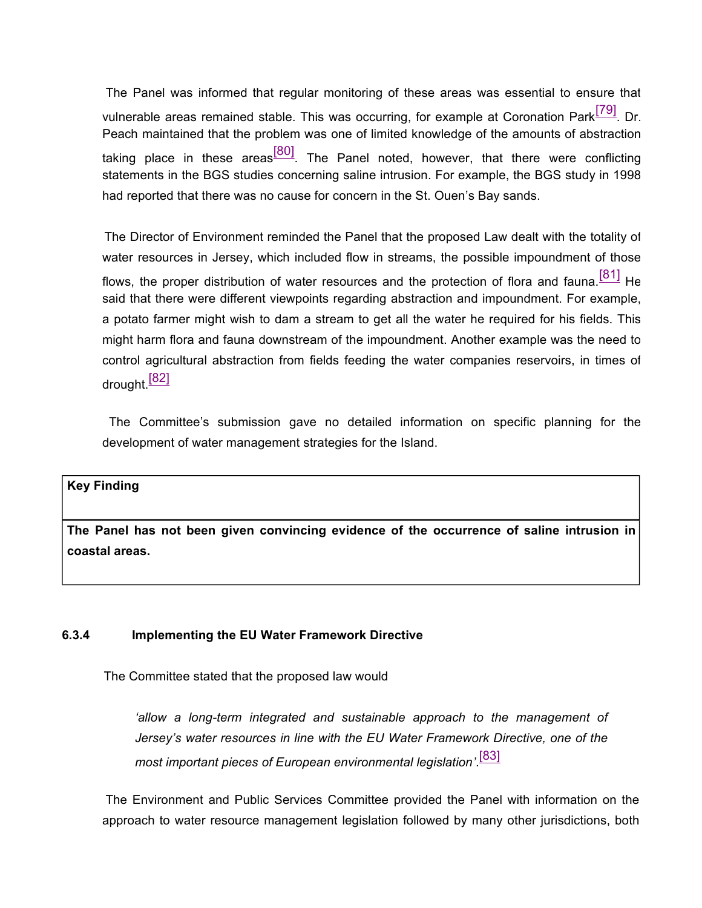The Panel was informed that regular monitoring of these areas was essential to ensure that vulnerable areas remained stable. This was occurring, for example at Coronation Park[79]. Dr. Peach maintained that the problem was one of limited knowledge of the amounts of abstraction taking place in these areas[80]. The Panel noted, however, that there were conflicting statements in the BGS studies concerning saline intrusion. For example, the BGS study in 1998 had reported that there was no cause for concern in the St. Ouen's Bay sands.

The Director of Environment reminded the Panel that the proposed Law dealt with the totality of water resources in Jersey, which included flow in streams, the possible impoundment of those flows, the proper distribution of water resources and the protection of flora and fauna.[81] He said that there were different viewpoints regarding abstraction and impoundment. For example, a potato farmer might wish to dam a stream to get all the water he required for his fields. This might harm flora and fauna downstream of the impoundment. Another example was the need to control agricultural abstraction from fields feeding the water companies reservoirs, in times of drought.[82]

The Committee's submission gave no detailed information on specific planning for the development of water management strategies for the Island.

| **Key Finding** |
| --- |
| **The Panel has not been given convincing evidence of the occurrence of saline intrusion in coastal areas.** |

### 6.3.4 Implementing the EU Water Framework Directive

The Committee stated that the proposed law would

> *'allow a long-term integrated and sustainable approach to the management of Jersey's water resources in line with the EU Water Framework Directive, one of the most important pieces of European environmental legislation'*.[83]

The Environment and Public Services Committee provided the Panel with information on the approach to water resource management legislation followed by many other jurisdictions, both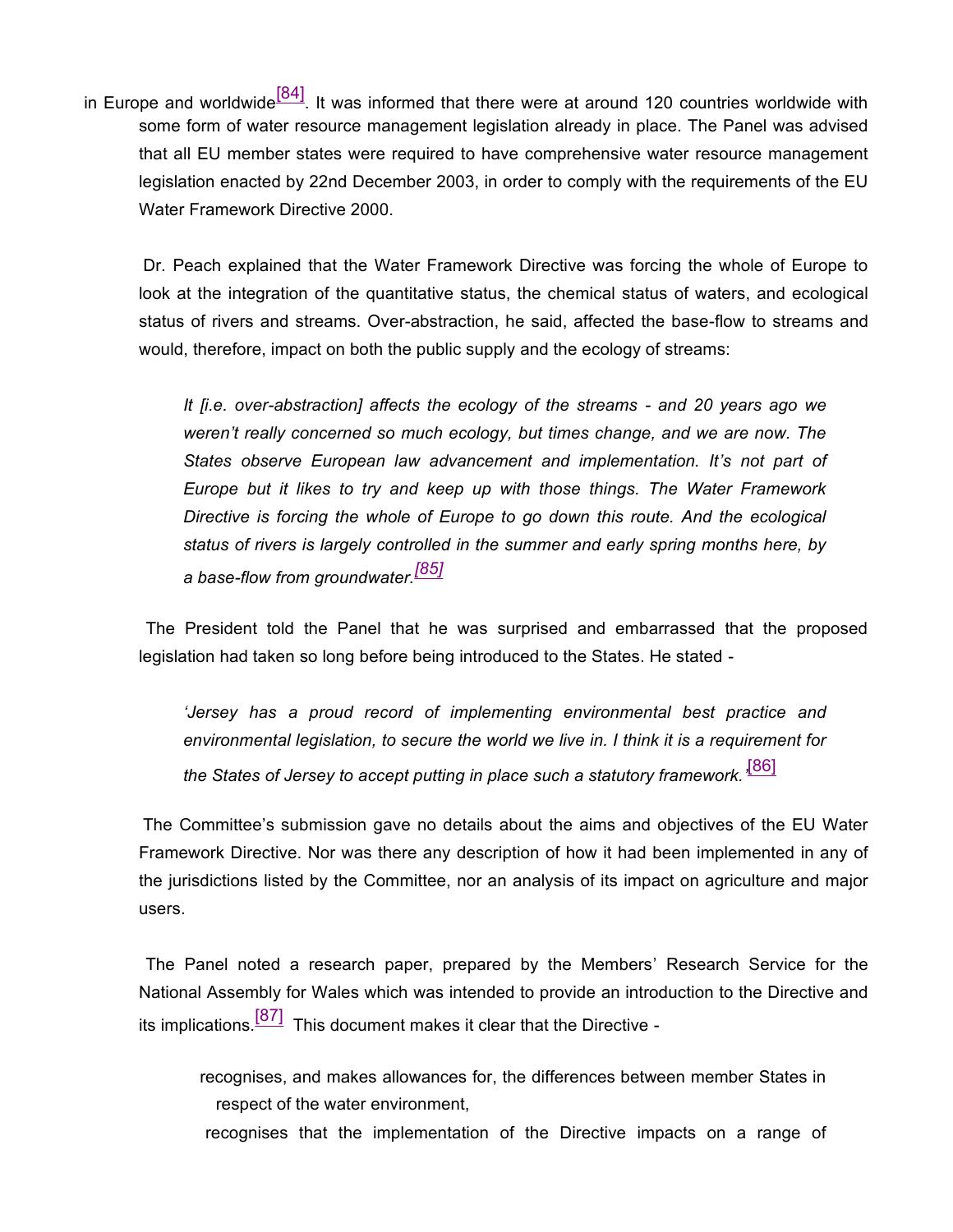in Europe and worldwide[84]. It was informed that there were at around 120 countries worldwide with some form of water resource management legislation already in place. The Panel was advised that all EU member states were required to have comprehensive water resource management legislation enacted by 22nd December 2003, in order to comply with the requirements of the EU Water Framework Directive 2000.

Dr. Peach explained that the Water Framework Directive was forcing the whole of Europe to look at the integration of the quantitative status, the chemical status of waters, and ecological status of rivers and streams. Over-abstraction, he said, affected the base-flow to streams and would, therefore, impact on both the public supply and the ecology of streams:

> *It [i.e. over-abstraction] affects the ecology of the streams - and 20 years ago we weren't really concerned so much ecology, but times change, and we are now. The States observe European law advancement and implementation. It's not part of Europe but it likes to try and keep up with those things. The Water Framework Directive is forcing the whole of Europe to go down this route. And the ecological status of rivers is largely controlled in the summer and early spring months here, by a base-flow from groundwater.*[85]

The President told the Panel that he was surprised and embarrassed that the proposed legislation had taken so long before being introduced to the States. He stated -

> *'Jersey has a proud record of implementing environmental best practice and environmental legislation, to secure the world we live in. I think it is a requirement for the States of Jersey to accept putting in place such a statutory framework.'*[86]

The Committee's submission gave no details about the aims and objectives of the EU Water Framework Directive. Nor was there any description of how it had been implemented in any of the jurisdictions listed by the Committee, nor an analysis of its impact on agriculture and major users.

The Panel noted a research paper, prepared by the Members' Research Service for the National Assembly for Wales which was intended to provide an introduction to the Directive and its implications.[87] This document makes it clear that the Directive -

- recognises, and makes allowances for, the differences between member States in respect of the water environment,
- recognises that the implementation of the Directive impacts on a range of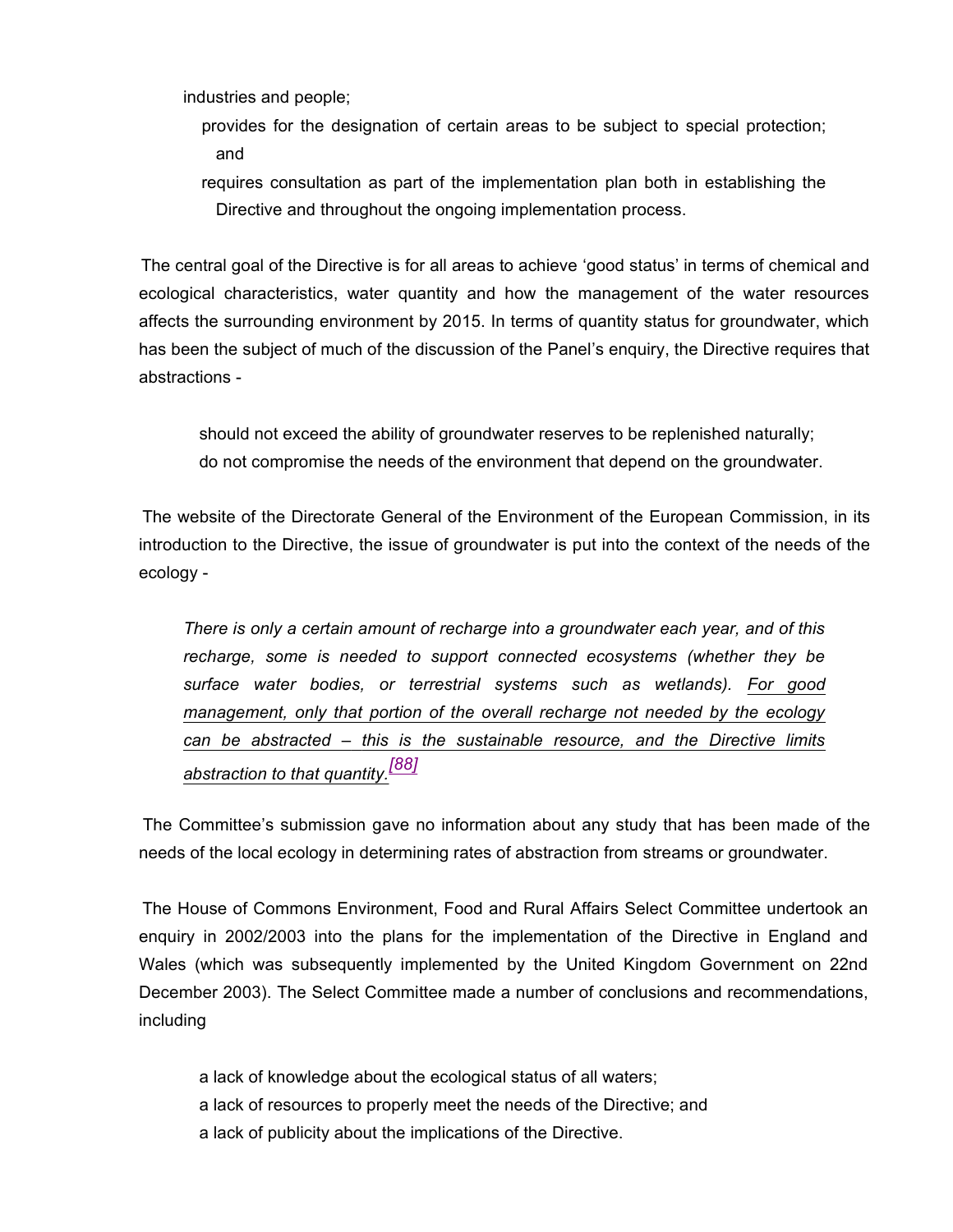industries and people;

- provides for the designation of certain areas to be subject to special protection; and
- requires consultation as part of the implementation plan both in establishing the Directive and throughout the ongoing implementation process.

The central goal of the Directive is for all areas to achieve 'good status' in terms of chemical and ecological characteristics, water quantity and how the management of the water resources affects the surrounding environment by 2015. In terms of quantity status for groundwater, which has been the subject of much of the discussion of the Panel's enquiry, the Directive requires that abstractions -

- should not exceed the ability of groundwater reserves to be replenished naturally;
- do not compromise the needs of the environment that depend on the groundwater.

The website of the Directorate General of the Environment of the European Commission, in its introduction to the Directive, the issue of groundwater is put into the context of the needs of the ecology -

> *There is only a certain amount of recharge into a groundwater each year, and of this recharge, some is needed to support connected ecosystems (whether they be surface water bodies, or terrestrial systems such as wetlands). For good management, only that portion of the overall recharge not needed by the ecology can be abstracted – this is the sustainable resource, and the Directive limits abstraction to that quantity.*[88]

The Committee's submission gave no information about any study that has been made of the needs of the local ecology in determining rates of abstraction from streams or groundwater.

The House of Commons Environment, Food and Rural Affairs Select Committee undertook an enquiry in 2002/2003 into the plans for the implementation of the Directive in England and Wales (which was subsequently implemented by the United Kingdom Government on 22nd December 2003). The Select Committee made a number of conclusions and recommendations, including

- a lack of knowledge about the ecological status of all waters;
- a lack of resources to properly meet the needs of the Directive; and
- a lack of publicity about the implications of the Directive.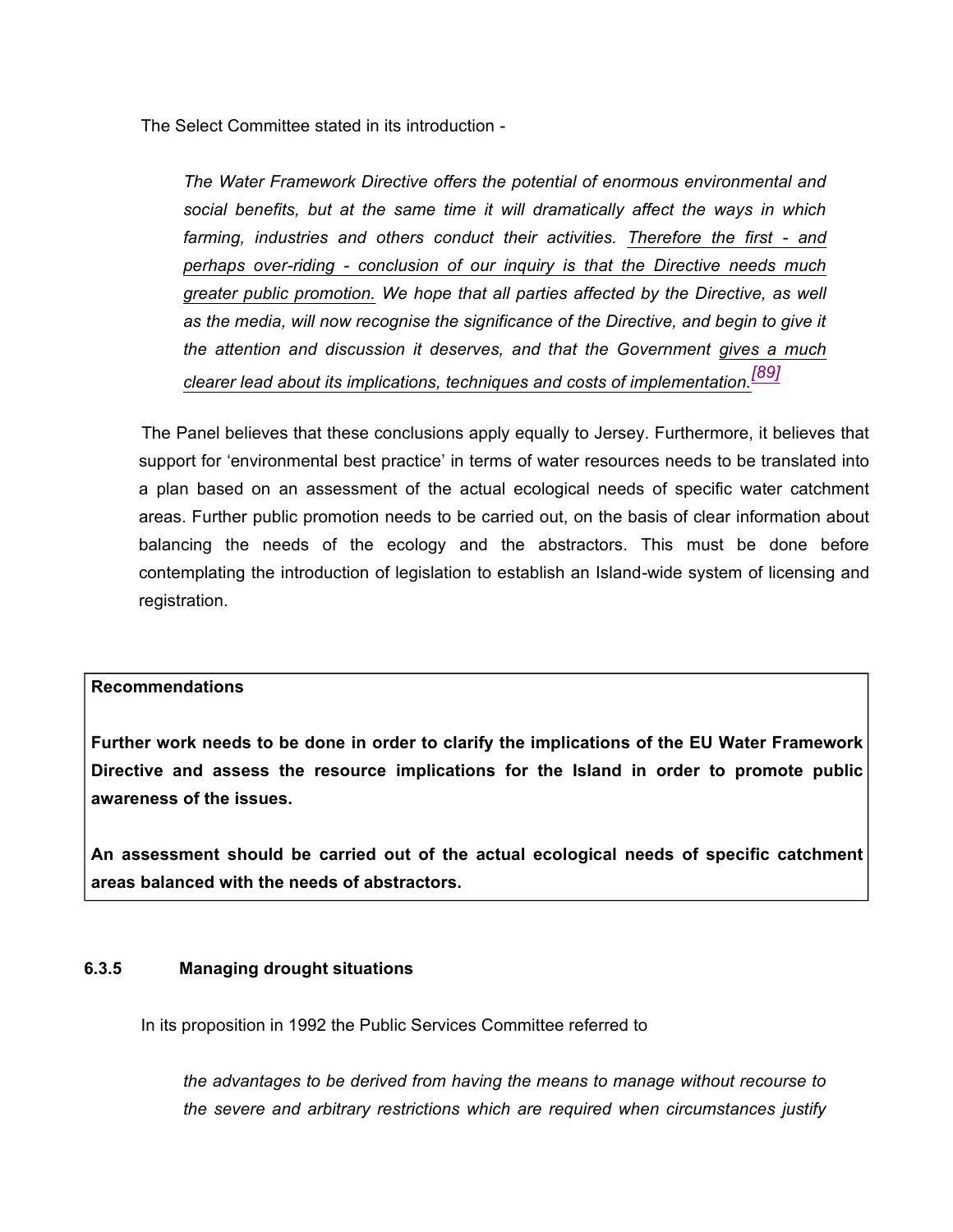The Select Committee stated in its introduction -

> *The Water Framework Directive offers the potential of enormous environmental and social benefits, but at the same time it will dramatically affect the ways in which farming, industries and others conduct their activities. Therefore the first - and perhaps over-riding - conclusion of our inquiry is that the Directive needs much greater public promotion. We hope that all parties affected by the Directive, as well as the media, will now recognise the significance of the Directive, and begin to give it the attention and discussion it deserves, and that the Government gives a much clearer lead about its implications, techniques and costs of implementation.*[89]

The Panel believes that these conclusions apply equally to Jersey. Furthermore, it believes that support for 'environmental best practice' in terms of water resources needs to be translated into a plan based on an assessment of the actual ecological needs of specific water catchment areas. Further public promotion needs to be carried out, on the basis of clear information about balancing the needs of the ecology and the abstractors. This must be done before contemplating the introduction of legislation to establish an Island-wide system of licensing and registration.

**Recommendations**

**Further work needs to be done in order to clarify the implications of the EU Water Framework Directive and assess the resource implications for the Island in order to promote public awareness of the issues.**

**An assessment should be carried out of the actual ecological needs of specific catchment areas balanced with the needs of abstractors.**

### 6.3.5 Managing drought situations

In its proposition in 1992 the Public Services Committee referred to

> *the advantages to be derived from having the means to manage without recourse to the severe and arbitrary restrictions which are required when circumstances justify*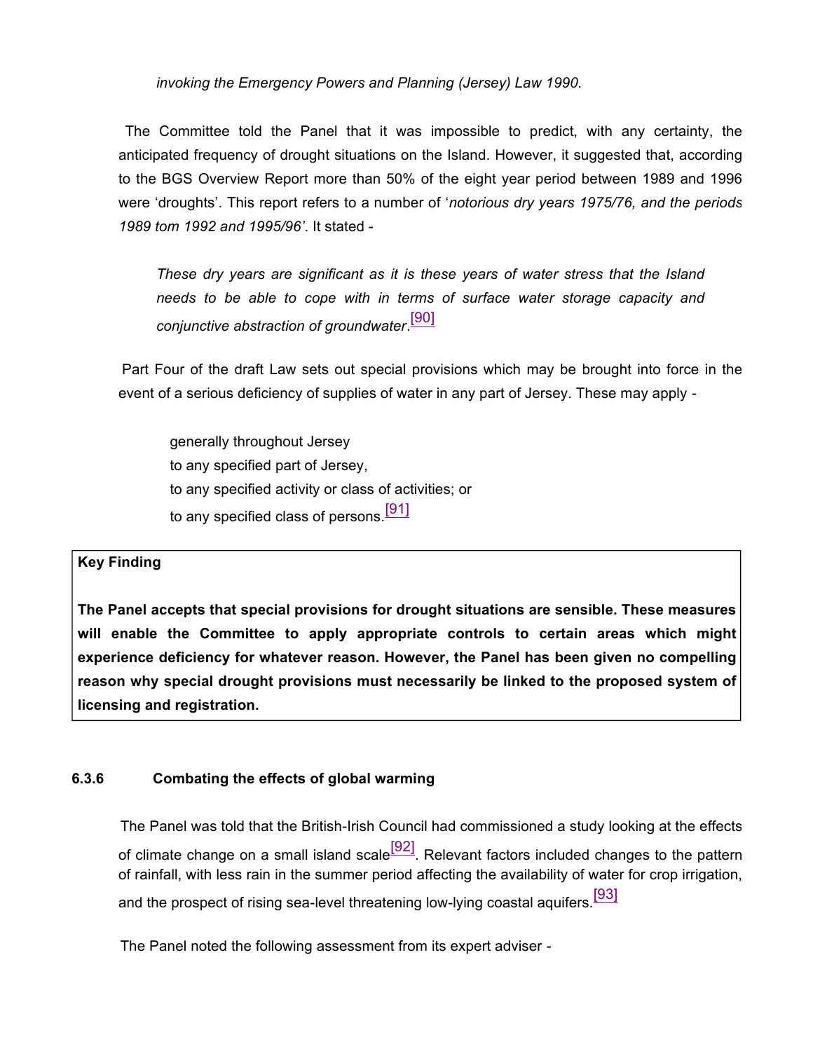*invoking the Emergency Powers and Planning (Jersey) Law 1990.*

The Committee told the Panel that it was impossible to predict, with any certainty, the anticipated frequency of drought situations on the Island. However, it suggested that, according to the BGS Overview Report more than 50% of the eight year period between 1989 and 1996 were 'droughts'. This report refers to a number of '*notorious dry years 1975/76, and the periods 1989 tom 1992 and 1995/96'*. It stated -

> *These dry years are significant as it is these years of water stress that the Island needs to be able to cope with in terms of surface water storage capacity and conjunctive abstraction of groundwater*.[90]

Part Four of the draft Law sets out special provisions which may be brought into force in the event of a serious deficiency of supplies of water in any part of Jersey. These may apply -

- generally throughout Jersey
- to any specified part of Jersey,
- to any specified activity or class of activities; or
- to any specified class of persons.[91]

**Key Finding**

**The Panel accepts that special provisions for drought situations are sensible. These measures will enable the Committee to apply appropriate controls to certain areas which might experience deficiency for whatever reason. However, the Panel has been given no compelling reason why special drought provisions must necessarily be linked to the proposed system of licensing and registration.**

### 6.3.6 Combating the effects of global warming

The Panel was told that the British-Irish Council had commissioned a study looking at the effects of climate change on a small island scale[92]. Relevant factors included changes to the pattern of rainfall, with less rain in the summer period affecting the availability of water for crop irrigation, and the prospect of rising sea-level threatening low-lying coastal aquifers.[93]

The Panel noted the following assessment from its expert adviser -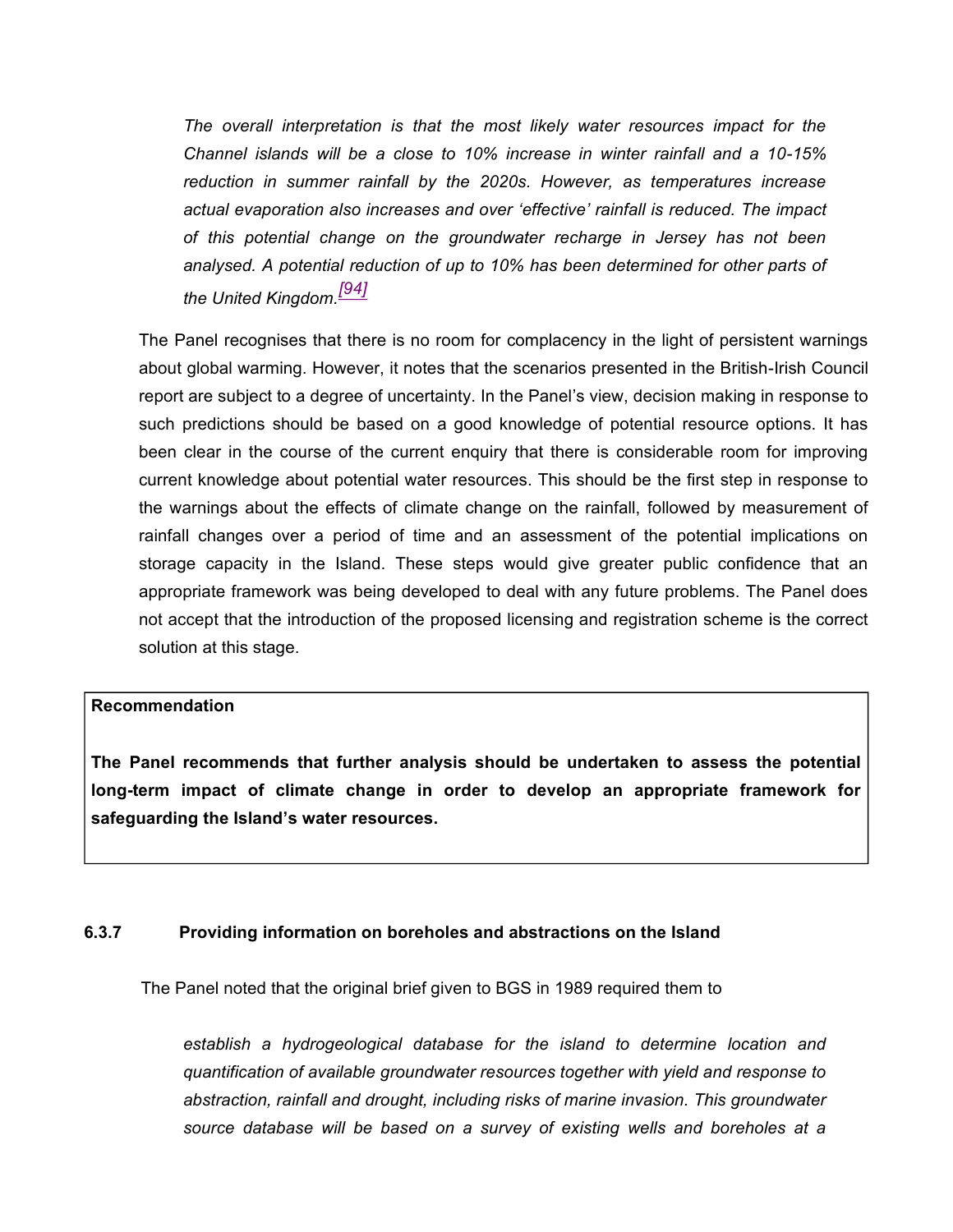*The overall interpretation is that the most likely water resources impact for the Channel islands will be a close to 10% increase in winter rainfall and a 10-15% reduction in summer rainfall by the 2020s. However, as temperatures increase actual evaporation also increases and over 'effective' rainfall is reduced. The impact of this potential change on the groundwater recharge in Jersey has not been analysed. A potential reduction of up to 10% has been determined for other parts of the United Kingdom.*[94]

The Panel recognises that there is no room for complacency in the light of persistent warnings about global warming. However, it notes that the scenarios presented in the British-Irish Council report are subject to a degree of uncertainty. In the Panel's view, decision making in response to such predictions should be based on a good knowledge of potential resource options. It has been clear in the course of the current enquiry that there is considerable room for improving current knowledge about potential water resources. This should be the first step in response to the warnings about the effects of climate change on the rainfall, followed by measurement of rainfall changes over a period of time and an assessment of the potential implications on storage capacity in the Island. These steps would give greater public confidence that an appropriate framework was being developed to deal with any future problems. The Panel does not accept that the introduction of the proposed licensing and registration scheme is the correct solution at this stage.

**Recommendation**

**The Panel recommends that further analysis should be undertaken to assess the potential long-term impact of climate change in order to develop an appropriate framework for safeguarding the Island's water resources.**

### 6.3.7 Providing information on boreholes and abstractions on the Island

The Panel noted that the original brief given to BGS in 1989 required them to

*establish a hydrogeological database for the island to determine location and quantification of available groundwater resources together with yield and response to abstraction, rainfall and drought, including risks of marine invasion. This groundwater source database will be based on a survey of existing wells and boreholes at a*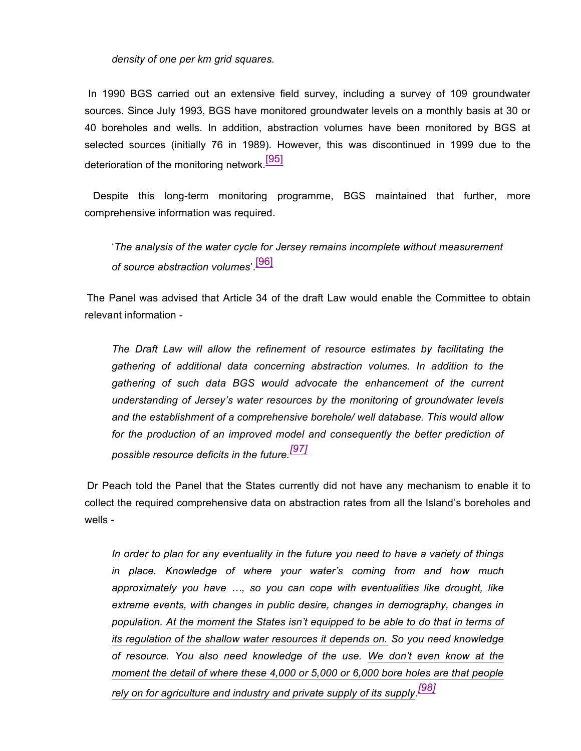*density of one per km grid squares.*

In 1990 BGS carried out an extensive field survey, including a survey of 109 groundwater sources. Since July 1993, BGS have monitored groundwater levels on a monthly basis at 30 or 40 boreholes and wells. In addition, abstraction volumes have been monitored by BGS at selected sources (initially 76 in 1989). However, this was discontinued in 1999 due to the deterioration of the monitoring network.[95]

Despite this long-term monitoring programme, BGS maintained that further, more comprehensive information was required.

> '*The analysis of the water cycle for Jersey remains incomplete without measurement of source abstraction volumes*'.[96]

The Panel was advised that Article 34 of the draft Law would enable the Committee to obtain relevant information -

> *The Draft Law will allow the refinement of resource estimates by facilitating the gathering of additional data concerning abstraction volumes. In addition to the gathering of such data BGS would advocate the enhancement of the current understanding of Jersey's water resources by the monitoring of groundwater levels and the establishment of a comprehensive borehole/ well database. This would allow for the production of an improved model and consequently the better prediction of possible resource deficits in the future.*[97]

Dr Peach told the Panel that the States currently did not have any mechanism to enable it to collect the required comprehensive data on abstraction rates from all the Island's boreholes and wells -

> *In order to plan for any eventuality in the future you need to have a variety of things in place. Knowledge of where your water's coming from and how much approximately you have …, so you can cope with eventualities like drought, like extreme events, with changes in public desire, changes in demography, changes in population. At the moment the States isn't equipped to be able to do that in terms of its regulation of the shallow water resources it depends on. So you need knowledge of resource. You also need knowledge of the use. We don't even know at the moment the detail of where these 4,000 or 5,000 or 6,000 bore holes are that people rely on for agriculture and industry and private supply of its supply.*[98]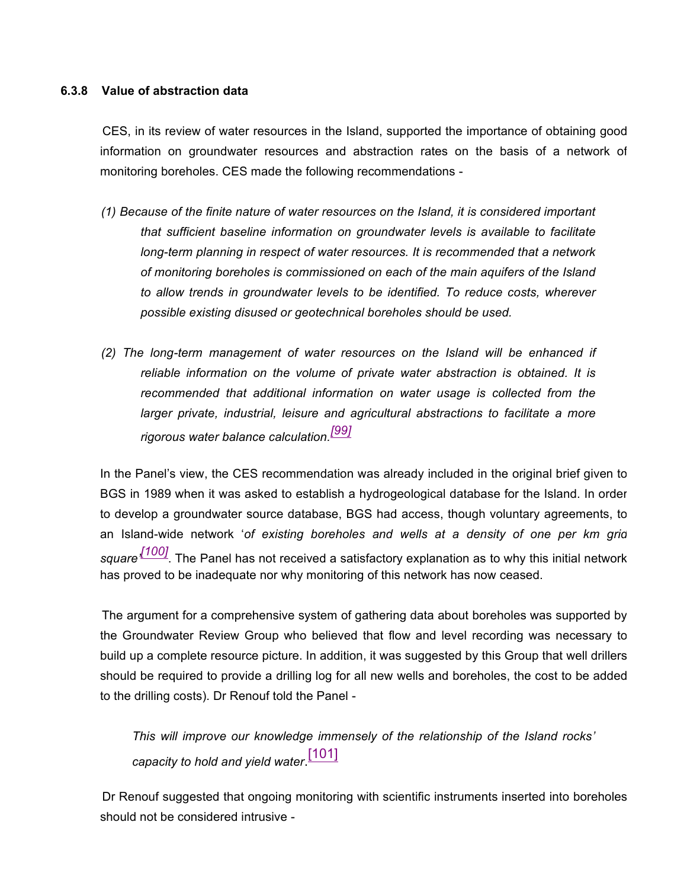### 6.3.8 Value of abstraction data

CES, in its review of water resources in the Island, supported the importance of obtaining good information on groundwater resources and abstraction rates on the basis of a network of monitoring boreholes. CES made the following recommendations -

*(1) Because of the finite nature of water resources on the Island, it is considered important that sufficient baseline information on groundwater levels is available to facilitate long-term planning in respect of water resources. It is recommended that a network of monitoring boreholes is commissioned on each of the main aquifers of the Island to allow trends in groundwater levels to be identified. To reduce costs, wherever possible existing disused or geotechnical boreholes should be used.*

*(2) The long-term management of water resources on the Island will be enhanced if reliable information on the volume of private water abstraction is obtained. It is recommended that additional information on water usage is collected from the larger private, industrial, leisure and agricultural abstractions to facilitate a more rigorous water balance calculation.*[99]

In the Panel's view, the CES recommendation was already included in the original brief given to BGS in 1989 when it was asked to establish a hydrogeological database for the Island. In order to develop a groundwater source database, BGS had access, though voluntary agreements, to an Island-wide network '*of existing boreholes and wells at a density of one per km grid square*'[100]. The Panel has not received a satisfactory explanation as to why this initial network has proved to be inadequate nor why monitoring of this network has now ceased.

The argument for a comprehensive system of gathering data about boreholes was supported by the Groundwater Review Group who believed that flow and level recording was necessary to build up a complete resource picture. In addition, it was suggested by this Group that well drillers should be required to provide a drilling log for all new wells and boreholes, the cost to be added to the drilling costs). Dr Renouf told the Panel -

> *This will improve our knowledge immensely of the relationship of the Island rocks' capacity to hold and yield water*.[101]

Dr Renouf suggested that ongoing monitoring with scientific instruments inserted into boreholes should not be considered intrusive -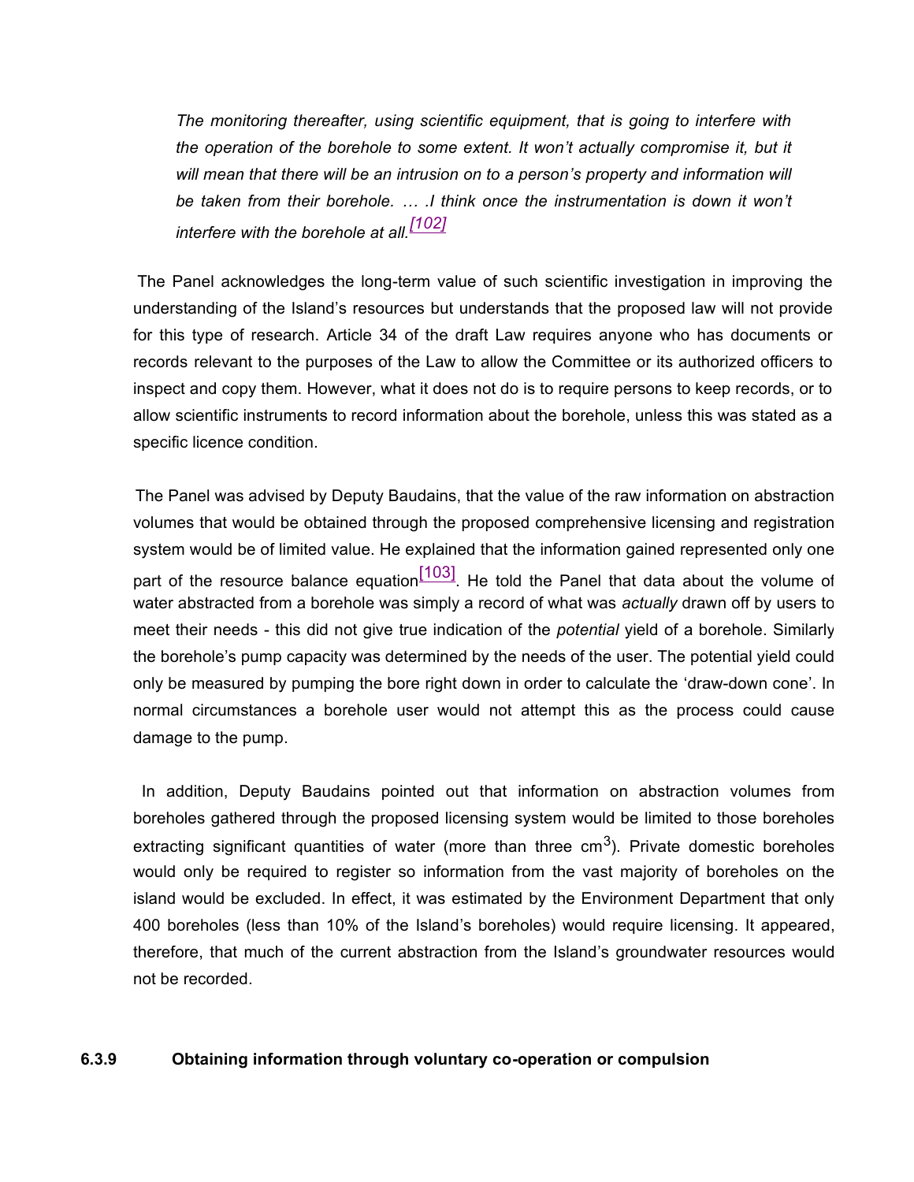*The monitoring thereafter, using scientific equipment, that is going to interfere with the operation of the borehole to some extent. It won't actually compromise it, but it will mean that there will be an intrusion on to a person's property and information will be taken from their borehole. … .I think once the instrumentation is down it won't interfere with the borehole at all.*[102]

The Panel acknowledges the long-term value of such scientific investigation in improving the understanding of the Island's resources but understands that the proposed law will not provide for this type of research. Article 34 of the draft Law requires anyone who has documents or records relevant to the purposes of the Law to allow the Committee or its authorized officers to inspect and copy them. However, what it does not do is to require persons to keep records, or to allow scientific instruments to record information about the borehole, unless this was stated as a specific licence condition.

The Panel was advised by Deputy Baudains, that the value of the raw information on abstraction volumes that would be obtained through the proposed comprehensive licensing and registration system would be of limited value. He explained that the information gained represented only one part of the resource balance equation[103]. He told the Panel that data about the volume of water abstracted from a borehole was simply a record of what was *actually* drawn off by users to meet their needs - this did not give true indication of the *potential* yield of a borehole. Similarly the borehole's pump capacity was determined by the needs of the user. The potential yield could only be measured by pumping the bore right down in order to calculate the 'draw-down cone'. In normal circumstances a borehole user would not attempt this as the process could cause damage to the pump.

In addition, Deputy Baudains pointed out that information on abstraction volumes from boreholes gathered through the proposed licensing system would be limited to those boreholes extracting significant quantities of water (more than three $cm^3$). Private domestic boreholes would only be required to register so information from the vast majority of boreholes on the island would be excluded. In effect, it was estimated by the Environment Department that only 400 boreholes (less than 10% of the Island's boreholes) would require licensing. It appeared, therefore, that much of the current abstraction from the Island's groundwater resources would not be recorded.

#### 6.3.9 Obtaining information through voluntary co-operation or compulsion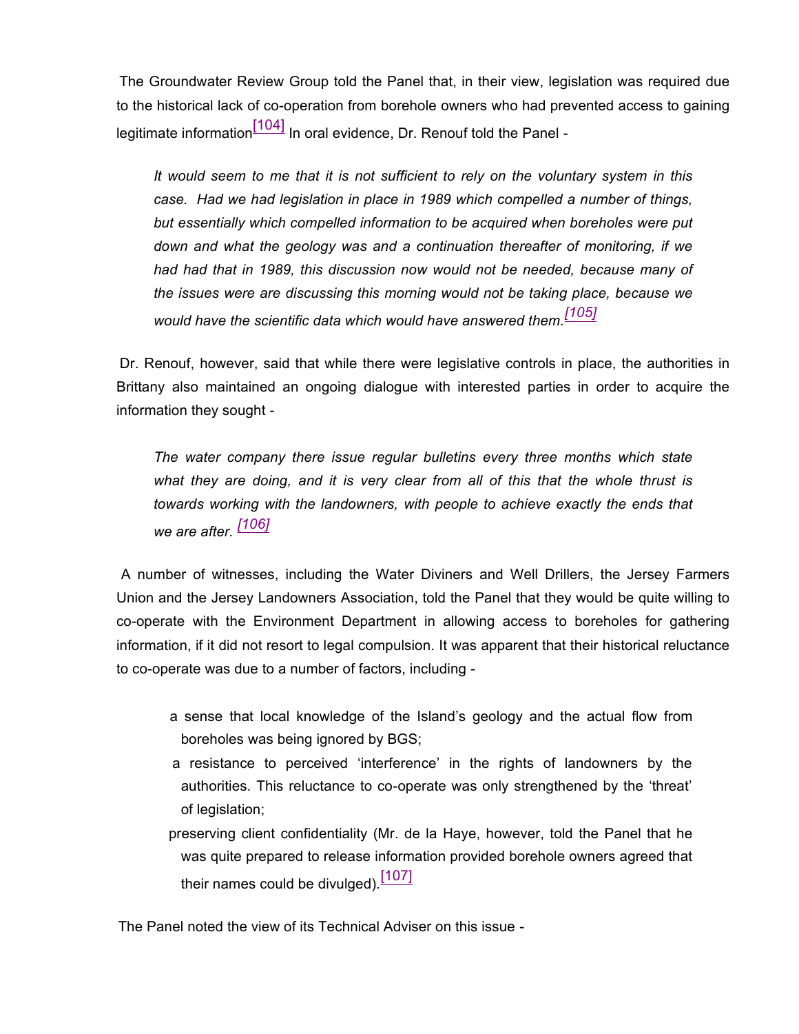The Groundwater Review Group told the Panel that, in their view, legislation was required due to the historical lack of co-operation from borehole owners who had prevented access to gaining legitimate information[104] In oral evidence, Dr. Renouf told the Panel -

> *It would seem to me that it is not sufficient to rely on the voluntary system in this case. Had we had legislation in place in 1989 which compelled a number of things, but essentially which compelled information to be acquired when boreholes were put down and what the geology was and a continuation thereafter of monitoring, if we had had that in 1989, this discussion now would not be needed, because many of the issues were are discussing this morning would not be taking place, because we would have the scientific data which would have answered them.*[105]

Dr. Renouf, however, said that while there were legislative controls in place, the authorities in Brittany also maintained an ongoing dialogue with interested parties in order to acquire the information they sought -

> *The water company there issue regular bulletins every three months which state what they are doing, and it is very clear from all of this that the whole thrust is towards working with the landowners, with people to achieve exactly the ends that we are after.* [106]

A number of witnesses, including the Water Diviners and Well Drillers, the Jersey Farmers Union and the Jersey Landowners Association, told the Panel that they would be quite willing to co-operate with the Environment Department in allowing access to boreholes for gathering information, if it did not resort to legal compulsion. It was apparent that their historical reluctance to co-operate was due to a number of factors, including -

- a sense that local knowledge of the Island's geology and the actual flow from boreholes was being ignored by BGS;
- a resistance to perceived 'interference' in the rights of landowners by the authorities. This reluctance to co-operate was only strengthened by the 'threat' of legislation;
- preserving client confidentiality (Mr. de la Haye, however, told the Panel that he was quite prepared to release information provided borehole owners agreed that their names could be divulged).[107]

The Panel noted the view of its Technical Adviser on this issue -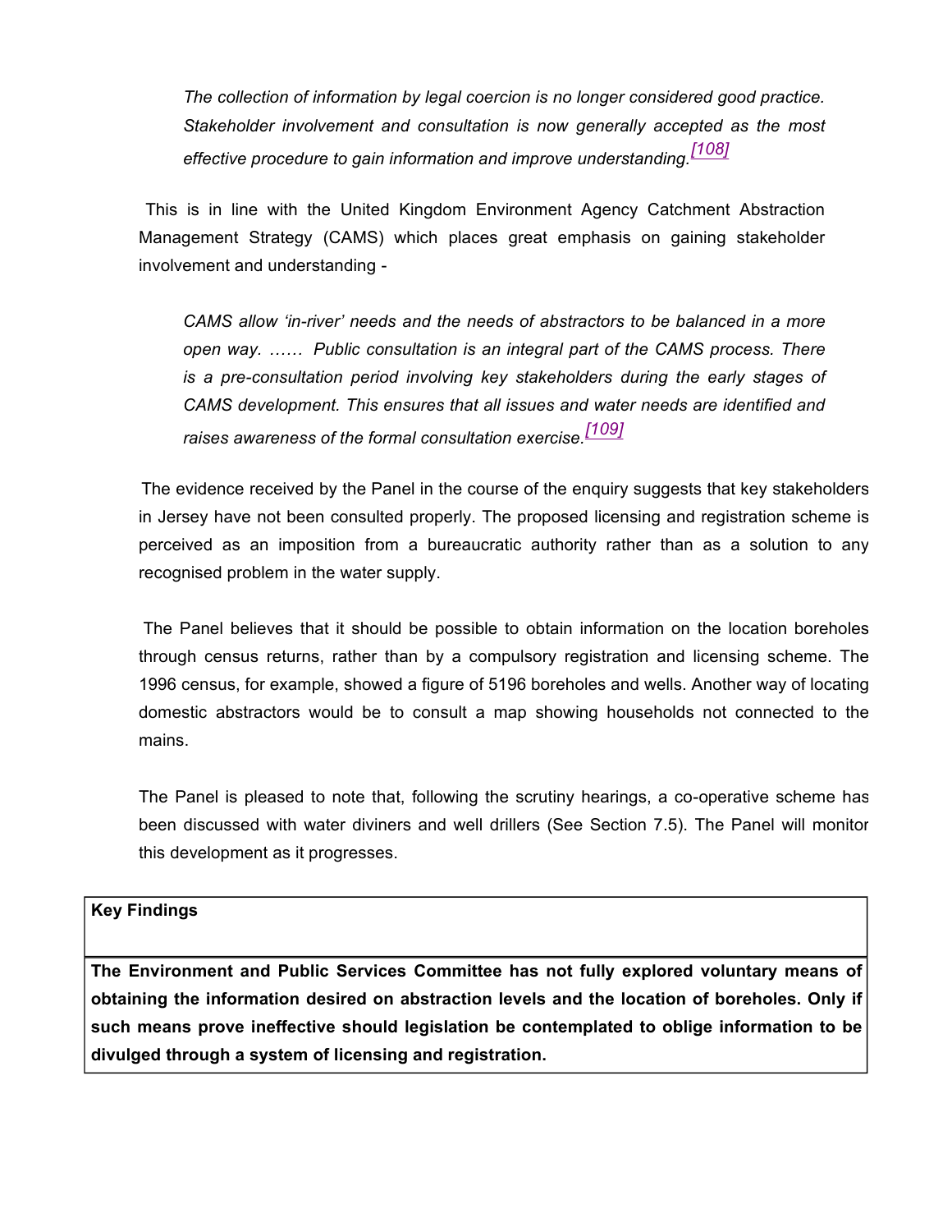*The collection of information by legal coercion is no longer considered good practice. Stakeholder involvement and consultation is now generally accepted as the most effective procedure to gain information and improve understanding.*[108]

This is in line with the United Kingdom Environment Agency Catchment Abstraction Management Strategy (CAMS) which places great emphasis on gaining stakeholder involvement and understanding -

*CAMS allow 'in-river' needs and the needs of abstractors to be balanced in a more open way. …… Public consultation is an integral part of the CAMS process. There is a pre-consultation period involving key stakeholders during the early stages of CAMS development. This ensures that all issues and water needs are identified and raises awareness of the formal consultation exercise.*[109]

The evidence received by the Panel in the course of the enquiry suggests that key stakeholders in Jersey have not been consulted properly. The proposed licensing and registration scheme is perceived as an imposition from a bureaucratic authority rather than as a solution to any recognised problem in the water supply.

The Panel believes that it should be possible to obtain information on the location boreholes through census returns, rather than by a compulsory registration and licensing scheme. The 1996 census, for example, showed a figure of 5196 boreholes and wells. Another way of locating domestic abstractors would be to consult a map showing households not connected to the mains.

The Panel is pleased to note that, following the scrutiny hearings, a co-operative scheme has been discussed with water diviners and well drillers (See Section 7.5). The Panel will monitor this development as it progresses.

| **Key Findings** |
|---|
| **The Environment and Public Services Committee has not fully explored voluntary means of obtaining the information desired on abstraction levels and the location of boreholes. Only if such means prove ineffective should legislation be contemplated to oblige information to be divulged through a system of licensing and registration.** |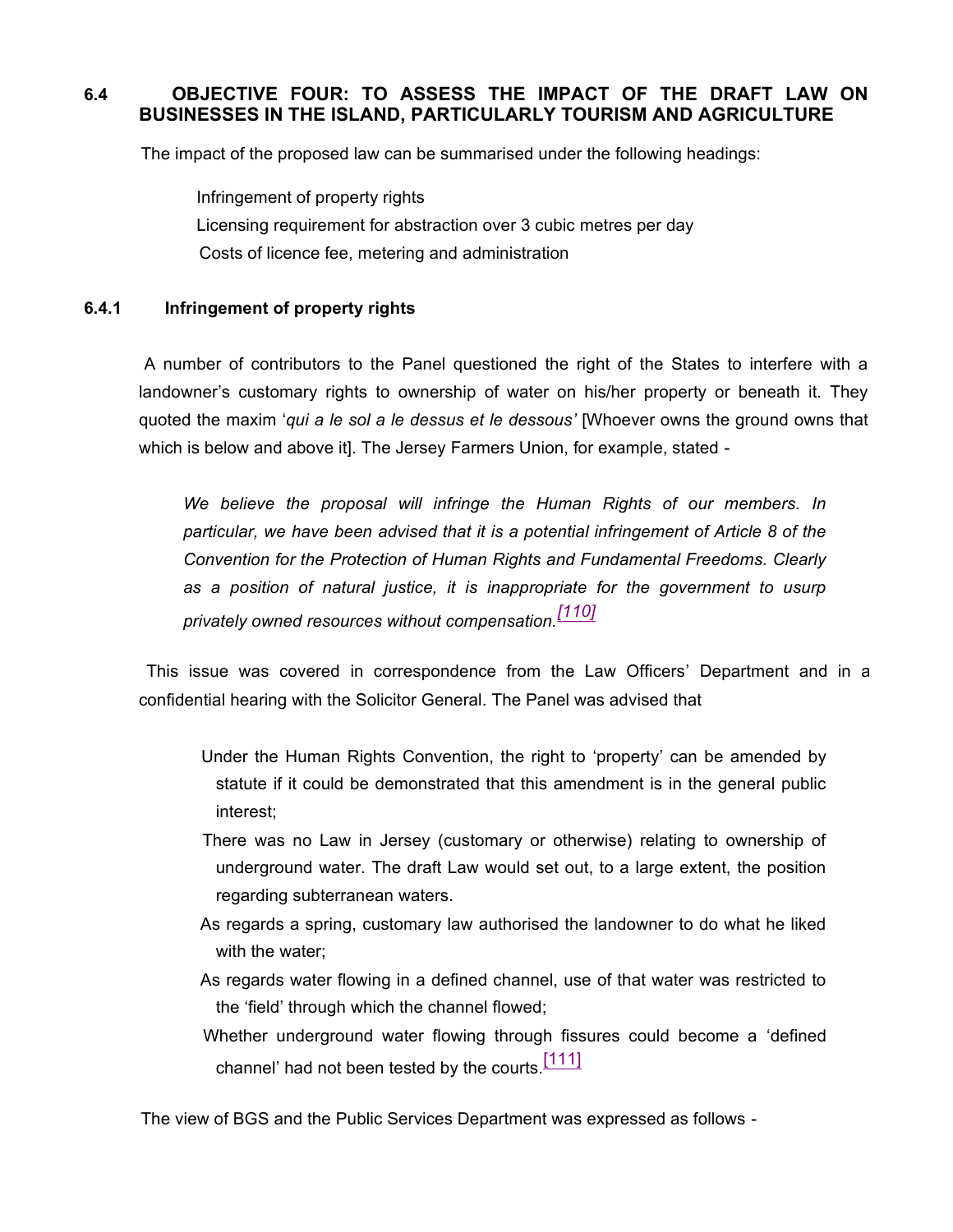## 6.4 OBJECTIVE FOUR: TO ASSESS THE IMPACT OF THE DRAFT LAW ON BUSINESSES IN THE ISLAND, PARTICULARLY TOURISM AND AGRICULTURE

The impact of the proposed law can be summarised under the following headings:

- Infringement of property rights
- Licensing requirement for abstraction over 3 cubic metres per day
- Costs of licence fee, metering and administration

### 6.4.1 Infringement of property rights

A number of contributors to the Panel questioned the right of the States to interfere with a landowner's customary rights to ownership of water on his/her property or beneath it. They quoted the maxim '*qui a le sol a le dessus et le dessous'* [Whoever owns the ground owns that which is below and above it]. The Jersey Farmers Union, for example, stated -

> *We believe the proposal will infringe the Human Rights of our members. In particular, we have been advised that it is a potential infringement of Article 8 of the Convention for the Protection of Human Rights and Fundamental Freedoms. Clearly as a position of natural justice, it is inappropriate for the government to usurp privately owned resources without compensation.*[110]

This issue was covered in correspondence from the Law Officers' Department and in a confidential hearing with the Solicitor General. The Panel was advised that

- Under the Human Rights Convention, the right to 'property' can be amended by statute if it could be demonstrated that this amendment is in the general public interest;
- There was no Law in Jersey (customary or otherwise) relating to ownership of underground water. The draft Law would set out, to a large extent, the position regarding subterranean waters.
- As regards a spring, customary law authorised the landowner to do what he liked with the water;
- As regards water flowing in a defined channel, use of that water was restricted to the 'field' through which the channel flowed;
- Whether underground water flowing through fissures could become a 'defined channel' had not been tested by the courts.[111]

The view of BGS and the Public Services Department was expressed as follows -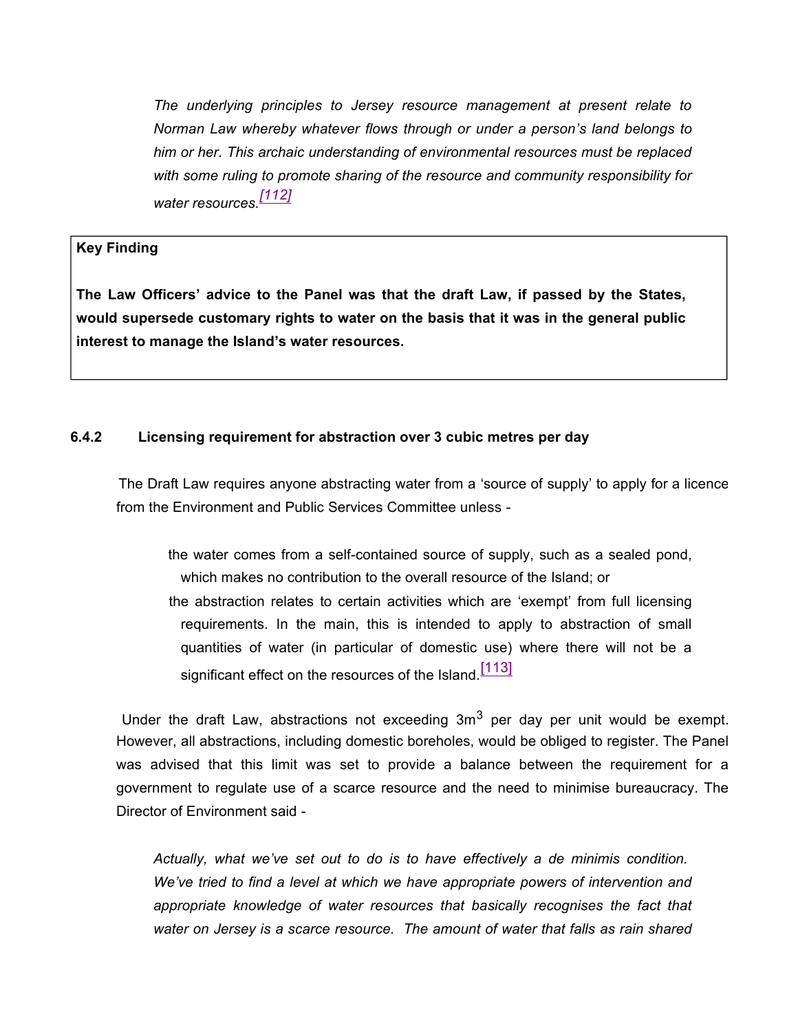*The underlying principles to Jersey resource management at present relate to Norman Law whereby whatever flows through or under a person's land belongs to him or her. This archaic understanding of environmental resources must be replaced with some ruling to promote sharing of the resource and community responsibility for water resources.*[112]

> **Key Finding**
>
> **The Law Officers' advice to the Panel was that the draft Law, if passed by the States, would supersede customary rights to water on the basis that it was in the general public interest to manage the Island's water resources.**

### 6.4.2 Licensing requirement for abstraction over 3 cubic metres per day

The Draft Law requires anyone abstracting water from a 'source of supply' to apply for a licence from the Environment and Public Services Committee unless -

- the water comes from a self-contained source of supply, such as a sealed pond, which makes no contribution to the overall resource of the Island; or
- the abstraction relates to certain activities which are 'exempt' from full licensing requirements. In the main, this is intended to apply to abstraction of small quantities of water (in particular of domestic use) where there will not be a significant effect on the resources of the Island.[113]

Under the draft Law, abstractions not exceeding $3m^3$ per day per unit would be exempt. However, all abstractions, including domestic boreholes, would be obliged to register. The Panel was advised that this limit was set to provide a balance between the requirement for a government to regulate use of a scarce resource and the need to minimise bureaucracy. The Director of Environment said -

*Actually, what we've set out to do is to have effectively a de minimis condition. We've tried to find a level at which we have appropriate powers of intervention and appropriate knowledge of water resources that basically recognises the fact that water on Jersey is a scarce resource. The amount of water that falls as rain shared*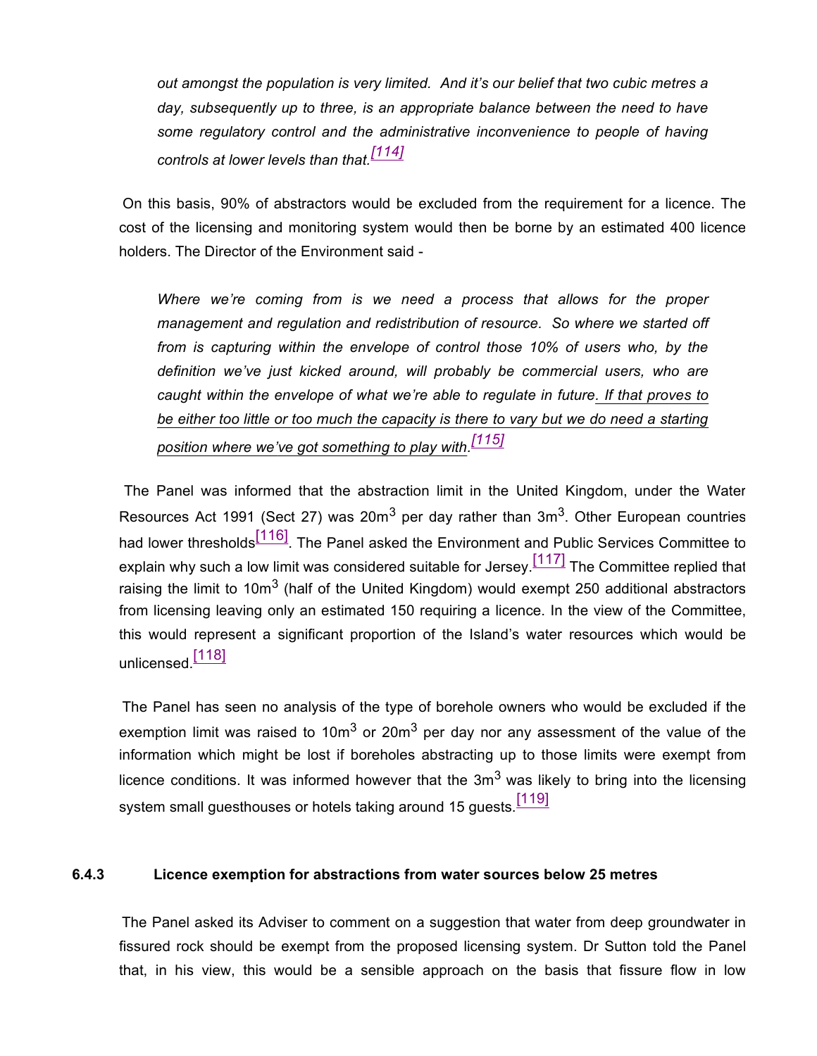*out amongst the population is very limited. And it's our belief that two cubic metres a day, subsequently up to three, is an appropriate balance between the need to have some regulatory control and the administrative inconvenience to people of having controls at lower levels than that.*[114]

On this basis, 90% of abstractors would be excluded from the requirement for a licence. The cost of the licensing and monitoring system would then be borne by an estimated 400 licence holders. The Director of the Environment said -

*Where we're coming from is we need a process that allows for the proper management and regulation and redistribution of resource. So where we started off from is capturing within the envelope of control those 10% of users who, by the definition we've just kicked around, will probably be commercial users, who are caught within the envelope of what we're able to regulate in future. If that proves to be either too little or too much the capacity is there to vary but we do need a starting position where we've got something to play with.*[115]

The Panel was informed that the abstraction limit in the United Kingdom, under the Water Resources Act 1991 (Sect 27) was $20m^3$ per day rather than $3m^3$. Other European countries had lower thresholds[116]. The Panel asked the Environment and Public Services Committee to explain why such a low limit was considered suitable for Jersey.[117] The Committee replied that raising the limit to $10m^3$ (half of the United Kingdom) would exempt 250 additional abstractors from licensing leaving only an estimated 150 requiring a licence. In the view of the Committee, this would represent a significant proportion of the Island's water resources which would be unlicensed.[118]

The Panel has seen no analysis of the type of borehole owners who would be excluded if the exemption limit was raised to $10m^3$ or $20m^3$ per day nor any assessment of the value of the information which might be lost if boreholes abstracting up to those limits were exempt from licence conditions. It was informed however that the $3m^3$ was likely to bring into the licensing system small guesthouses or hotels taking around 15 guests.[119]

### 6.4.3 Licence exemption for abstractions from water sources below 25 metres

The Panel asked its Adviser to comment on a suggestion that water from deep groundwater in fissured rock should be exempt from the proposed licensing system. Dr Sutton told the Panel that, in his view, this would be a sensible approach on the basis that fissure flow in low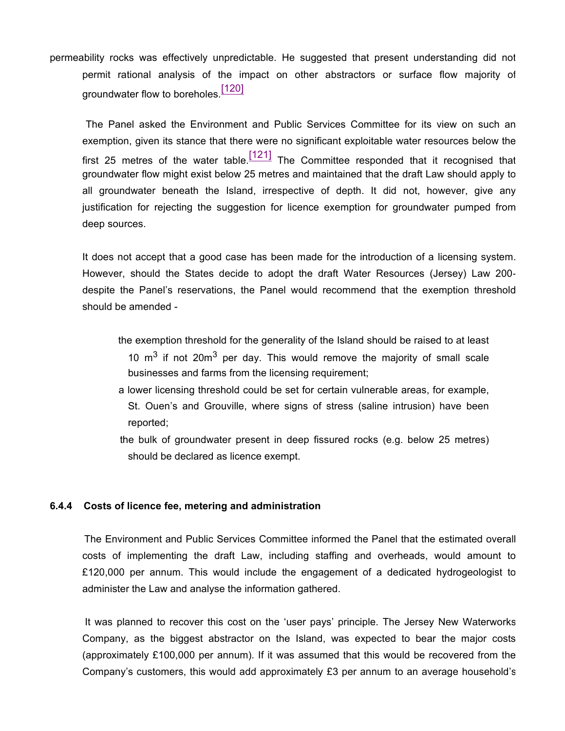permeability rocks was effectively unpredictable. He suggested that present understanding did not permit rational analysis of the impact on other abstractors or surface flow majority of groundwater flow to boreholes.[120]

The Panel asked the Environment and Public Services Committee for its view on such an exemption, given its stance that there were no significant exploitable water resources below the first 25 metres of the water table.[121] The Committee responded that it recognised that groundwater flow might exist below 25 metres and maintained that the draft Law should apply to all groundwater beneath the Island, irrespective of depth. It did not, however, give any justification for rejecting the suggestion for licence exemption for groundwater pumped from deep sources.

It does not accept that a good case has been made for the introduction of a licensing system. However, should the States decide to adopt the draft Water Resources (Jersey) Law 200- despite the Panel's reservations, the Panel would recommend that the exemption threshold should be amended -

- the exemption threshold for the generality of the Island should be raised to at least 10 $m^3$ if not 20$m^3$ per day. This would remove the majority of small scale businesses and farms from the licensing requirement;
- a lower licensing threshold could be set for certain vulnerable areas, for example, St. Ouen's and Grouville, where signs of stress (saline intrusion) have been reported;
- the bulk of groundwater present in deep fissured rocks (e.g. below 25 metres) should be declared as licence exempt.

#### 6.4.4 Costs of licence fee, metering and administration

The Environment and Public Services Committee informed the Panel that the estimated overall costs of implementing the draft Law, including staffing and overheads, would amount to £120,000 per annum. This would include the engagement of a dedicated hydrogeologist to administer the Law and analyse the information gathered.

It was planned to recover this cost on the 'user pays' principle. The Jersey New Waterworks Company, as the biggest abstractor on the Island, was expected to bear the major costs (approximately £100,000 per annum). If it was assumed that this would be recovered from the Company's customers, this would add approximately £3 per annum to an average household's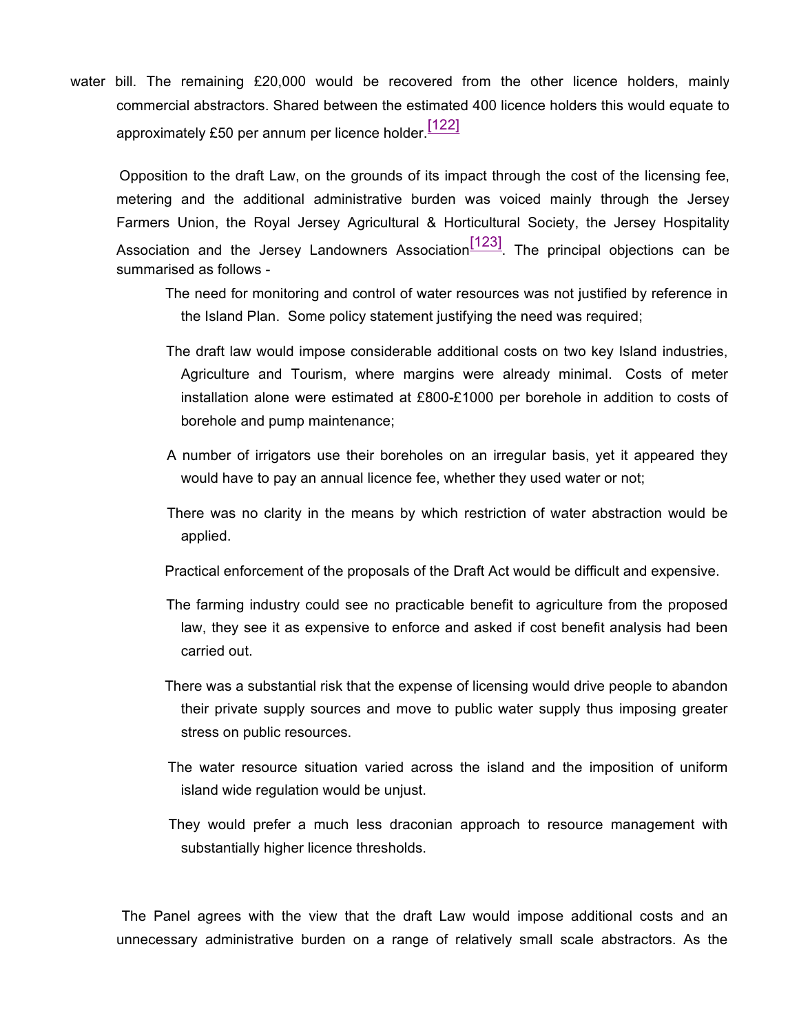water bill. The remaining £20,000 would be recovered from the other licence holders, mainly commercial abstractors. Shared between the estimated 400 licence holders this would equate to approximately £50 per annum per licence holder.[122]

Opposition to the draft Law, on the grounds of its impact through the cost of the licensing fee, metering and the additional administrative burden was voiced mainly through the Jersey Farmers Union, the Royal Jersey Agricultural & Horticultural Society, the Jersey Hospitality Association and the Jersey Landowners Association[123]. The principal objections can be summarised as follows -

- The need for monitoring and control of water resources was not justified by reference in the Island Plan. Some policy statement justifying the need was required;
- The draft law would impose considerable additional costs on two key Island industries, Agriculture and Tourism, where margins were already minimal. Costs of meter installation alone were estimated at £800-£1000 per borehole in addition to costs of borehole and pump maintenance;
- A number of irrigators use their boreholes on an irregular basis, yet it appeared they would have to pay an annual licence fee, whether they used water or not;
- There was no clarity in the means by which restriction of water abstraction would be applied.
- Practical enforcement of the proposals of the Draft Act would be difficult and expensive.
- The farming industry could see no practicable benefit to agriculture from the proposed law, they see it as expensive to enforce and asked if cost benefit analysis had been carried out.
- There was a substantial risk that the expense of licensing would drive people to abandon their private supply sources and move to public water supply thus imposing greater stress on public resources.
- The water resource situation varied across the island and the imposition of uniform island wide regulation would be unjust.
- They would prefer a much less draconian approach to resource management with substantially higher licence thresholds.

The Panel agrees with the view that the draft Law would impose additional costs and an unnecessary administrative burden on a range of relatively small scale abstractors. As the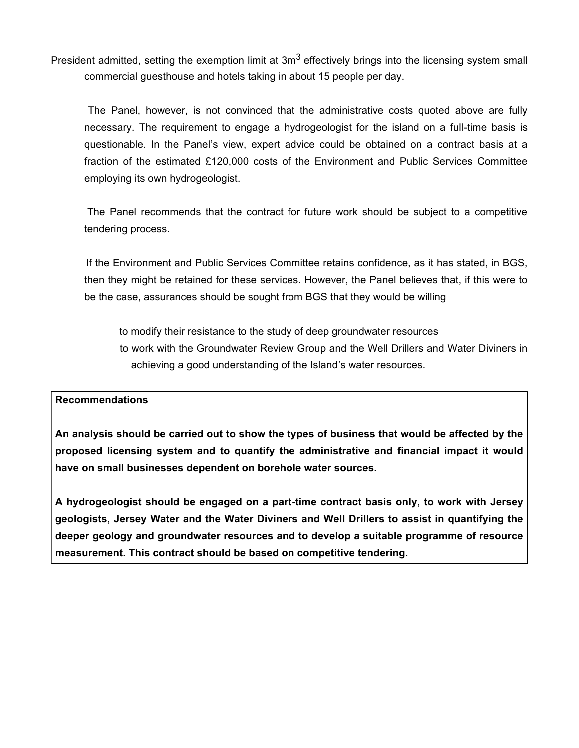President admitted, setting the exemption limit at $3m^3$ effectively brings into the licensing system small commercial guesthouse and hotels taking in about 15 people per day.

The Panel, however, is not convinced that the administrative costs quoted above are fully necessary. The requirement to engage a hydrogeologist for the island on a full-time basis is questionable. In the Panel's view, expert advice could be obtained on a contract basis at a fraction of the estimated £120,000 costs of the Environment and Public Services Committee employing its own hydrogeologist.

The Panel recommends that the contract for future work should be subject to a competitive tendering process.

If the Environment and Public Services Committee retains confidence, as it has stated, in BGS, then they might be retained for these services. However, the Panel believes that, if this were to be the case, assurances should be sought from BGS that they would be willing

- to modify their resistance to the study of deep groundwater resources
- to work with the Groundwater Review Group and the Well Drillers and Water Diviners in achieving a good understanding of the Island's water resources.

**Recommendations**

**An analysis should be carried out to show the types of business that would be affected by the proposed licensing system and to quantify the administrative and financial impact it would have on small businesses dependent on borehole water sources.**

**A hydrogeologist should be engaged on a part-time contract basis only, to work with Jersey geologists, Jersey Water and the Water Diviners and Well Drillers to assist in quantifying the deeper geology and groundwater resources and to develop a suitable programme of resource measurement. This contract should be based on competitive tendering.**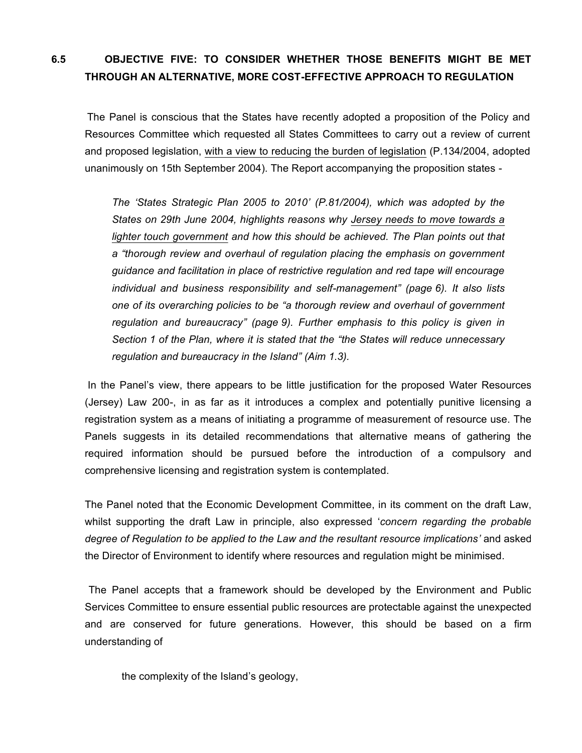### 6.5 OBJECTIVE FIVE: TO CONSIDER WHETHER THOSE BENEFITS MIGHT BE MET THROUGH AN ALTERNATIVE, MORE COST-EFFECTIVE APPROACH TO REGULATION

The Panel is conscious that the States have recently adopted a proposition of the Policy and Resources Committee which requested all States Committees to carry out a review of current and proposed legislation, <u>with a view to reducing the burden of legislation</u> (P.134/2004, adopted unanimously on 15th September 2004). The Report accompanying the proposition states -

> *The 'States Strategic Plan 2005 to 2010' (P.81/2004), which was adopted by the States on 29th June 2004, highlights reasons why <u>Jersey needs to move towards a lighter touch government</u> and how this should be achieved. The Plan points out that a "thorough review and overhaul of regulation placing the emphasis on government guidance and facilitation in place of restrictive regulation and red tape will encourage individual and business responsibility and self-management" (page 6). It also lists one of its overarching policies to be "a thorough review and overhaul of government regulation and bureaucracy" (page 9). Further emphasis to this policy is given in Section 1 of the Plan, where it is stated that the "the States will reduce unnecessary regulation and bureaucracy in the Island" (Aim 1.3).*

In the Panel's view, there appears to be little justification for the proposed Water Resources (Jersey) Law 200-, in as far as it introduces a complex and potentially punitive licensing a registration system as a means of initiating a programme of measurement of resource use. The Panels suggests in its detailed recommendations that alternative means of gathering the required information should be pursued before the introduction of a compulsory and comprehensive licensing and registration system is contemplated.

The Panel noted that the Economic Development Committee, in its comment on the draft Law, whilst supporting the draft Law in principle, also expressed '*concern regarding the probable degree of Regulation to be applied to the Law and the resultant resource implications'* and asked the Director of Environment to identify where resources and regulation might be minimised.

The Panel accepts that a framework should be developed by the Environment and Public Services Committee to ensure essential public resources are protectable against the unexpected and are conserved for future generations. However, this should be based on a firm understanding of

- the complexity of the Island's geology,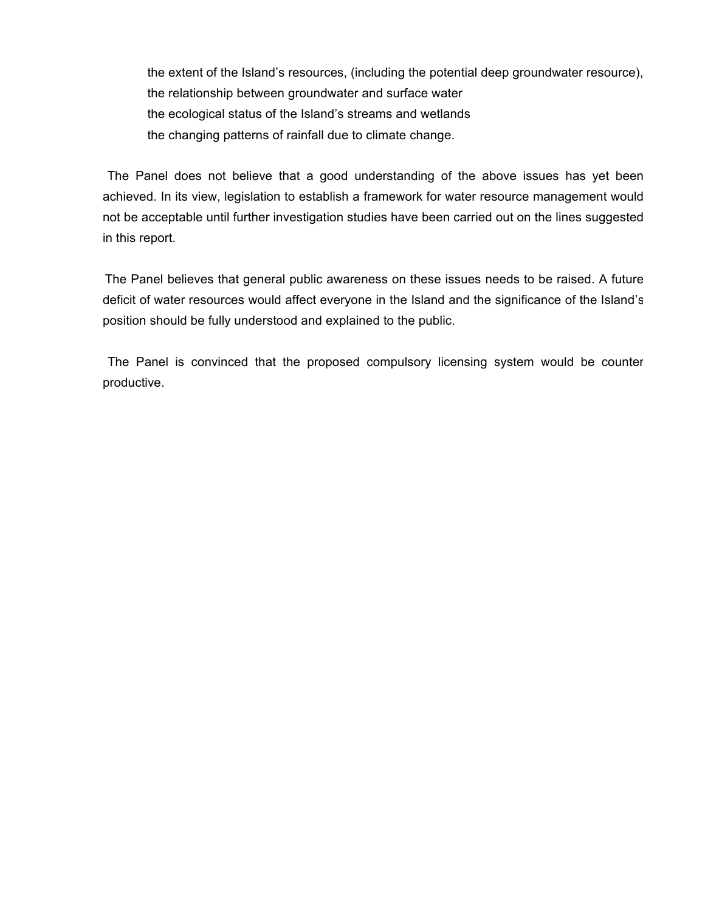- the extent of the Island's resources, (including the potential deep groundwater resource),
- the relationship between groundwater and surface water
- the ecological status of the Island's streams and wetlands
- the changing patterns of rainfall due to climate change.

The Panel does not believe that a good understanding of the above issues has yet been achieved. In its view, legislation to establish a framework for water resource management would not be acceptable until further investigation studies have been carried out on the lines suggested in this report.

The Panel believes that general public awareness on these issues needs to be raised. A future deficit of water resources would affect everyone in the Island and the significance of the Island's position should be fully understood and explained to the public.

The Panel is convinced that the proposed compulsory licensing system would be counter productive.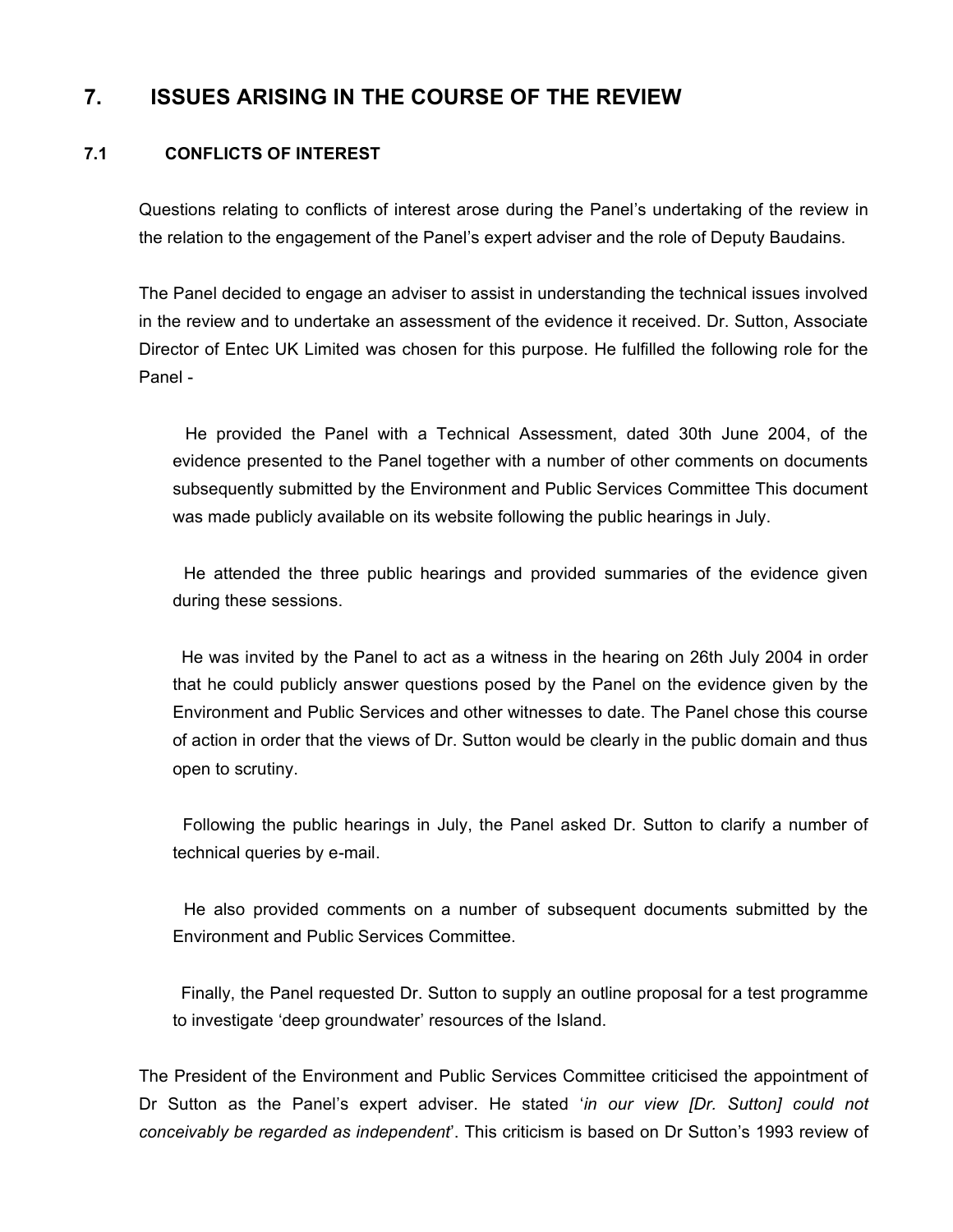## 7. ISSUES ARISING IN THE COURSE OF THE REVIEW

### 7.1 CONFLICTS OF INTEREST

Questions relating to conflicts of interest arose during the Panel's undertaking of the review in the relation to the engagement of the Panel's expert adviser and the role of Deputy Baudains.

The Panel decided to engage an adviser to assist in understanding the technical issues involved in the review and to undertake an assessment of the evidence it received. Dr. Sutton, Associate Director of Entec UK Limited was chosen for this purpose. He fulfilled the following role for the Panel -

- He provided the Panel with a Technical Assessment, dated 30th June 2004, of the evidence presented to the Panel together with a number of other comments on documents subsequently submitted by the Environment and Public Services Committee This document was made publicly available on its website following the public hearings in July.

- He attended the three public hearings and provided summaries of the evidence given during these sessions.

- He was invited by the Panel to act as a witness in the hearing on 26th July 2004 in order that he could publicly answer questions posed by the Panel on the evidence given by the Environment and Public Services and other witnesses to date. The Panel chose this course of action in order that the views of Dr. Sutton would be clearly in the public domain and thus open to scrutiny.

- Following the public hearings in July, the Panel asked Dr. Sutton to clarify a number of technical queries by e-mail.

- He also provided comments on a number of subsequent documents submitted by the Environment and Public Services Committee.

- Finally, the Panel requested Dr. Sutton to supply an outline proposal for a test programme to investigate 'deep groundwater' resources of the Island.

The President of the Environment and Public Services Committee criticised the appointment of Dr Sutton as the Panel's expert adviser. He stated '*in our view [Dr. Sutton] could not conceivably be regarded as independent*'. This criticism is based on Dr Sutton's 1993 review of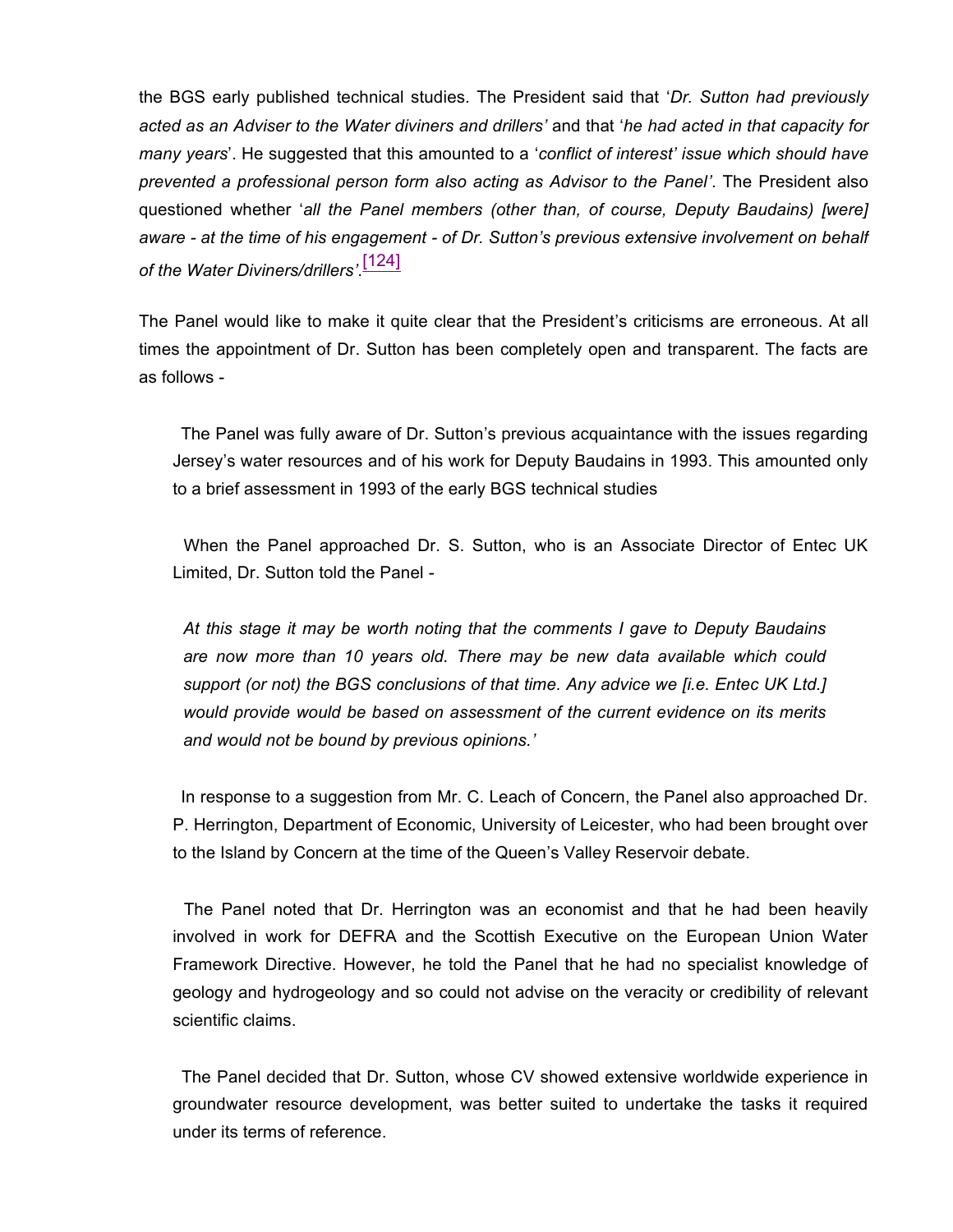the BGS early published technical studies. The President said that '*Dr. Sutton had previously acted as an Adviser to the Water diviners and drillers'* and that '*he had acted in that capacity for many years*'. He suggested that this amounted to a '*conflict of interest' issue which should have prevented a professional person form also acting as Advisor to the Panel'*. The President also questioned whether '*all the Panel members (other than, of course, Deputy Baudains) [were] aware - at the time of his engagement - of Dr. Sutton's previous extensive involvement on behalf of the Water Diviners/drillers'*.[124]

The Panel would like to make it quite clear that the President's criticisms are erroneous. At all times the appointment of Dr. Sutton has been completely open and transparent. The facts are as follows -

> The Panel was fully aware of Dr. Sutton's previous acquaintance with the issues regarding Jersey's water resources and of his work for Deputy Baudains in 1993. This amounted only to a brief assessment in 1993 of the early BGS technical studies
>
> When the Panel approached Dr. S. Sutton, who is an Associate Director of Entec UK Limited, Dr. Sutton told the Panel -
>
> > *At this stage it may be worth noting that the comments I gave to Deputy Baudains are now more than 10 years old. There may be new data available which could support (or not) the BGS conclusions of that time. Any advice we [i.e. Entec UK Ltd.] would provide would be based on assessment of the current evidence on its merits and would not be bound by previous opinions.'*
>
> In response to a suggestion from Mr. C. Leach of Concern, the Panel also approached Dr. P. Herrington, Department of Economic, University of Leicester, who had been brought over to the Island by Concern at the time of the Queen's Valley Reservoir debate.
>
> The Panel noted that Dr. Herrington was an economist and that he had been heavily involved in work for DEFRA and the Scottish Executive on the European Union Water Framework Directive. However, he told the Panel that he had no specialist knowledge of geology and hydrogeology and so could not advise on the veracity or credibility of relevant scientific claims.
>
> The Panel decided that Dr. Sutton, whose CV showed extensive worldwide experience in groundwater resource development, was better suited to undertake the tasks it required under its terms of reference.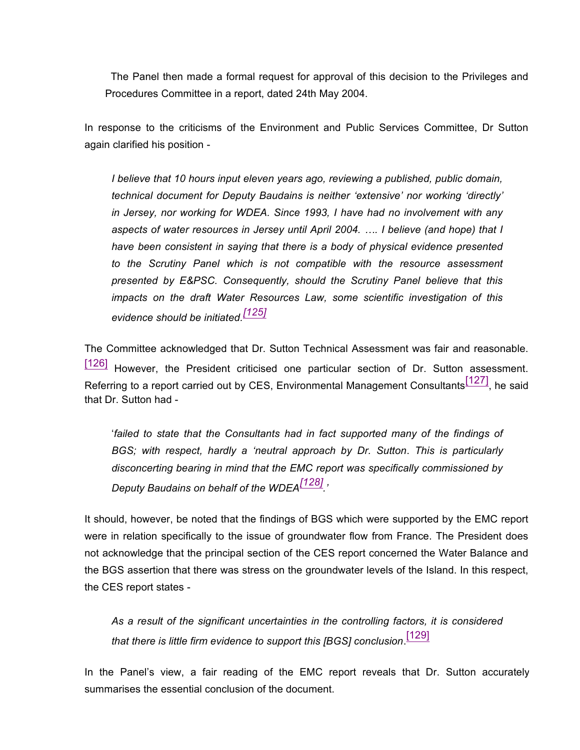The Panel then made a formal request for approval of this decision to the Privileges and Procedures Committee in a report, dated 24th May 2004.

In response to the criticisms of the Environment and Public Services Committee, Dr Sutton again clarified his position -

> *I believe that 10 hours input eleven years ago, reviewing a published, public domain, technical document for Deputy Baudains is neither 'extensive' nor working 'directly' in Jersey, nor working for WDEA. Since 1993, I have had no involvement with any aspects of water resources in Jersey until April 2004. …. I believe (and hope) that I have been consistent in saying that there is a body of physical evidence presented to the Scrutiny Panel which is not compatible with the resource assessment presented by E&PSC. Consequently, should the Scrutiny Panel believe that this impacts on the draft Water Resources Law, some scientific investigation of this evidence should be initiated.*[125]

The Committee acknowledged that Dr. Sutton Technical Assessment was fair and reasonable.[126] However, the President criticised one particular section of Dr. Sutton assessment. Referring to a report carried out by CES, Environmental Management Consultants[127], he said that Dr. Sutton had -

> '*failed to state that the Consultants had in fact supported many of the findings of BGS; with respect, hardly a 'neutral approach by Dr. Sutton*. *This is particularly disconcerting bearing in mind that the EMC report was specifically commissioned by Deputy Baudains on behalf of the WDEA*[128].'

It should, however, be noted that the findings of BGS which were supported by the EMC report were in relation specifically to the issue of groundwater flow from France. The President does not acknowledge that the principal section of the CES report concerned the Water Balance and the BGS assertion that there was stress on the groundwater levels of the Island. In this respect, the CES report states -

> *As a result of the significant uncertainties in the controlling factors, it is considered that there is little firm evidence to support this [BGS] conclusion*.[129]

In the Panel's view, a fair reading of the EMC report reveals that Dr. Sutton accurately summarises the essential conclusion of the document.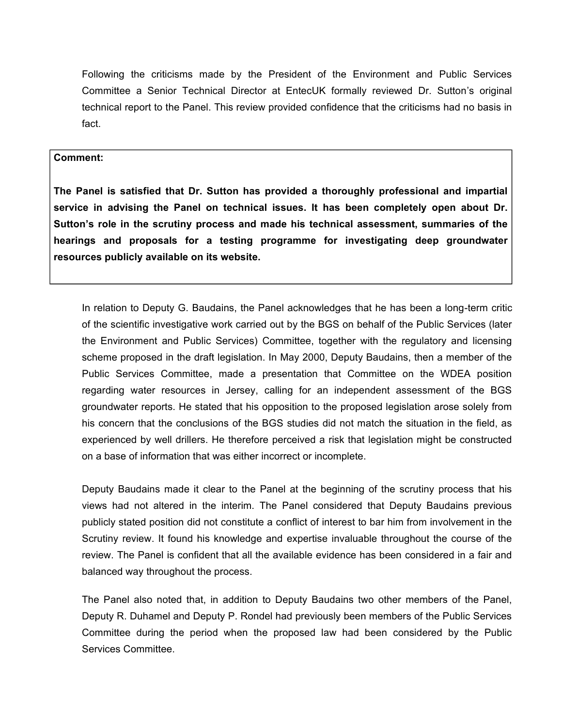Following the criticisms made by the President of the Environment and Public Services Committee a Senior Technical Director at EntecUK formally reviewed Dr. Sutton's original technical report to the Panel. This review provided confidence that the criticisms had no basis in fact.

**Comment:**

**The Panel is satisfied that Dr. Sutton has provided a thoroughly professional and impartial service in advising the Panel on technical issues. It has been completely open about Dr. Sutton's role in the scrutiny process and made his technical assessment, summaries of the hearings and proposals for a testing programme for investigating deep groundwater resources publicly available on its website.**

In relation to Deputy G. Baudains, the Panel acknowledges that he has been a long-term critic of the scientific investigative work carried out by the BGS on behalf of the Public Services (later the Environment and Public Services) Committee, together with the regulatory and licensing scheme proposed in the draft legislation. In May 2000, Deputy Baudains, then a member of the Public Services Committee, made a presentation that Committee on the WDEA position regarding water resources in Jersey, calling for an independent assessment of the BGS groundwater reports. He stated that his opposition to the proposed legislation arose solely from his concern that the conclusions of the BGS studies did not match the situation in the field, as experienced by well drillers. He therefore perceived a risk that legislation might be constructed on a base of information that was either incorrect or incomplete.

Deputy Baudains made it clear to the Panel at the beginning of the scrutiny process that his views had not altered in the interim. The Panel considered that Deputy Baudains previous publicly stated position did not constitute a conflict of interest to bar him from involvement in the Scrutiny review. It found his knowledge and expertise invaluable throughout the course of the review. The Panel is confident that all the available evidence has been considered in a fair and balanced way throughout the process.

The Panel also noted that, in addition to Deputy Baudains two other members of the Panel, Deputy R. Duhamel and Deputy P. Rondel had previously been members of the Public Services Committee during the period when the proposed law had been considered by the Public Services Committee.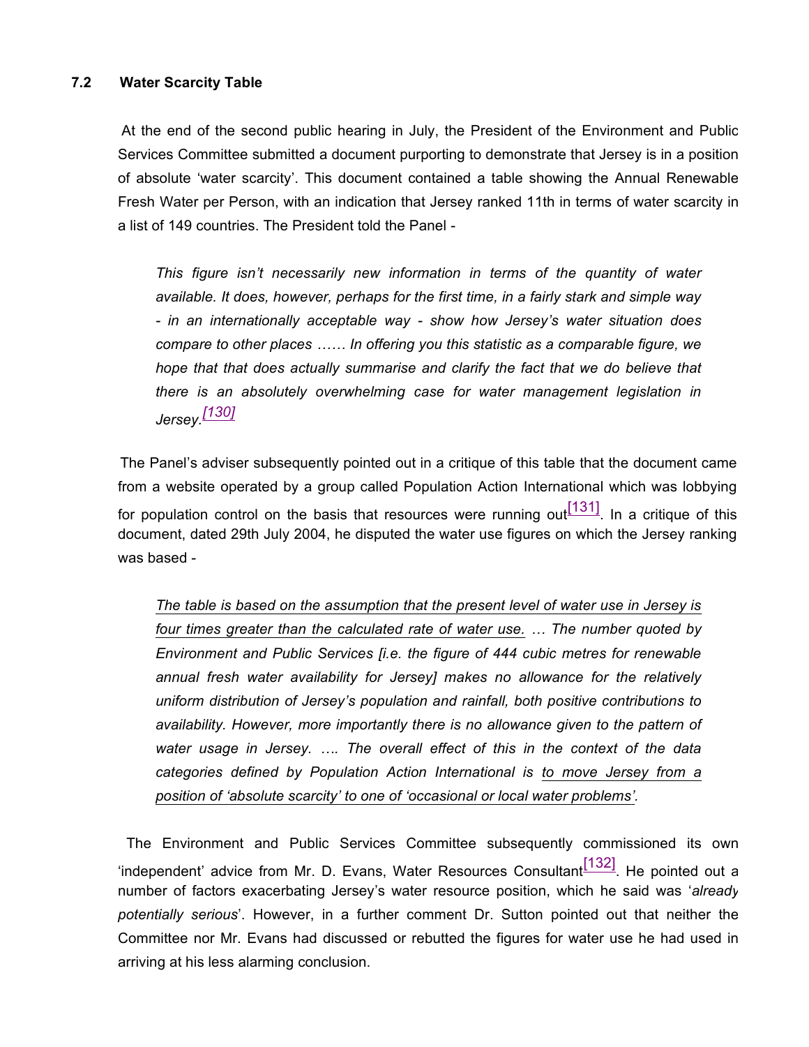### 7.2 Water Scarcity Table

At the end of the second public hearing in July, the President of the Environment and Public Services Committee submitted a document purporting to demonstrate that Jersey is in a position of absolute 'water scarcity'. This document contained a table showing the Annual Renewable Fresh Water per Person, with an indication that Jersey ranked 11th in terms of water scarcity in a list of 149 countries. The President told the Panel -

> *This figure isn't necessarily new information in terms of the quantity of water available. It does, however, perhaps for the first time, in a fairly stark and simple way - in an internationally acceptable way - show how Jersey's water situation does compare to other places …… In offering you this statistic as a comparable figure, we hope that that does actually summarise and clarify the fact that we do believe that there is an absolutely overwhelming case for water management legislation in Jersey.*[130]

The Panel's adviser subsequently pointed out in a critique of this table that the document came from a website operated by a group called Population Action International which was lobbying for population control on the basis that resources were running out[131]. In a critique of this document, dated 29th July 2004, he disputed the water use figures on which the Jersey ranking was based -

> <u>*The table is based on the assumption that the present level of water use in Jersey is four times greater than the calculated rate of water use.*</u> *… The number quoted by Environment and Public Services [i.e. the figure of 444 cubic metres for renewable annual fresh water availability for Jersey] makes no allowance for the relatively uniform distribution of Jersey's population and rainfall, both positive contributions to availability. However, more importantly there is no allowance given to the pattern of water usage in Jersey. …. The overall effect of this in the context of the data categories defined by Population Action International is* <u>*to move Jersey from a position of 'absolute scarcity' to one of 'occasional or local water problems'.*</u>

The Environment and Public Services Committee subsequently commissioned its own 'independent' advice from Mr. D. Evans, Water Resources Consultant[132]. He pointed out a number of factors exacerbating Jersey's water resource position, which he said was '*already potentially serious*'. However, in a further comment Dr. Sutton pointed out that neither the Committee nor Mr. Evans had discussed or rebutted the figures for water use he had used in arriving at his less alarming conclusion.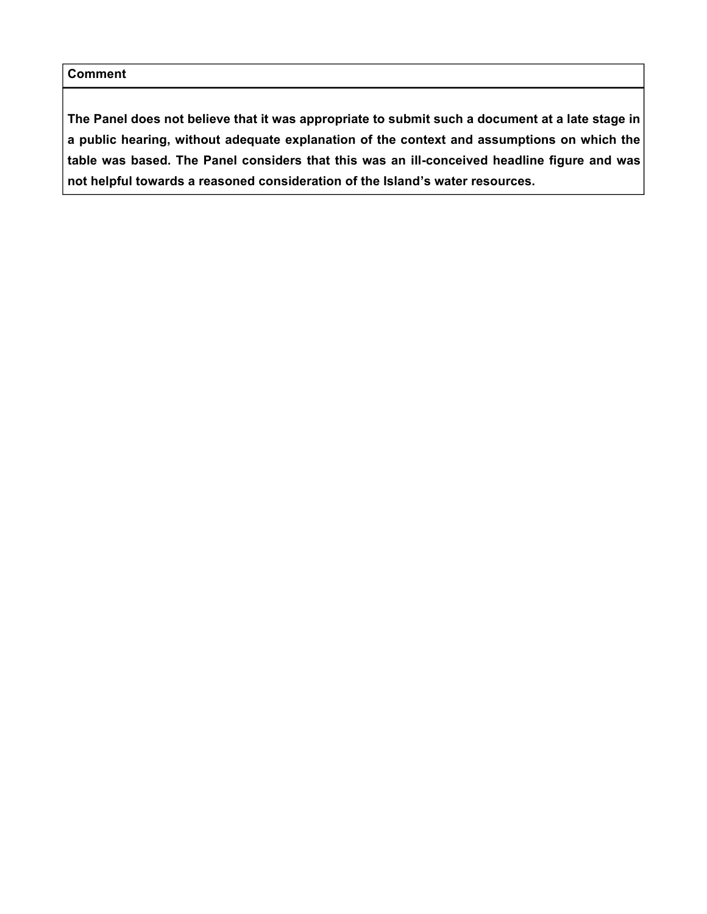| Comment |
| --- |
| **The Panel does not believe that it was appropriate to submit such a document at a late stage in a public hearing, without adequate explanation of the context and assumptions on which the table was based. The Panel considers that this was an ill-conceived headline figure and was not helpful towards a reasoned consideration of the Island's water resources.** |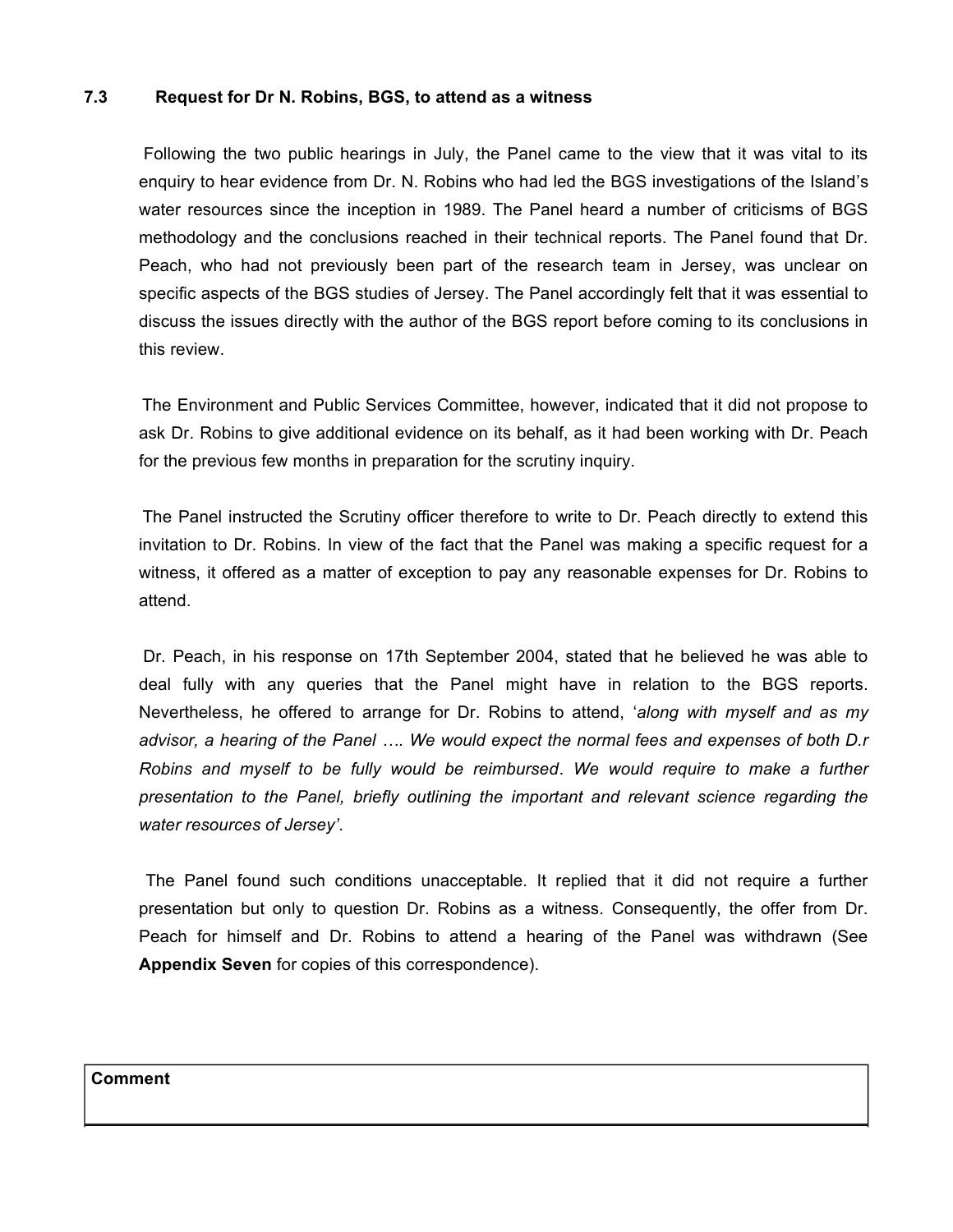### 7.3 Request for Dr N. Robins, BGS, to attend as a witness

Following the two public hearings in July, the Panel came to the view that it was vital to its enquiry to hear evidence from Dr. N. Robins who had led the BGS investigations of the Island's water resources since the inception in 1989. The Panel heard a number of criticisms of BGS methodology and the conclusions reached in their technical reports. The Panel found that Dr. Peach, who had not previously been part of the research team in Jersey, was unclear on specific aspects of the BGS studies of Jersey. The Panel accordingly felt that it was essential to discuss the issues directly with the author of the BGS report before coming to its conclusions in this review.

The Environment and Public Services Committee, however, indicated that it did not propose to ask Dr. Robins to give additional evidence on its behalf, as it had been working with Dr. Peach for the previous few months in preparation for the scrutiny inquiry.

The Panel instructed the Scrutiny officer therefore to write to Dr. Peach directly to extend this invitation to Dr. Robins. In view of the fact that the Panel was making a specific request for a witness, it offered as a matter of exception to pay any reasonable expenses for Dr. Robins to attend.

Dr. Peach, in his response on 17th September 2004, stated that he believed he was able to deal fully with any queries that the Panel might have in relation to the BGS reports. Nevertheless, he offered to arrange for Dr. Robins to attend, '*along with myself and as my advisor, a hearing of the Panel …. We would expect the normal fees and expenses of both D.r Robins and myself to be fully would be reimbursed*. *We would require to make a further presentation to the Panel, briefly outlining the important and relevant science regarding the water resources of Jersey'*.

The Panel found such conditions unacceptable. It replied that it did not require a further presentation but only to question Dr. Robins as a witness. Consequently, the offer from Dr. Peach for himself and Dr. Robins to attend a hearing of the Panel was withdrawn (See **Appendix Seven** for copies of this correspondence).

| **Comment** |
| --- |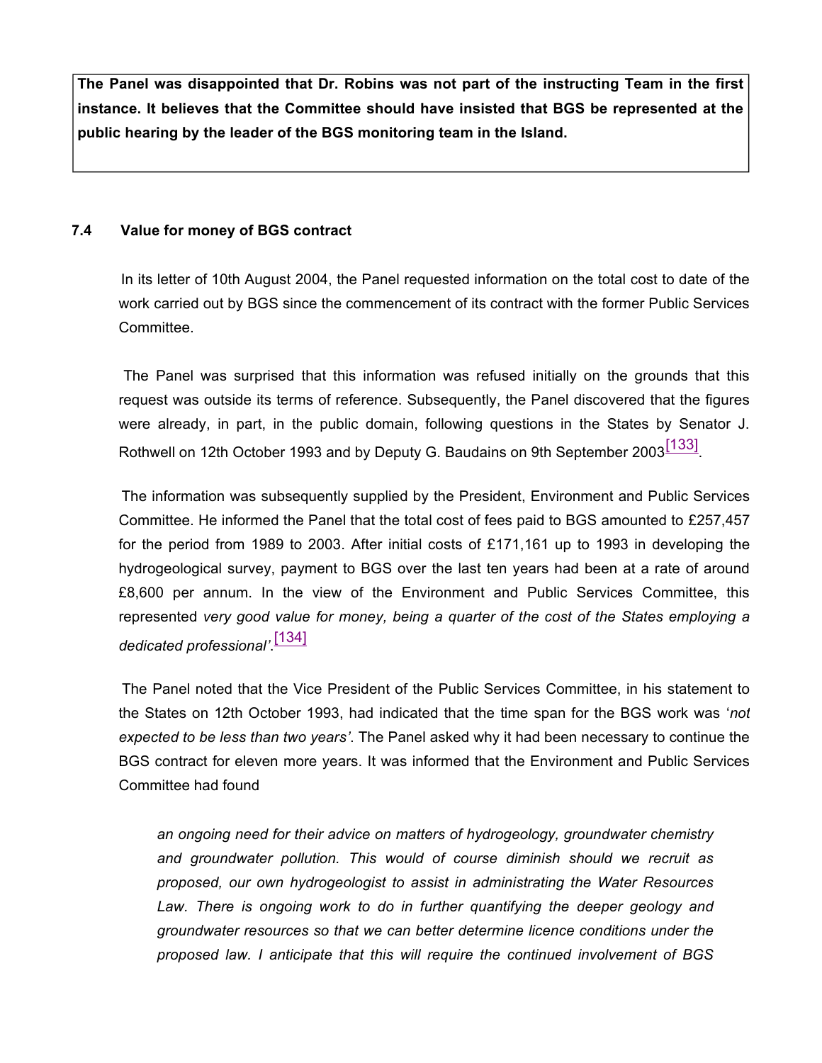**The Panel was disappointed that Dr. Robins was not part of the instructing Team in the first instance. It believes that the Committee should have insisted that BGS be represented at the public hearing by the leader of the BGS monitoring team in the Island.**

### 7.4 Value for money of BGS contract

In its letter of 10th August 2004, the Panel requested information on the total cost to date of the work carried out by BGS since the commencement of its contract with the former Public Services Committee.

The Panel was surprised that this information was refused initially on the grounds that this request was outside its terms of reference. Subsequently, the Panel discovered that the figures were already, in part, in the public domain, following questions in the States by Senator J. Rothwell on 12th October 1993 and by Deputy G. Baudains on 9th September 2003[133].

The information was subsequently supplied by the President, Environment and Public Services Committee. He informed the Panel that the total cost of fees paid to BGS amounted to £257,457 for the period from 1989 to 2003. After initial costs of £171,161 up to 1993 in developing the hydrogeological survey, payment to BGS over the last ten years had been at a rate of around £8,600 per annum. In the view of the Environment and Public Services Committee, this represented *very good value for money, being a quarter of the cost of the States employing a dedicated professional'*.[134]

The Panel noted that the Vice President of the Public Services Committee, in his statement to the States on 12th October 1993, had indicated that the time span for the BGS work was '*not expected to be less than two years'*. The Panel asked why it had been necessary to continue the BGS contract for eleven more years. It was informed that the Environment and Public Services Committee had found

> *an ongoing need for their advice on matters of hydrogeology, groundwater chemistry and groundwater pollution. This would of course diminish should we recruit as proposed, our own hydrogeologist to assist in administrating the Water Resources Law. There is ongoing work to do in further quantifying the deeper geology and groundwater resources so that we can better determine licence conditions under the proposed law. I anticipate that this will require the continued involvement of BGS*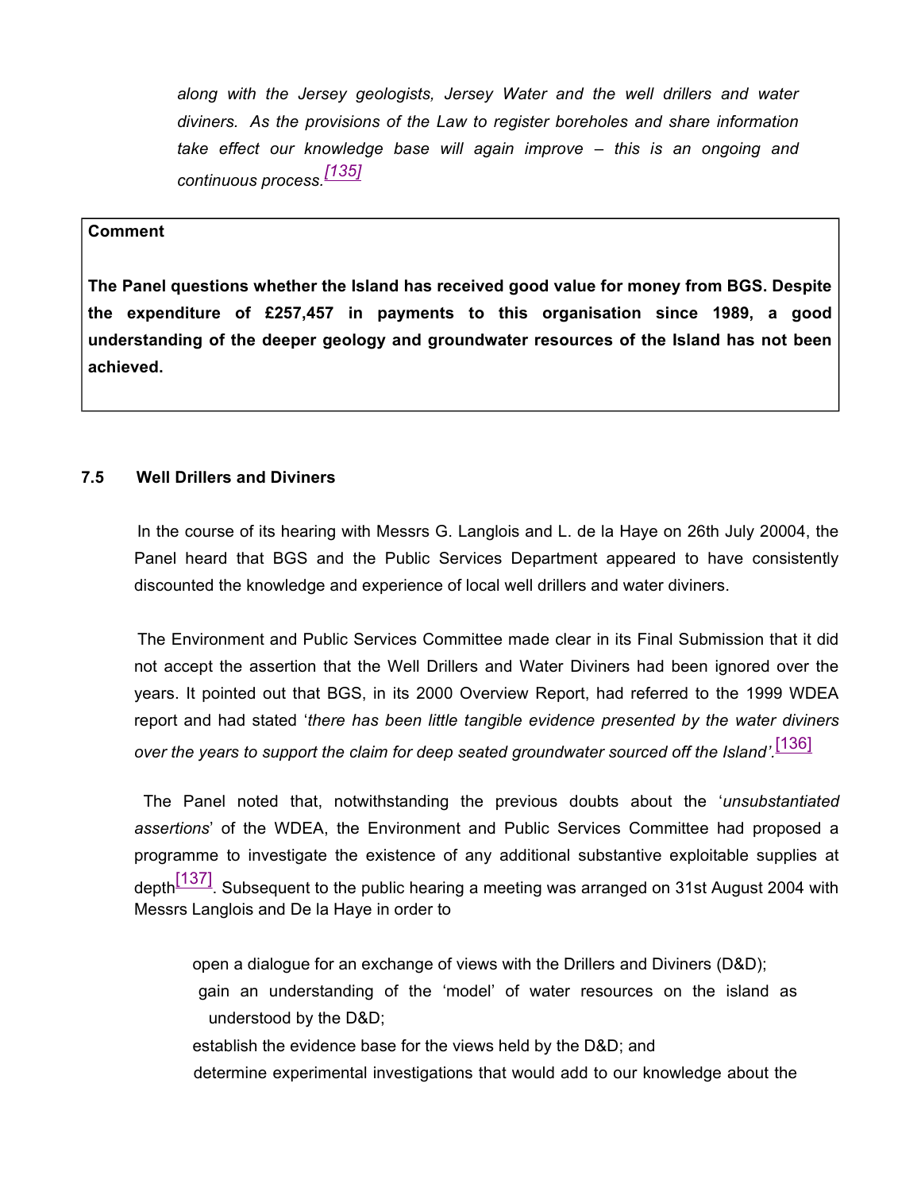*along with the Jersey geologists, Jersey Water and the well drillers and water diviners. As the provisions of the Law to register boreholes and share information take effect our knowledge base will again improve – this is an ongoing and continuous process.*[135]

> **Comment**
>
> **The Panel questions whether the Island has received good value for money from BGS. Despite the expenditure of £257,457 in payments to this organisation since 1989, a good understanding of the deeper geology and groundwater resources of the Island has not been achieved.**

### 7.5 Well Drillers and Diviners

In the course of its hearing with Messrs G. Langlois and L. de la Haye on 26th July 20004, the Panel heard that BGS and the Public Services Department appeared to have consistently discounted the knowledge and experience of local well drillers and water diviners.

The Environment and Public Services Committee made clear in its Final Submission that it did not accept the assertion that the Well Drillers and Water Diviners had been ignored over the years. It pointed out that BGS, in its 2000 Overview Report, had referred to the 1999 WDEA report and had stated '*there has been little tangible evidence presented by the water diviners over the years to support the claim for deep seated groundwater sourced off the Island'*.[136]

The Panel noted that, notwithstanding the previous doubts about the '*unsubstantiated assertions*' of the WDEA, the Environment and Public Services Committee had proposed a programme to investigate the existence of any additional substantive exploitable supplies at depth[137]. Subsequent to the public hearing a meeting was arranged on 31st August 2004 with Messrs Langlois and De la Haye in order to

- open a dialogue for an exchange of views with the Drillers and Diviners (D&D);
- gain an understanding of the 'model' of water resources on the island as understood by the D&D;
- establish the evidence base for the views held by the D&D; and
- determine experimental investigations that would add to our knowledge about the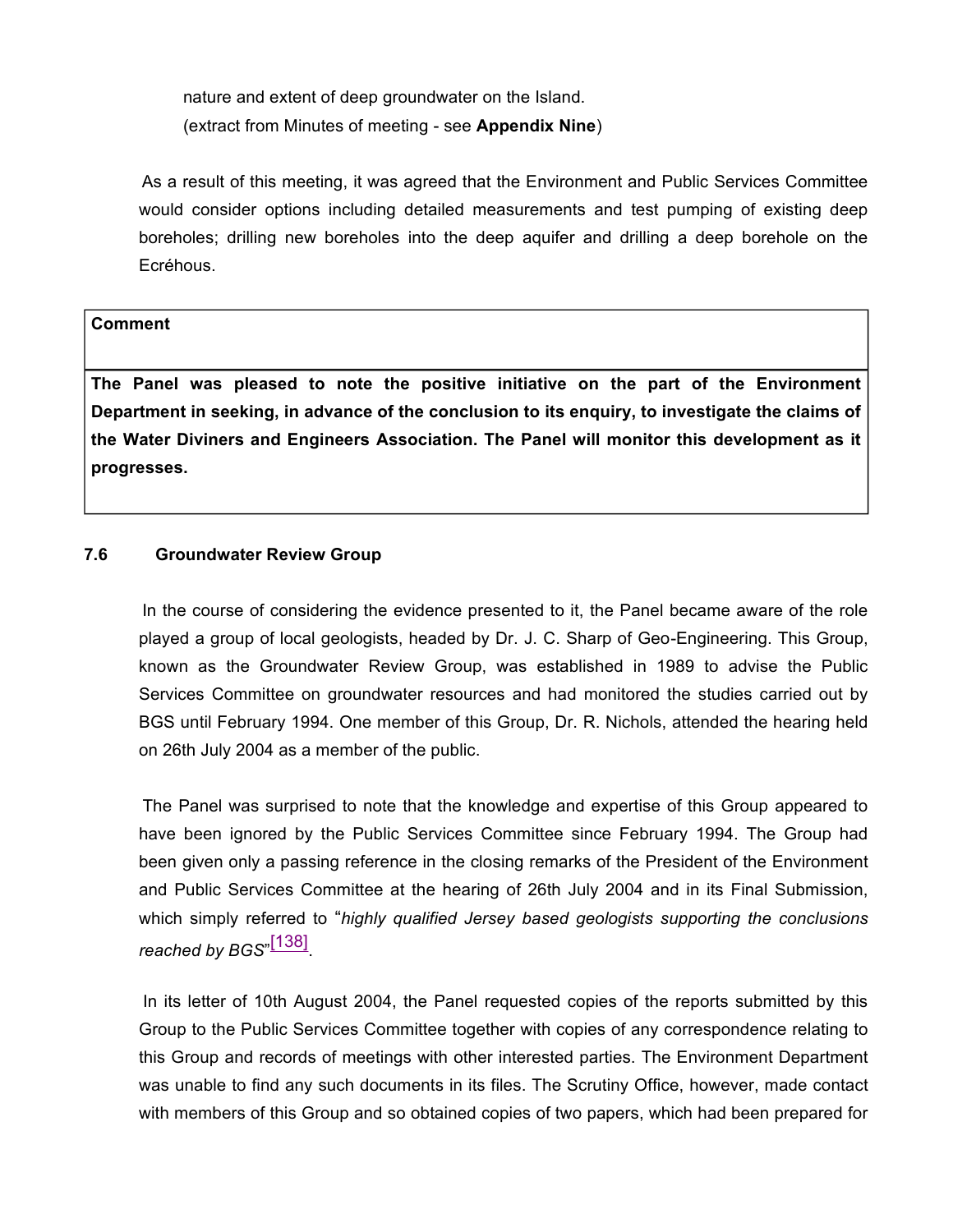nature and extent of deep groundwater on the Island.
(extract from Minutes of meeting - see **Appendix Nine**)

As a result of this meeting, it was agreed that the Environment and Public Services Committee would consider options including detailed measurements and test pumping of existing deep boreholes; drilling new boreholes into the deep aquifer and drilling a deep borehole on the Ecréhous.

| **Comment** |
|---|
| **The Panel was pleased to note the positive initiative on the part of the Environment Department in seeking, in advance of the conclusion to its enquiry, to investigate the claims of the Water Diviners and Engineers Association. The Panel will monitor this development as it progresses.** |

### 7.6 Groundwater Review Group

In the course of considering the evidence presented to it, the Panel became aware of the role played a group of local geologists, headed by Dr. J. C. Sharp of Geo-Engineering. This Group, known as the Groundwater Review Group, was established in 1989 to advise the Public Services Committee on groundwater resources and had monitored the studies carried out by BGS until February 1994. One member of this Group, Dr. R. Nichols, attended the hearing held on 26th July 2004 as a member of the public.

The Panel was surprised to note that the knowledge and expertise of this Group appeared to have been ignored by the Public Services Committee since February 1994. The Group had been given only a passing reference in the closing remarks of the President of the Environment and Public Services Committee at the hearing of 26th July 2004 and in its Final Submission, which simply referred to "*highly qualified Jersey based geologists supporting the conclusions reached by BGS*"[138].

In its letter of 10th August 2004, the Panel requested copies of the reports submitted by this Group to the Public Services Committee together with copies of any correspondence relating to this Group and records of meetings with other interested parties. The Environment Department was unable to find any such documents in its files. The Scrutiny Office, however, made contact with members of this Group and so obtained copies of two papers, which had been prepared for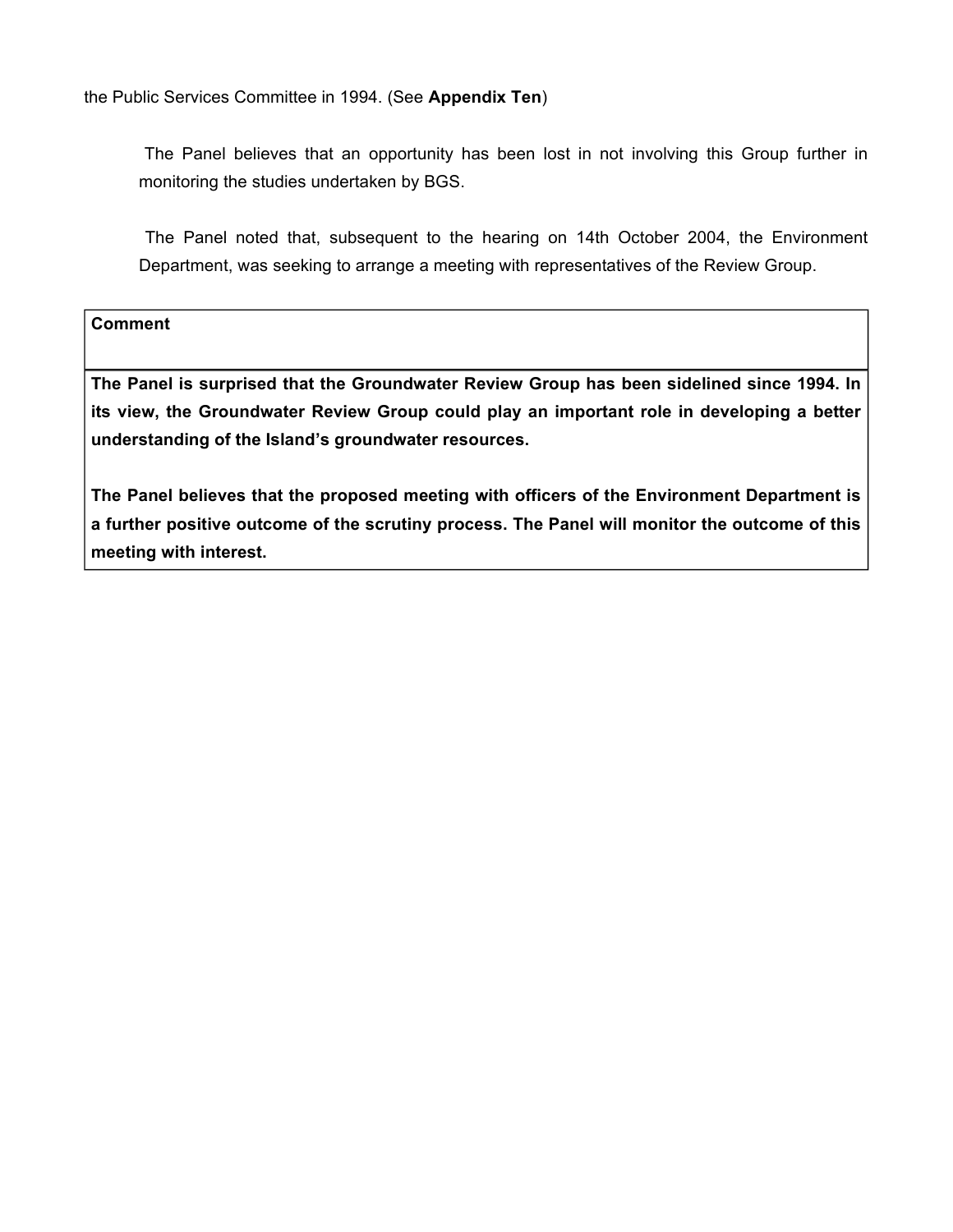the Public Services Committee in 1994. (See **Appendix Ten**)

The Panel believes that an opportunity has been lost in not involving this Group further in monitoring the studies undertaken by BGS.

The Panel noted that, subsequent to the hearing on 14th October 2004, the Environment Department, was seeking to arrange a meeting with representatives of the Review Group.

| **Comment** |
| --- |
| **The Panel is surprised that the Groundwater Review Group has been sidelined since 1994. In its view, the Groundwater Review Group could play an important role in developing a better understanding of the Island's groundwater resources.**<br><br>**The Panel believes that the proposed meeting with officers of the Environment Department is a further positive outcome of the scrutiny process. The Panel will monitor the outcome of this meeting with interest.** |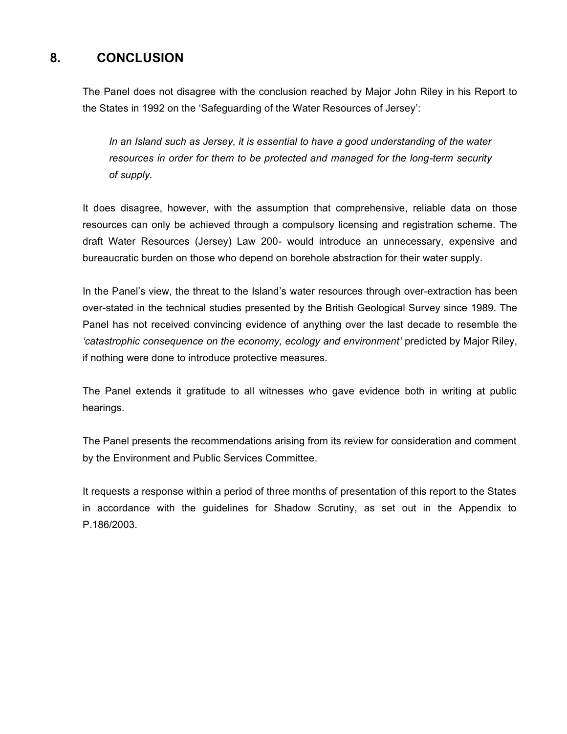## 8. CONCLUSION

The Panel does not disagree with the conclusion reached by Major John Riley in his Report to the States in 1992 on the 'Safeguarding of the Water Resources of Jersey':

> *In an Island such as Jersey, it is essential to have a good understanding of the water resources in order for them to be protected and managed for the long-term security of supply.*

It does disagree, however, with the assumption that comprehensive, reliable data on those resources can only be achieved through a compulsory licensing and registration scheme. The draft Water Resources (Jersey) Law 200- would introduce an unnecessary, expensive and bureaucratic burden on those who depend on borehole abstraction for their water supply.

In the Panel's view, the threat to the Island's water resources through over-extraction has been over-stated in the technical studies presented by the British Geological Survey since 1989. The Panel has not received convincing evidence of anything over the last decade to resemble the *'catastrophic consequence on the economy, ecology and environment'* predicted by Major Riley, if nothing were done to introduce protective measures.

The Panel extends it gratitude to all witnesses who gave evidence both in writing at public hearings.

The Panel presents the recommendations arising from its review for consideration and comment by the Environment and Public Services Committee.

It requests a response within a period of three months of presentation of this report to the States in accordance with the guidelines for Shadow Scrutiny, as set out in the Appendix to P.186/2003.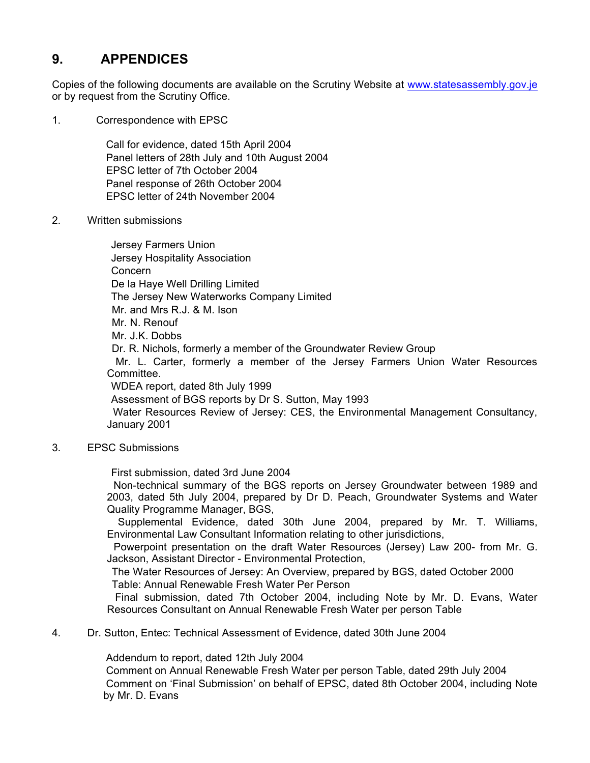## 9. APPENDICES

Copies of the following documents are available on the Scrutiny Website at www.statesassembly.gov.je or by request from the Scrutiny Office.

1. Correspondence with EPSC

   Call for evidence, dated 15th April 2004
   Panel letters of 28th July and 10th August 2004
   EPSC letter of 7th October 2004
   Panel response of 26th October 2004
   EPSC letter of 24th November 2004

2. Written submissions

   Jersey Farmers Union
   Jersey Hospitality Association
   Concern
   De la Haye Well Drilling Limited
   The Jersey New Waterworks Company Limited
   Mr. and Mrs R.J. & M. Ison
   Mr. N. Renouf
   Mr. J.K. Dobbs
   Dr. R. Nichols, formerly a member of the Groundwater Review Group
   Mr. L. Carter, formerly a member of the Jersey Farmers Union Water Resources Committee.
   WDEA report, dated 8th July 1999
   Assessment of BGS reports by Dr S. Sutton, May 1993
   Water Resources Review of Jersey: CES, the Environmental Management Consultancy, January 2001

3. EPSC Submissions

   First submission, dated 3rd June 2004
   Non-technical summary of the BGS reports on Jersey Groundwater between 1989 and 2003, dated 5th July 2004, prepared by Dr D. Peach, Groundwater Systems and Water Quality Programme Manager, BGS,
   Supplemental Evidence, dated 30th June 2004, prepared by Mr. T. Williams, Environmental Law Consultant Information relating to other jurisdictions,
   Powerpoint presentation on the draft Water Resources (Jersey) Law 200- from Mr. G. Jackson, Assistant Director - Environmental Protection,
   The Water Resources of Jersey: An Overview, prepared by BGS, dated October 2000
   Table: Annual Renewable Fresh Water Per Person
   Final submission, dated 7th October 2004, including Note by Mr. D. Evans, Water Resources Consultant on Annual Renewable Fresh Water per person Table

4. Dr. Sutton, Entec: Technical Assessment of Evidence, dated 30th June 2004

   Addendum to report, dated 12th July 2004
   Comment on Annual Renewable Fresh Water per person Table, dated 29th July 2004
   Comment on 'Final Submission' on behalf of EPSC, dated 8th October 2004, including Note by Mr. D. Evans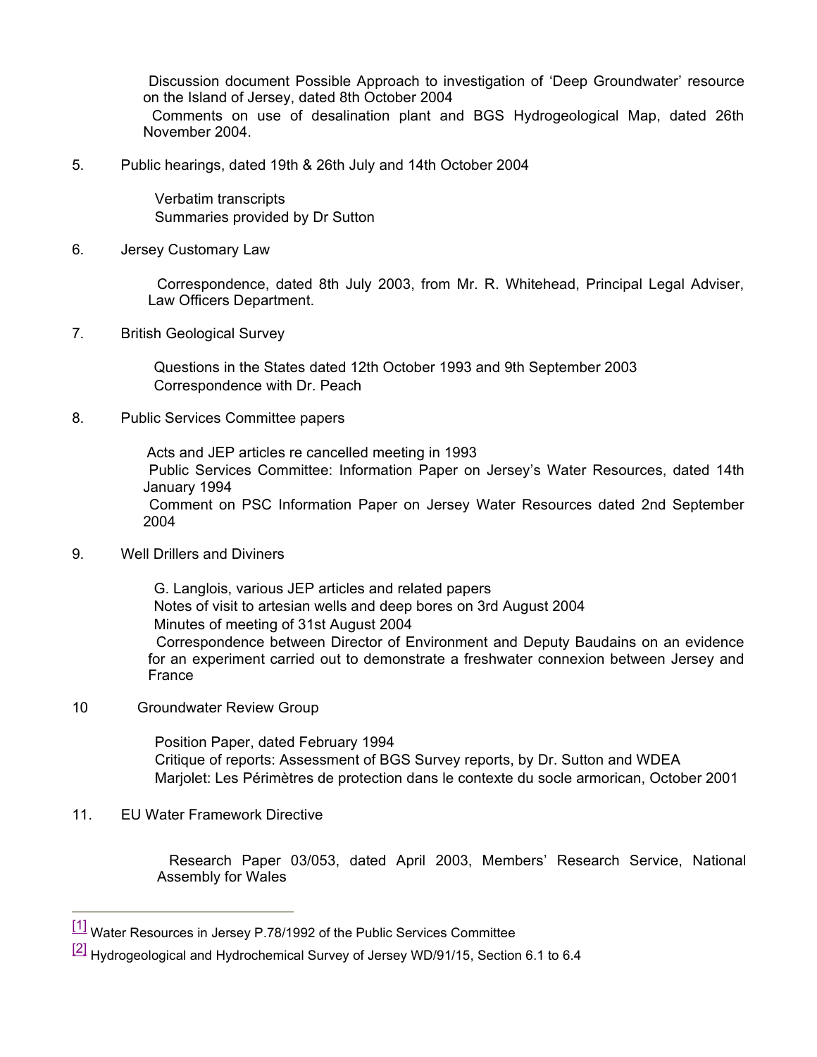Discussion document Possible Approach to investigation of 'Deep Groundwater' resource on the Island of Jersey, dated 8th October 2004

Comments on use of desalination plant and BGS Hydrogeological Map, dated 26th November 2004.

5. Public hearings, dated 19th & 26th July and 14th October 2004

   Verbatim transcripts

   Summaries provided by Dr Sutton

6. Jersey Customary Law

   Correspondence, dated 8th July 2003, from Mr. R. Whitehead, Principal Legal Adviser, Law Officers Department.

7. British Geological Survey

   Questions in the States dated 12th October 1993 and 9th September 2003

   Correspondence with Dr. Peach

8. Public Services Committee papers

   Acts and JEP articles re cancelled meeting in 1993

   Public Services Committee: Information Paper on Jersey's Water Resources, dated 14th January 1994

   Comment on PSC Information Paper on Jersey Water Resources dated 2nd September 2004

9. Well Drillers and Diviners

   G. Langlois, various JEP articles and related papers

   Notes of visit to artesian wells and deep bores on 3rd August 2004

   Minutes of meeting of 31st August 2004

   Correspondence between Director of Environment and Deputy Baudains on an evidence for an experiment carried out to demonstrate a freshwater connexion between Jersey and France

10 Groundwater Review Group

   Position Paper, dated February 1994

   Critique of reports: Assessment of BGS Survey reports, by Dr. Sutton and WDEA

   Marjolet: Les Périmètres de protection dans le contexte du socle armorican, October 2001

11. EU Water Framework Directive

   Research Paper 03/053, dated April 2003, Members' Research Service, National Assembly for Wales

---

[1] Water Resources in Jersey P.78/1992 of the Public Services Committee

[2] Hydrogeological and Hydrochemical Survey of Jersey WD/91/15, Section 6.1 to 6.4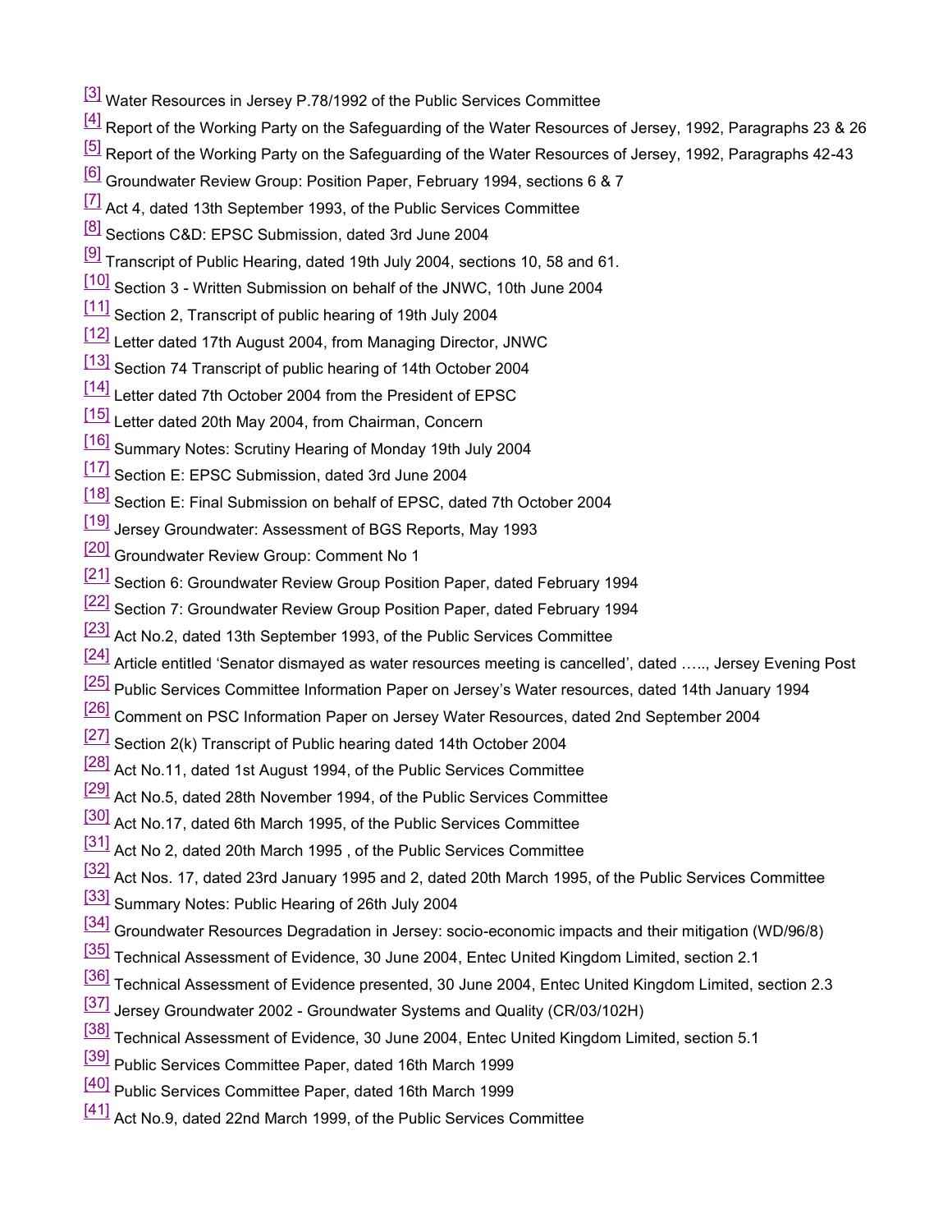[3] Water Resources in Jersey P.78/1992 of the Public Services Committee

[4] Report of the Working Party on the Safeguarding of the Water Resources of Jersey, 1992, Paragraphs 23 & 26

[5] Report of the Working Party on the Safeguarding of the Water Resources of Jersey, 1992, Paragraphs 42-43

[6] Groundwater Review Group: Position Paper, February 1994, sections 6 & 7

[7] Act 4, dated 13th September 1993, of the Public Services Committee

[8] Sections C&D: EPSC Submission, dated 3rd June 2004

[9] Transcript of Public Hearing, dated 19th July 2004, sections 10, 58 and 61.

[10] Section 3 - Written Submission on behalf of the JNWC, 10th June 2004

[11] Section 2, Transcript of public hearing of 19th July 2004

[12] Letter dated 17th August 2004, from Managing Director, JNWC

[13] Section 74 Transcript of public hearing of 14th October 2004

[14] Letter dated 7th October 2004 from the President of EPSC

[15] Letter dated 20th May 2004, from Chairman, Concern

[16] Summary Notes: Scrutiny Hearing of Monday 19th July 2004

[17] Section E: EPSC Submission, dated 3rd June 2004

[18] Section E: Final Submission on behalf of EPSC, dated 7th October 2004

[19] Jersey Groundwater: Assessment of BGS Reports, May 1993

[20] Groundwater Review Group: Comment No 1

[21] Section 6: Groundwater Review Group Position Paper, dated February 1994

[22] Section 7: Groundwater Review Group Position Paper, dated February 1994

[23] Act No.2, dated 13th September 1993, of the Public Services Committee

[24] Article entitled 'Senator dismayed as water resources meeting is cancelled', dated ….., Jersey Evening Post

[25] Public Services Committee Information Paper on Jersey's Water resources, dated 14th January 1994

[26] Comment on PSC Information Paper on Jersey Water Resources, dated 2nd September 2004

[27] Section 2(k) Transcript of Public hearing dated 14th October 2004

[28] Act No.11, dated 1st August 1994, of the Public Services Committee

[29] Act No.5, dated 28th November 1994, of the Public Services Committee

[30] Act No.17, dated 6th March 1995, of the Public Services Committee

[31] Act No 2, dated 20th March 1995 , of the Public Services Committee

[32] Act Nos. 17, dated 23rd January 1995 and 2, dated 20th March 1995, of the Public Services Committee

[33] Summary Notes: Public Hearing of 26th July 2004

[34] Groundwater Resources Degradation in Jersey: socio-economic impacts and their mitigation (WD/96/8)

[35] Technical Assessment of Evidence, 30 June 2004, Entec United Kingdom Limited, section 2.1

[36] Technical Assessment of Evidence presented, 30 June 2004, Entec United Kingdom Limited, section 2.3

[37] Jersey Groundwater 2002 - Groundwater Systems and Quality (CR/03/102H)

[38] Technical Assessment of Evidence, 30 June 2004, Entec United Kingdom Limited, section 5.1

[39] Public Services Committee Paper, dated 16th March 1999

[40] Public Services Committee Paper, dated 16th March 1999

[41] Act No.9, dated 22nd March 1999, of the Public Services Committee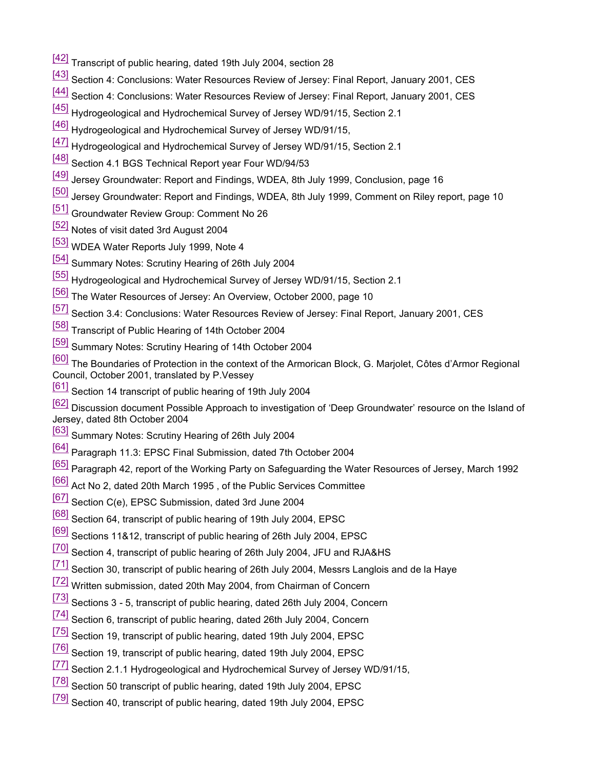[42] Transcript of public hearing, dated 19th July 2004, section 28

[43] Section 4: Conclusions: Water Resources Review of Jersey: Final Report, January 2001, CES

[44] Section 4: Conclusions: Water Resources Review of Jersey: Final Report, January 2001, CES

[45] Hydrogeological and Hydrochemical Survey of Jersey WD/91/15, Section 2.1

[46] Hydrogeological and Hydrochemical Survey of Jersey WD/91/15,

[47] Hydrogeological and Hydrochemical Survey of Jersey WD/91/15, Section 2.1

[48] Section 4.1 BGS Technical Report year Four WD/94/53

[49] Jersey Groundwater: Report and Findings, WDEA, 8th July 1999, Conclusion, page 16

[50] Jersey Groundwater: Report and Findings, WDEA, 8th July 1999, Comment on Riley report, page 10

[51] Groundwater Review Group: Comment No 26

[52] Notes of visit dated 3rd August 2004

[53] WDEA Water Reports July 1999, Note 4

[54] Summary Notes: Scrutiny Hearing of 26th July 2004

[55] Hydrogeological and Hydrochemical Survey of Jersey WD/91/15, Section 2.1

[56] The Water Resources of Jersey: An Overview, October 2000, page 10

[57] Section 3.4: Conclusions: Water Resources Review of Jersey: Final Report, January 2001, CES

[58] Transcript of Public Hearing of 14th October 2004

[59] Summary Notes: Scrutiny Hearing of 14th October 2004

[60] The Boundaries of Protection in the context of the Armorican Block, G. Marjolet, Côtes d'Armor Regional Council, October 2001, translated by P.Vessey

[61] Section 14 transcript of public hearing of 19th July 2004

[62] Discussion document Possible Approach to investigation of 'Deep Groundwater' resource on the Island of Jersey, dated 8th October 2004

[63] Summary Notes: Scrutiny Hearing of 26th July 2004

[64] Paragraph 11.3: EPSC Final Submission, dated 7th October 2004

[65] Paragraph 42, report of the Working Party on Safeguarding the Water Resources of Jersey, March 1992

[66] Act No 2, dated 20th March 1995 , of the Public Services Committee

[67] Section C(e), EPSC Submission, dated 3rd June 2004

[68] Section 64, transcript of public hearing of 19th July 2004, EPSC

[69] Sections 11&12, transcript of public hearing of 26th July 2004, EPSC

[70] Section 4, transcript of public hearing of 26th July 2004, JFU and RJA&HS

[71] Section 30, transcript of public hearing of 26th July 2004, Messrs Langlois and de la Haye

[72] Written submission, dated 20th May 2004, from Chairman of Concern

[73] Sections 3 - 5, transcript of public hearing, dated 26th July 2004, Concern

[74] Section 6, transcript of public hearing, dated 26th July 2004, Concern

[75] Section 19, transcript of public hearing, dated 19th July 2004, EPSC

[76] Section 19, transcript of public hearing, dated 19th July 2004, EPSC

[77] Section 2.1.1 Hydrogeological and Hydrochemical Survey of Jersey WD/91/15,

[78] Section 50 transcript of public hearing, dated 19th July 2004, EPSC

[79] Section 40, transcript of public hearing, dated 19th July 2004, EPSC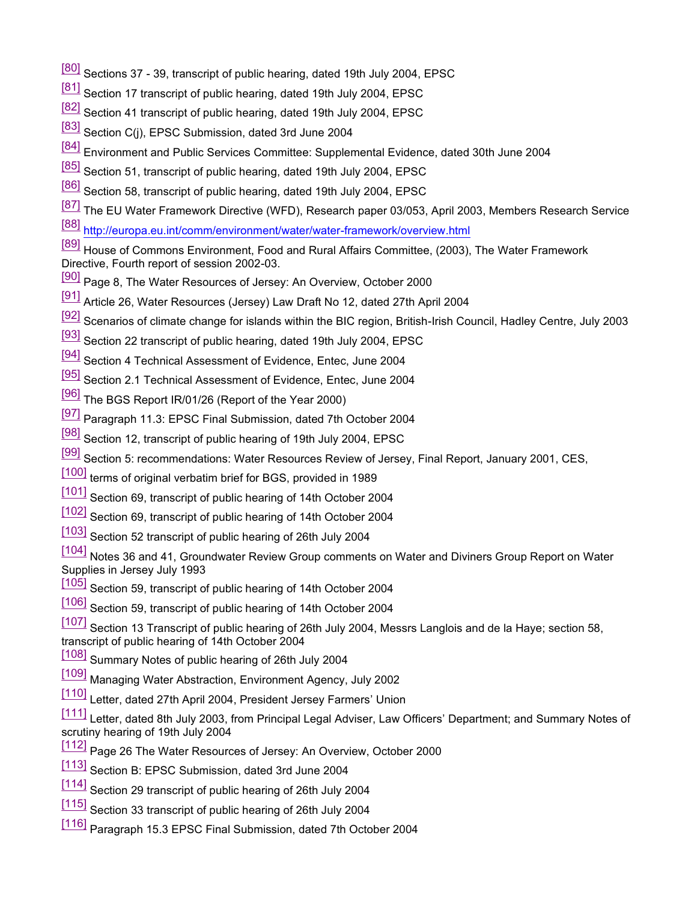[80] Sections 37 - 39, transcript of public hearing, dated 19th July 2004, EPSC

[81] Section 17 transcript of public hearing, dated 19th July 2004, EPSC

[82] Section 41 transcript of public hearing, dated 19th July 2004, EPSC

[83] Section C(j), EPSC Submission, dated 3rd June 2004

[84] Environment and Public Services Committee: Supplemental Evidence, dated 30th June 2004

[85] Section 51, transcript of public hearing, dated 19th July 2004, EPSC

[86] Section 58, transcript of public hearing, dated 19th July 2004, EPSC

[87] The EU Water Framework Directive (WFD), Research paper 03/053, April 2003, Members Research Service

[88] http://europa.eu.int/comm/environment/water/water-framework/overview.html

[89] House of Commons Environment, Food and Rural Affairs Committee, (2003), The Water Framework Directive, Fourth report of session 2002-03.

[90] Page 8, The Water Resources of Jersey: An Overview, October 2000

[91] Article 26, Water Resources (Jersey) Law Draft No 12, dated 27th April 2004

[92] Scenarios of climate change for islands within the BIC region, British-Irish Council, Hadley Centre, July 2003

[93] Section 22 transcript of public hearing, dated 19th July 2004, EPSC

[94] Section 4 Technical Assessment of Evidence, Entec, June 2004

[95] Section 2.1 Technical Assessment of Evidence, Entec, June 2004

[96] The BGS Report IR/01/26 (Report of the Year 2000)

[97] Paragraph 11.3: EPSC Final Submission, dated 7th October 2004

[98] Section 12, transcript of public hearing of 19th July 2004, EPSC

[99] Section 5: recommendations: Water Resources Review of Jersey, Final Report, January 2001, CES,

[100] terms of original verbatim brief for BGS, provided in 1989

[101] Section 69, transcript of public hearing of 14th October 2004

[102] Section 69, transcript of public hearing of 14th October 2004

[103] Section 52 transcript of public hearing of 26th July 2004

[104] Notes 36 and 41, Groundwater Review Group comments on Water and Diviners Group Report on Water Supplies in Jersey July 1993

[105] Section 59, transcript of public hearing of 14th October 2004

[106] Section 59, transcript of public hearing of 14th October 2004

[107] Section 13 Transcript of public hearing of 26th July 2004, Messrs Langlois and de la Haye; section 58, transcript of public hearing of 14th October 2004

[108] Summary Notes of public hearing of 26th July 2004

[109] Managing Water Abstraction, Environment Agency, July 2002

[110] Letter, dated 27th April 2004, President Jersey Farmers' Union

[111] Letter, dated 8th July 2003, from Principal Legal Adviser, Law Officers' Department; and Summary Notes of scrutiny hearing of 19th July 2004

[112] Page 26 The Water Resources of Jersey: An Overview, October 2000

[113] Section B: EPSC Submission, dated 3rd June 2004

[114] Section 29 transcript of public hearing of 26th July 2004

[115] Section 33 transcript of public hearing of 26th July 2004

[116] Paragraph 15.3 EPSC Final Submission, dated 7th October 2004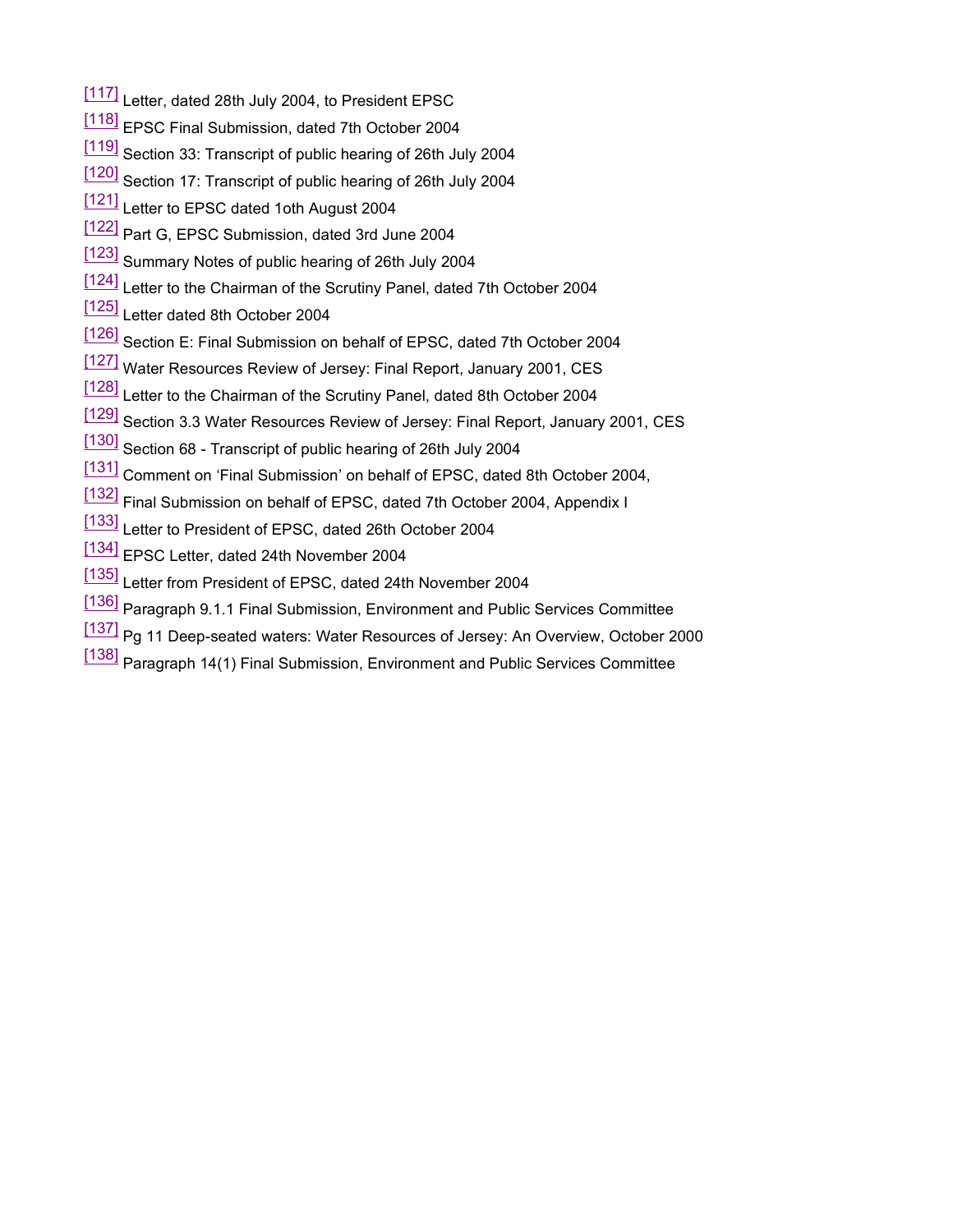[117] Letter, dated 28th July 2004, to President EPSC

[118] EPSC Final Submission, dated 7th October 2004

[119] Section 33: Transcript of public hearing of 26th July 2004

[120] Section 17: Transcript of public hearing of 26th July 2004

[121] Letter to EPSC dated 1oth August 2004

[122] Part G, EPSC Submission, dated 3rd June 2004

[123] Summary Notes of public hearing of 26th July 2004

[124] Letter to the Chairman of the Scrutiny Panel, dated 7th October 2004

[125] Letter dated 8th October 2004

[126] Section E: Final Submission on behalf of EPSC, dated 7th October 2004

[127] Water Resources Review of Jersey: Final Report, January 2001, CES

[128] Letter to the Chairman of the Scrutiny Panel, dated 8th October 2004

[129] Section 3.3 Water Resources Review of Jersey: Final Report, January 2001, CES

[130] Section 68 - Transcript of public hearing of 26th July 2004

[131] Comment on 'Final Submission' on behalf of EPSC, dated 8th October 2004,

[132] Final Submission on behalf of EPSC, dated 7th October 2004, Appendix I

[133] Letter to President of EPSC, dated 26th October 2004

[134] EPSC Letter, dated 24th November 2004

[135] Letter from President of EPSC, dated 24th November 2004

[136] Paragraph 9.1.1 Final Submission, Environment and Public Services Committee

[137] Pg 11 Deep-seated waters: Water Resources of Jersey: An Overview, October 2000

[138] Paragraph 14(1) Final Submission, Environment and Public Services Committee